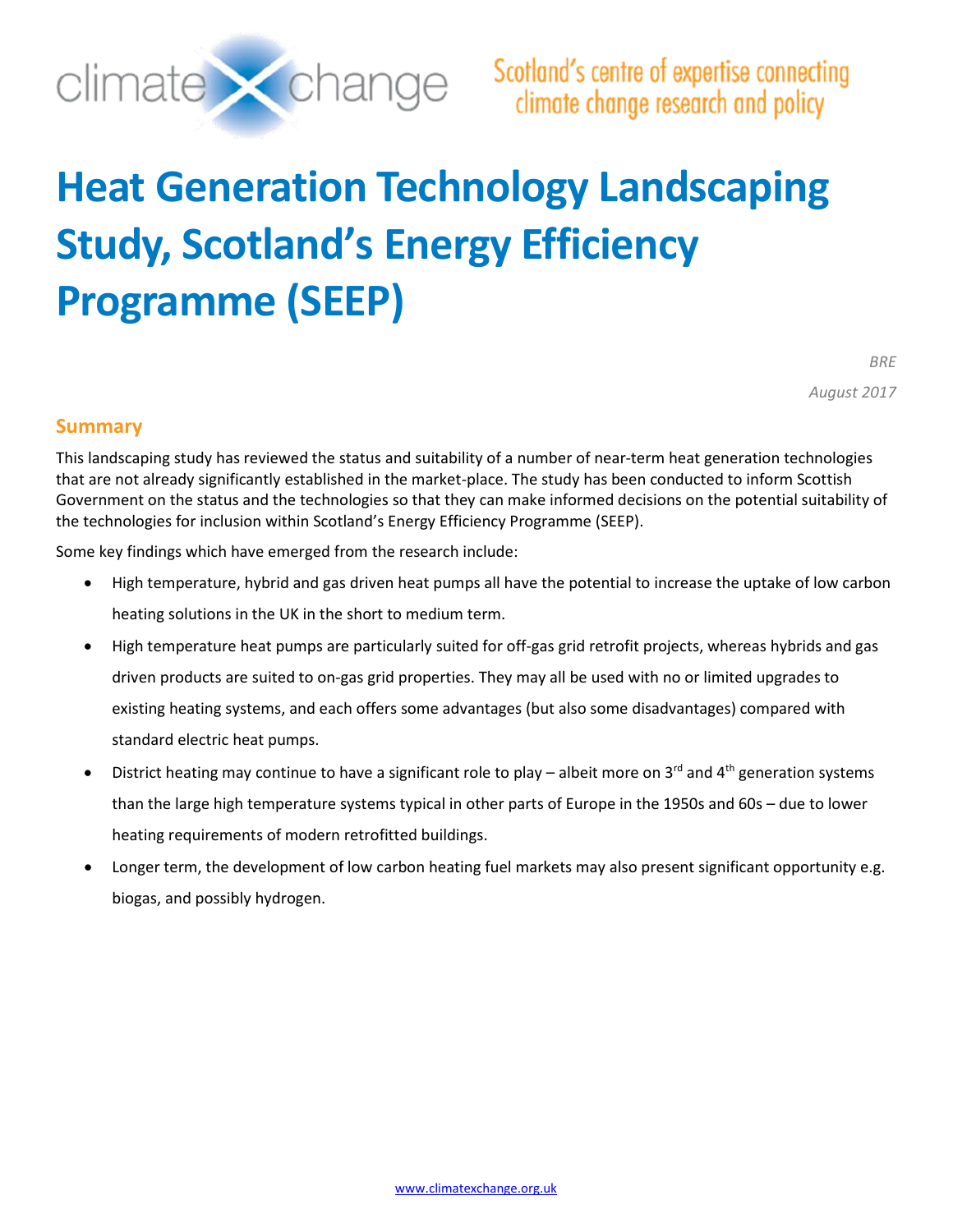climate change — Scotland's centre of expertise connecting climate change research and policy

# Heat Generation Technology Landscaping Study, Scotland's Energy Efficiency Programme (SEEP)

*BRE*

*August 2017*

## Summary

This landscaping study has reviewed the status and suitability of a number of near-term heat generation technologies that are not already significantly established in the market-place. The study has been conducted to inform Scottish Government on the status and the technologies so that they can make informed decisions on the potential suitability of the technologies for inclusion within Scotland's Energy Efficiency Programme (SEEP).

Some key findings which have emerged from the research include:

- High temperature, hybrid and gas driven heat pumps all have the potential to increase the uptake of low carbon heating solutions in the UK in the short to medium term.
- High temperature heat pumps are particularly suited for off-gas grid retrofit projects, whereas hybrids and gas driven products are suited to on-gas grid properties. They may all be used with no or limited upgrades to existing heating systems, and each offers some advantages (but also some disadvantages) compared with standard electric heat pumps.
- District heating may continue to have a significant role to play – albeit more on 3rd and 4th generation systems than the large high temperature systems typical in other parts of Europe in the 1950s and 60s – due to lower heating requirements of modern retrofitted buildings.
- Longer term, the development of low carbon heating fuel markets may also present significant opportunity e.g. biogas, and possibly hydrogen.

www.climatexchange.org.uk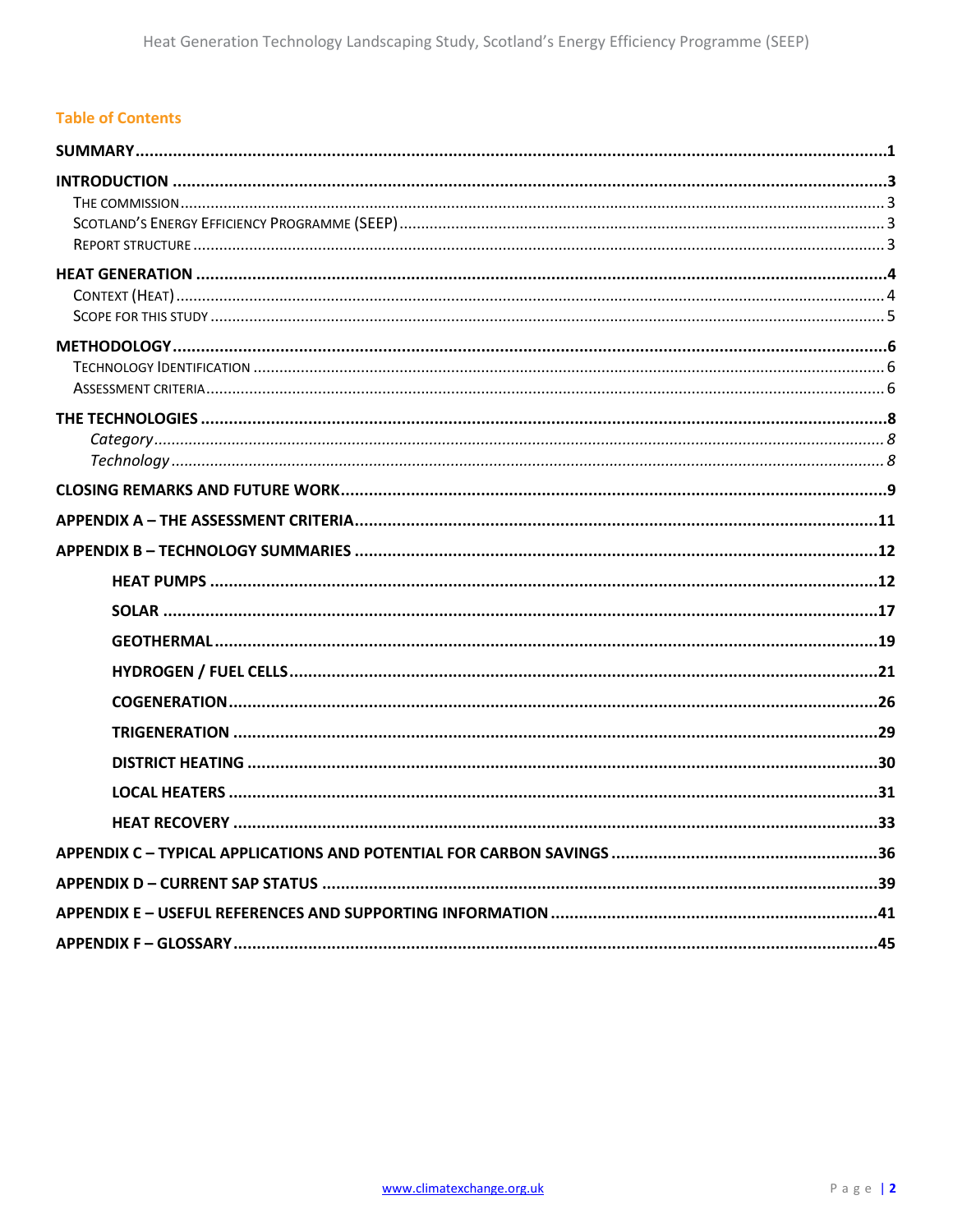## Table of Contents

**SUMMARY** ..... 1

**INTRODUCTION** ..... 3

- The commission ..... 3
- Scotland's Energy Efficiency Programme (SEEP) ..... 3
- Report structure ..... 3

**HEAT GENERATION** ..... 4

- Context (Heat) ..... 4
- Scope for this study ..... 5

**METHODOLOGY** ..... 6

- Technology Identification ..... 6
- Assessment criteria ..... 6

**THE TECHNOLOGIES** ..... 8

- *Category* ..... 8
- *Technology* ..... 8

**CLOSING REMARKS AND FUTURE WORK** ..... 9

**APPENDIX A – THE ASSESSMENT CRITERIA** ..... 11

**APPENDIX B – TECHNOLOGY SUMMARIES** ..... 12

- **HEAT PUMPS** ..... 12
- **SOLAR** ..... 17
- **GEOTHERMAL** ..... 19
- **HYDROGEN / FUEL CELLS** ..... 21
- **COGENERATION** ..... 26
- **TRIGENERATION** ..... 29
- **DISTRICT HEATING** ..... 30
- **LOCAL HEATERS** ..... 31
- **HEAT RECOVERY** ..... 33

**APPENDIX C – TYPICAL APPLICATIONS AND POTENTIAL FOR CARBON SAVINGS** ..... 36

**APPENDIX D – CURRENT SAP STATUS** ..... 39

**APPENDIX E – USEFUL REFERENCES AND SUPPORTING INFORMATION** ..... 41

**APPENDIX F – GLOSSARY** ..... 45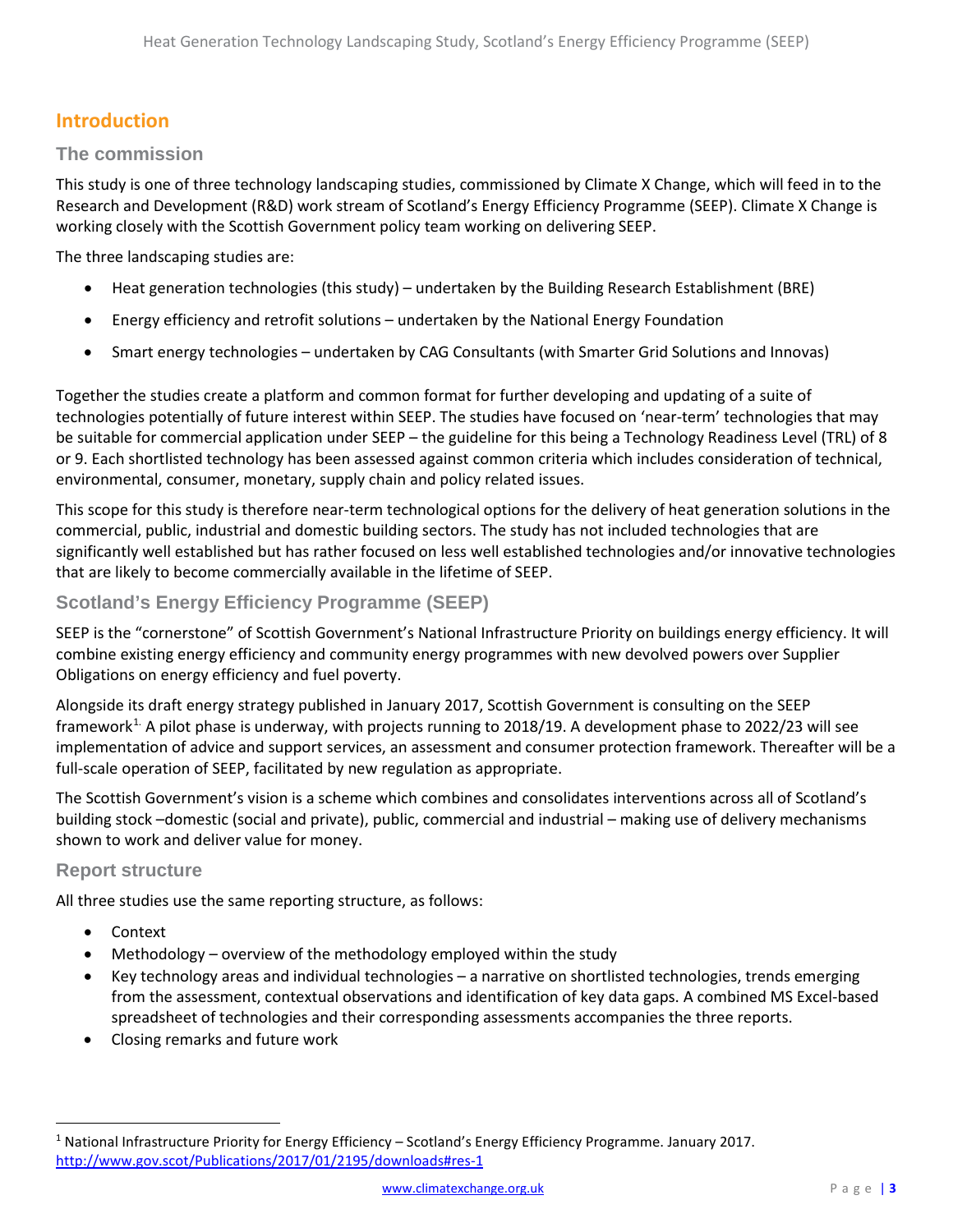# Introduction

## The commission

This study is one of three technology landscaping studies, commissioned by Climate X Change, which will feed in to the Research and Development (R&D) work stream of Scotland's Energy Efficiency Programme (SEEP). Climate X Change is working closely with the Scottish Government policy team working on delivering SEEP.

The three landscaping studies are:

- Heat generation technologies (this study) – undertaken by the Building Research Establishment (BRE)
- Energy efficiency and retrofit solutions – undertaken by the National Energy Foundation
- Smart energy technologies – undertaken by CAG Consultants (with Smarter Grid Solutions and Innovas)

Together the studies create a platform and common format for further developing and updating of a suite of technologies potentially of future interest within SEEP. The studies have focused on 'near-term' technologies that may be suitable for commercial application under SEEP – the guideline for this being a Technology Readiness Level (TRL) of 8 or 9. Each shortlisted technology has been assessed against common criteria which includes consideration of technical, environmental, consumer, monetary, supply chain and policy related issues.

This scope for this study is therefore near-term technological options for the delivery of heat generation solutions in the commercial, public, industrial and domestic building sectors. The study has not included technologies that are significantly well established but has rather focused on less well established technologies and/or innovative technologies that are likely to become commercially available in the lifetime of SEEP.

## Scotland's Energy Efficiency Programme (SEEP)

SEEP is the "cornerstone" of Scottish Government's National Infrastructure Priority on buildings energy efficiency. It will combine existing energy efficiency and community energy programmes with new devolved powers over Supplier Obligations on energy efficiency and fuel poverty.

Alongside its draft energy strategy published in January 2017, Scottish Government is consulting on the SEEP framework[1]. A pilot phase is underway, with projects running to 2018/19. A development phase to 2022/23 will see implementation of advice and support services, an assessment and consumer protection framework. Thereafter will be a full-scale operation of SEEP, facilitated by new regulation as appropriate.

The Scottish Government's vision is a scheme which combines and consolidates interventions across all of Scotland's building stock –domestic (social and private), public, commercial and industrial – making use of delivery mechanisms shown to work and deliver value for money.

## Report structure

All three studies use the same reporting structure, as follows:

- Context
- Methodology – overview of the methodology employed within the study
- Key technology areas and individual technologies – a narrative on shortlisted technologies, trends emerging from the assessment, contextual observations and identification of key data gaps. A combined MS Excel-based spreadsheet of technologies and their corresponding assessments accompanies the three reports.
- Closing remarks and future work

[1] National Infrastructure Priority for Energy Efficiency – Scotland's Energy Efficiency Programme. January 2017. http://www.gov.scot/Publications/2017/01/2195/downloads#res-1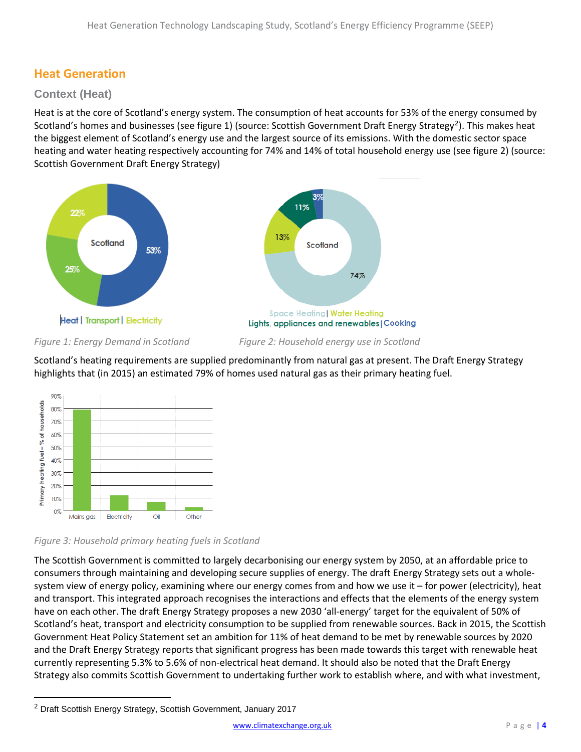## Heat Generation

### Context (Heat)

Heat is at the core of Scotland's energy system. The consumption of heat accounts for 53% of the energy consumed by Scotland's homes and businesses (see figure 1) (source: Scottish Government Draft Energy Strategy[2]). This makes heat the biggest element of Scotland's energy use and the largest source of its emissions. With the domestic sector space heating and water heating respectively accounting for 74% and 14% of total household energy use (see figure 2) (source: Scottish Government Draft Energy Strategy)

Scotland

53%
25%
22%

Heat | Transport | Electricity

*Figure 1: Energy Demand in Scotland*

Scotland

74%
13%
11%
3%

Space Heating | Water Heating
Lights, appliances and renewables | Cooking

*Figure 2: Household energy use in Scotland*

Scotland's heating requirements are supplied predominantly from natural gas at present. The Draft Energy Strategy highlights that (in 2015) an estimated 79% of homes used natural gas as their primary heating fuel.

Primary heating fuel – % of households

Mains gas | Electricity | Oil | Other

*Figure 3: Household primary heating fuels in Scotland*

The Scottish Government is committed to largely decarbonising our energy system by 2050, at an affordable price to consumers through maintaining and developing secure supplies of energy. The draft Energy Strategy sets out a whole-system view of energy policy, examining where our energy comes from and how we use it – for power (electricity), heat and transport. This integrated approach recognises the interactions and effects that the elements of the energy system have on each other. The draft Energy Strategy proposes a new 2030 'all-energy' target for the equivalent of 50% of Scotland's heat, transport and electricity consumption to be supplied from renewable sources. Back in 2015, the Scottish Government Heat Policy Statement set an ambition for 11% of heat demand to be met by renewable sources by 2020 and the Draft Energy Strategy reports that significant progress has been made towards this target with renewable heat currently representing 5.3% to 5.6% of non-electrical heat demand. It should also be noted that the Draft Energy Strategy also commits Scottish Government to undertaking further work to establish where, and with what investment,

[2] Draft Scottish Energy Strategy, Scottish Government, January 2017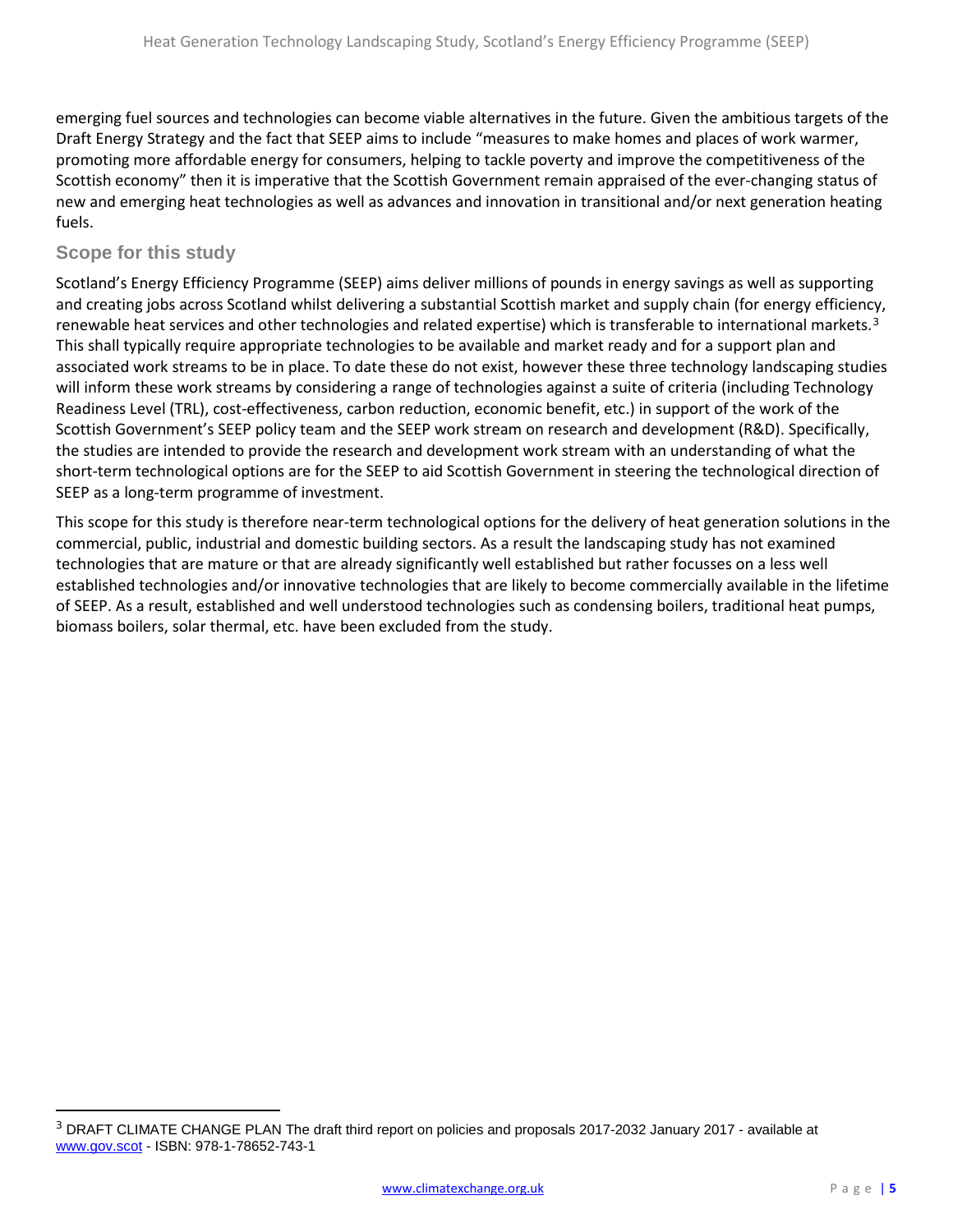emerging fuel sources and technologies can become viable alternatives in the future. Given the ambitious targets of the Draft Energy Strategy and the fact that SEEP aims to include "measures to make homes and places of work warmer, promoting more affordable energy for consumers, helping to tackle poverty and improve the competitiveness of the Scottish economy" then it is imperative that the Scottish Government remain appraised of the ever-changing status of new and emerging heat technologies as well as advances and innovation in transitional and/or next generation heating fuels.

## Scope for this study

Scotland's Energy Efficiency Programme (SEEP) aims deliver millions of pounds in energy savings as well as supporting and creating jobs across Scotland whilst delivering a substantial Scottish market and supply chain (for energy efficiency, renewable heat services and other technologies and related expertise) which is transferable to international markets.[3] This shall typically require appropriate technologies to be available and market ready and for a support plan and associated work streams to be in place. To date these do not exist, however these three technology landscaping studies will inform these work streams by considering a range of technologies against a suite of criteria (including Technology Readiness Level (TRL), cost-effectiveness, carbon reduction, economic benefit, etc.) in support of the work of the Scottish Government's SEEP policy team and the SEEP work stream on research and development (R&D). Specifically, the studies are intended to provide the research and development work stream with an understanding of what the short-term technological options are for the SEEP to aid Scottish Government in steering the technological direction of SEEP as a long-term programme of investment.

This scope for this study is therefore near-term technological options for the delivery of heat generation solutions in the commercial, public, industrial and domestic building sectors. As a result the landscaping study has not examined technologies that are mature or that are already significantly well established but rather focusses on a less well established technologies and/or innovative technologies that are likely to become commercially available in the lifetime of SEEP. As a result, established and well understood technologies such as condensing boilers, traditional heat pumps, biomass boilers, solar thermal, etc. have been excluded from the study.

---

[3] DRAFT CLIMATE CHANGE PLAN The draft third report on policies and proposals 2017-2032 January 2017 - available at www.gov.scot - ISBN: 978-1-78652-743-1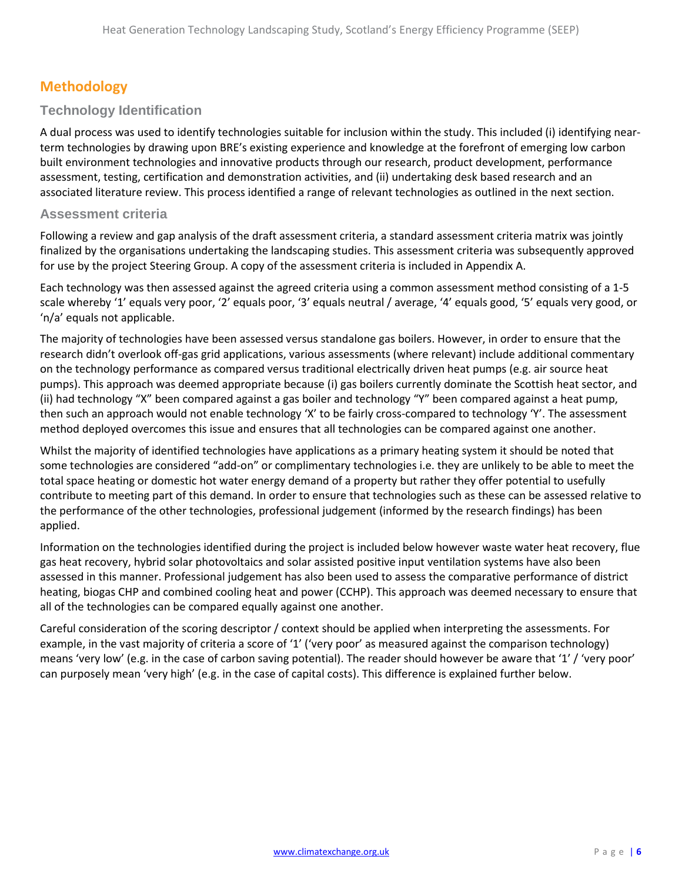## Methodology

### Technology Identification

A dual process was used to identify technologies suitable for inclusion within the study. This included (i) identifying near-term technologies by drawing upon BRE's existing experience and knowledge at the forefront of emerging low carbon built environment technologies and innovative products through our research, product development, performance assessment, testing, certification and demonstration activities, and (ii) undertaking desk based research and an associated literature review. This process identified a range of relevant technologies as outlined in the next section.

### Assessment criteria

Following a review and gap analysis of the draft assessment criteria, a standard assessment criteria matrix was jointly finalized by the organisations undertaking the landscaping studies. This assessment criteria was subsequently approved for use by the project Steering Group. A copy of the assessment criteria is included in Appendix A.

Each technology was then assessed against the agreed criteria using a common assessment method consisting of a 1-5 scale whereby '1' equals very poor, '2' equals poor, '3' equals neutral / average, '4' equals good, '5' equals very good, or 'n/a' equals not applicable.

The majority of technologies have been assessed versus standalone gas boilers. However, in order to ensure that the research didn't overlook off-gas grid applications, various assessments (where relevant) include additional commentary on the technology performance as compared versus traditional electrically driven heat pumps (e.g. air source heat pumps). This approach was deemed appropriate because (i) gas boilers currently dominate the Scottish heat sector, and (ii) had technology "X" been compared against a gas boiler and technology "Y" been compared against a heat pump, then such an approach would not enable technology 'X' to be fairly cross-compared to technology 'Y'. The assessment method deployed overcomes this issue and ensures that all technologies can be compared against one another.

Whilst the majority of identified technologies have applications as a primary heating system it should be noted that some technologies are considered "add-on" or complimentary technologies i.e. they are unlikely to be able to meet the total space heating or domestic hot water energy demand of a property but rather they offer potential to usefully contribute to meeting part of this demand. In order to ensure that technologies such as these can be assessed relative to the performance of the other technologies, professional judgement (informed by the research findings) has been applied.

Information on the technologies identified during the project is included below however waste water heat recovery, flue gas heat recovery, hybrid solar photovoltaics and solar assisted positive input ventilation systems have also been assessed in this manner. Professional judgement has also been used to assess the comparative performance of district heating, biogas CHP and combined cooling heat and power (CCHP). This approach was deemed necessary to ensure that all of the technologies can be compared equally against one another.

Careful consideration of the scoring descriptor / context should be applied when interpreting the assessments. For example, in the vast majority of criteria a score of '1' ('very poor' as measured against the comparison technology) means 'very low' (e.g. in the case of carbon saving potential). The reader should however be aware that '1' / 'very poor' can purposely mean 'very high' (e.g. in the case of capital costs). This difference is explained further below.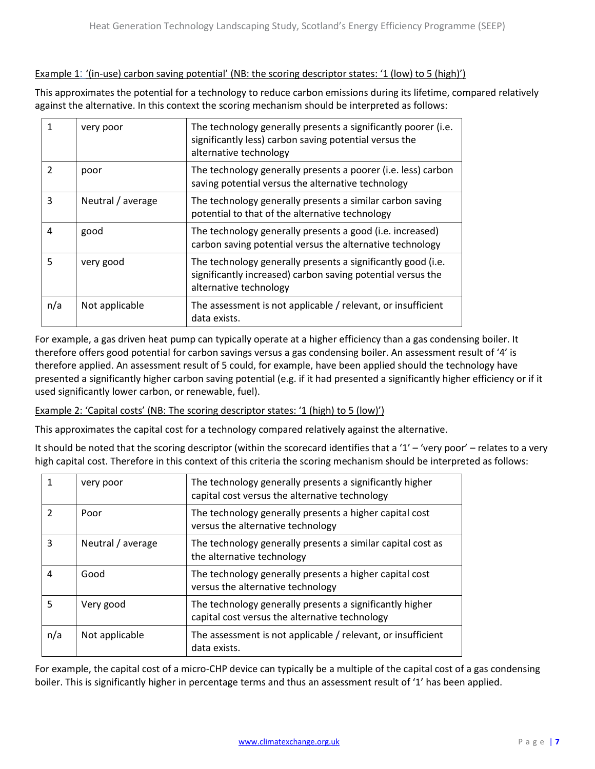Example 1: '(in-use) carbon saving potential' (NB: the scoring descriptor states: '1 (low) to 5 (high)')

This approximates the potential for a technology to reduce carbon emissions during its lifetime, compared relatively against the alternative. In this context the scoring mechanism should be interpreted as follows:

| | | |
|---|---|---|
| 1 | very poor | The technology generally presents a significantly poorer (i.e. significantly less) carbon saving potential versus the alternative technology |
| 2 | poor | The technology generally presents a poorer (i.e. less) carbon saving potential versus the alternative technology |
| 3 | Neutral / average | The technology generally presents a similar carbon saving potential to that of the alternative technology |
| 4 | good | The technology generally presents a good (i.e. increased) carbon saving potential versus the alternative technology |
| 5 | very good | The technology generally presents a significantly good (i.e. significantly increased) carbon saving potential versus the alternative technology |
| n/a | Not applicable | The assessment is not applicable / relevant, or insufficient data exists. |

For example, a gas driven heat pump can typically operate at a higher efficiency than a gas condensing boiler. It therefore offers good potential for carbon savings versus a gas condensing boiler. An assessment result of '4' is therefore applied. An assessment result of 5 could, for example, have been applied should the technology have presented a significantly higher carbon saving potential (e.g. if it had presented a significantly higher efficiency or if it used significantly lower carbon, or renewable, fuel).

Example 2: 'Capital costs' (NB: The scoring descriptor states: '1 (high) to 5 (low)')

This approximates the capital cost for a technology compared relatively against the alternative.

It should be noted that the scoring descriptor (within the scorecard identifies that a '1' – 'very poor' – relates to a very high capital cost. Therefore in this context of this criteria the scoring mechanism should be interpreted as follows:

| | | |
|---|---|---|
| 1 | very poor | The technology generally presents a significantly higher capital cost versus the alternative technology |
| 2 | Poor | The technology generally presents a higher capital cost versus the alternative technology |
| 3 | Neutral / average | The technology generally presents a similar capital cost as the alternative technology |
| 4 | Good | The technology generally presents a higher capital cost versus the alternative technology |
| 5 | Very good | The technology generally presents a significantly higher capital cost versus the alternative technology |
| n/a | Not applicable | The assessment is not applicable / relevant, or insufficient data exists. |

For example, the capital cost of a micro-CHP device can typically be a multiple of the capital cost of a gas condensing boiler. This is significantly higher in percentage terms and thus an assessment result of '1' has been applied.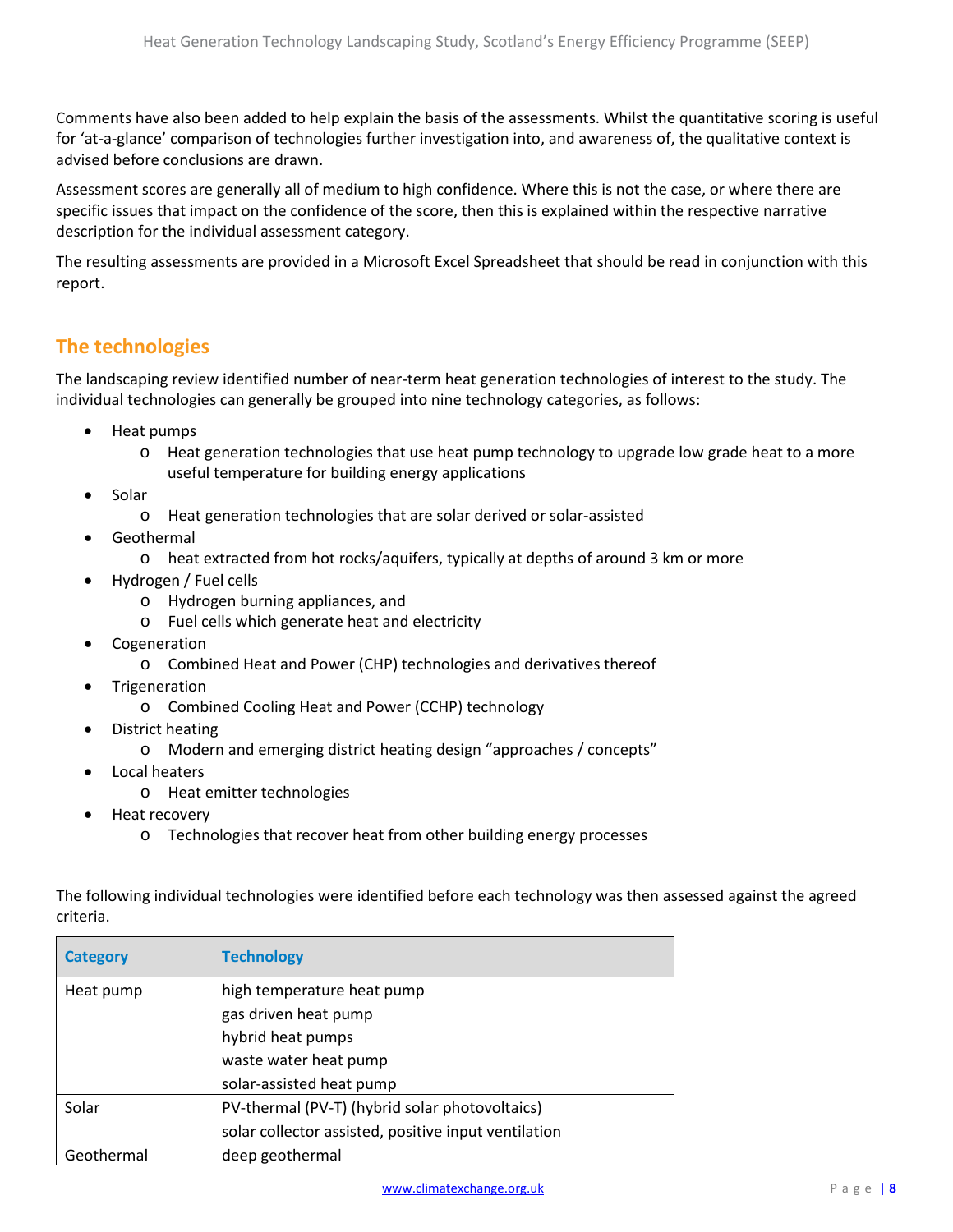Comments have also been added to help explain the basis of the assessments. Whilst the quantitative scoring is useful for 'at-a-glance' comparison of technologies further investigation into, and awareness of, the qualitative context is advised before conclusions are drawn.

Assessment scores are generally all of medium to high confidence. Where this is not the case, or where there are specific issues that impact on the confidence of the score, then this is explained within the respective narrative description for the individual assessment category.

The resulting assessments are provided in a Microsoft Excel Spreadsheet that should be read in conjunction with this report.

## The technologies

The landscaping review identified number of near-term heat generation technologies of interest to the study. The individual technologies can generally be grouped into nine technology categories, as follows:

- Heat pumps
  - Heat generation technologies that use heat pump technology to upgrade low grade heat to a more useful temperature for building energy applications
- Solar
  - Heat generation technologies that are solar derived or solar-assisted
- Geothermal
  - heat extracted from hot rocks/aquifers, typically at depths of around 3 km or more
- Hydrogen / Fuel cells
  - Hydrogen burning appliances, and
  - Fuel cells which generate heat and electricity
- Cogeneration
  - Combined Heat and Power (CHP) technologies and derivatives thereof
- Trigeneration
  - Combined Cooling Heat and Power (CCHP) technology
- District heating
  - Modern and emerging district heating design "approaches / concepts"
- Local heaters
  - Heat emitter technologies
- Heat recovery
  - Technologies that recover heat from other building energy processes

The following individual technologies were identified before each technology was then assessed against the agreed criteria.

| Category | Technology |
|---|---|
| Heat pump | high temperature heat pump<br>gas driven heat pump<br>hybrid heat pumps<br>waste water heat pump<br>solar-assisted heat pump |
| Solar | PV-thermal (PV-T) (hybrid solar photovoltaics)<br>solar collector assisted, positive input ventilation |
| Geothermal | deep geothermal |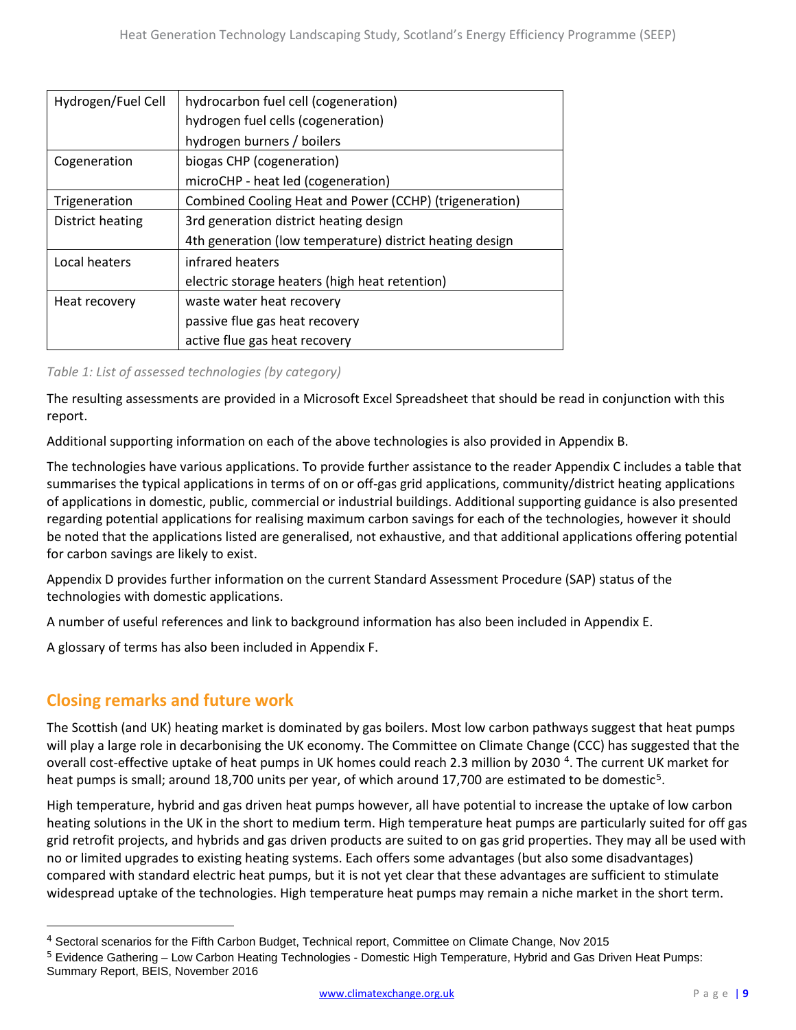| | |
|---|---|
| Hydrogen/Fuel Cell | hydrocarbon fuel cell (cogeneration)<br>hydrogen fuel cells (cogeneration)<br>hydrogen burners / boilers |
| Cogeneration | biogas CHP (cogeneration)<br>microCHP - heat led (cogeneration) |
| Trigeneration | Combined Cooling Heat and Power (CCHP) (trigeneration) |
| District heating | 3rd generation district heating design<br>4th generation (low temperature) district heating design |
| Local heaters | infrared heaters<br>electric storage heaters (high heat retention) |
| Heat recovery | waste water heat recovery<br>passive flue gas heat recovery<br>active flue gas heat recovery |

*Table 1: List of assessed technologies (by category)*

The resulting assessments are provided in a Microsoft Excel Spreadsheet that should be read in conjunction with this report.

Additional supporting information on each of the above technologies is also provided in Appendix B.

The technologies have various applications. To provide further assistance to the reader Appendix C includes a table that summarises the typical applications in terms of on or off-gas grid applications, community/district heating applications of applications in domestic, public, commercial or industrial buildings. Additional supporting guidance is also presented regarding potential applications for realising maximum carbon savings for each of the technologies, however it should be noted that the applications listed are generalised, not exhaustive, and that additional applications offering potential for carbon savings are likely to exist.

Appendix D provides further information on the current Standard Assessment Procedure (SAP) status of the technologies with domestic applications.

A number of useful references and link to background information has also been included in Appendix E.

A glossary of terms has also been included in Appendix F.

## Closing remarks and future work

The Scottish (and UK) heating market is dominated by gas boilers. Most low carbon pathways suggest that heat pumps will play a large role in decarbonising the UK economy. The Committee on Climate Change (CCC) has suggested that the overall cost-effective uptake of heat pumps in UK homes could reach 2.3 million by 2030 [4]. The current UK market for heat pumps is small; around 18,700 units per year, of which around 17,700 are estimated to be domestic[5].

High temperature, hybrid and gas driven heat pumps however, all have potential to increase the uptake of low carbon heating solutions in the UK in the short to medium term. High temperature heat pumps are particularly suited for off gas grid retrofit projects, and hybrids and gas driven products are suited to on gas grid properties. They may all be used with no or limited upgrades to existing heating systems. Each offers some advantages (but also some disadvantages) compared with standard electric heat pumps, but it is not yet clear that these advantages are sufficient to stimulate widespread uptake of the technologies. High temperature heat pumps may remain a niche market in the short term.

[4] Sectoral scenarios for the Fifth Carbon Budget, Technical report, Committee on Climate Change, Nov 2015

[5] Evidence Gathering – Low Carbon Heating Technologies - Domestic High Temperature, Hybrid and Gas Driven Heat Pumps: Summary Report, BEIS, November 2016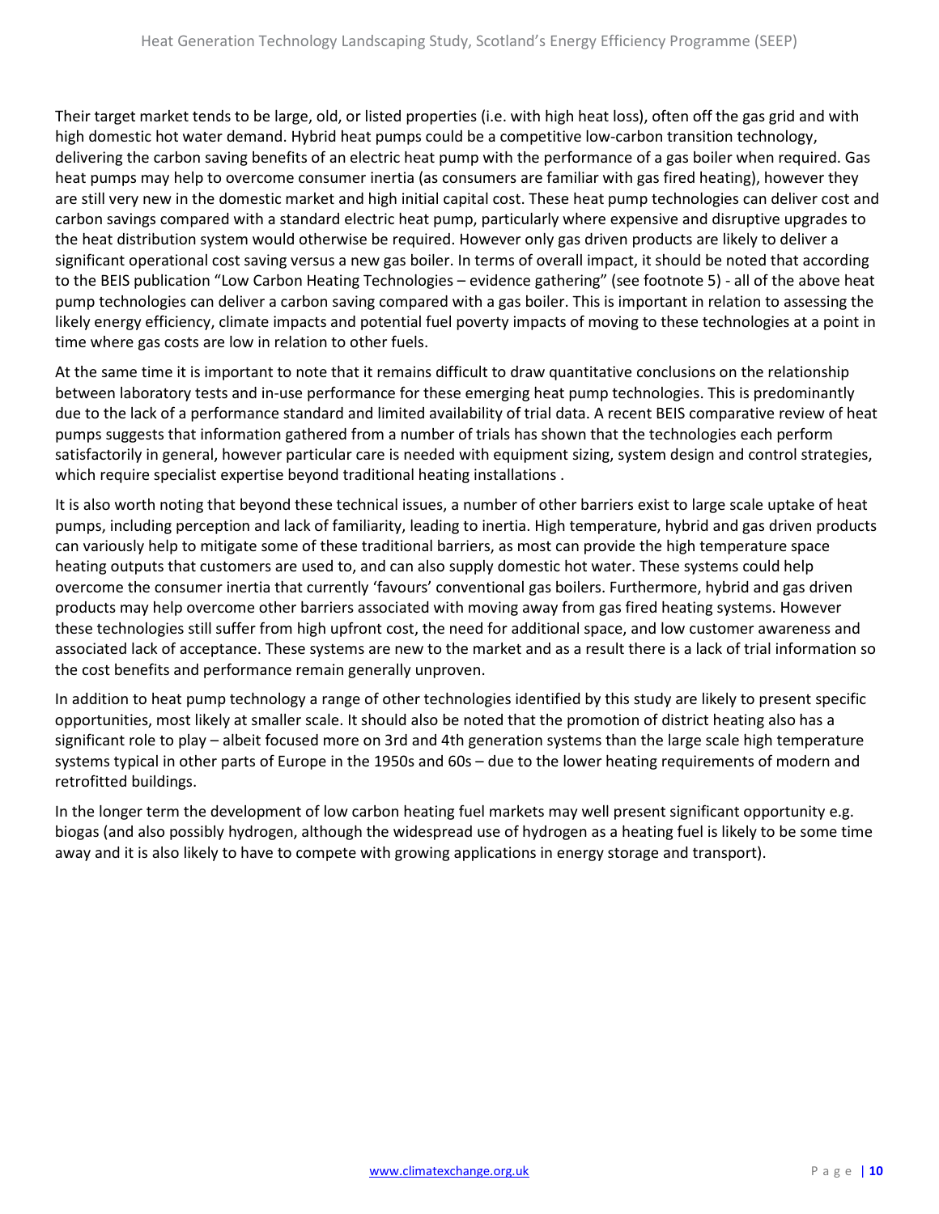Their target market tends to be large, old, or listed properties (i.e. with high heat loss), often off the gas grid and with high domestic hot water demand. Hybrid heat pumps could be a competitive low-carbon transition technology, delivering the carbon saving benefits of an electric heat pump with the performance of a gas boiler when required. Gas heat pumps may help to overcome consumer inertia (as consumers are familiar with gas fired heating), however they are still very new in the domestic market and high initial capital cost. These heat pump technologies can deliver cost and carbon savings compared with a standard electric heat pump, particularly where expensive and disruptive upgrades to the heat distribution system would otherwise be required. However only gas driven products are likely to deliver a significant operational cost saving versus a new gas boiler. In terms of overall impact, it should be noted that according to the BEIS publication "Low Carbon Heating Technologies – evidence gathering" (see footnote 5) - all of the above heat pump technologies can deliver a carbon saving compared with a gas boiler. This is important in relation to assessing the likely energy efficiency, climate impacts and potential fuel poverty impacts of moving to these technologies at a point in time where gas costs are low in relation to other fuels.

At the same time it is important to note that it remains difficult to draw quantitative conclusions on the relationship between laboratory tests and in-use performance for these emerging heat pump technologies. This is predominantly due to the lack of a performance standard and limited availability of trial data. A recent BEIS comparative review of heat pumps suggests that information gathered from a number of trials has shown that the technologies each perform satisfactorily in general, however particular care is needed with equipment sizing, system design and control strategies, which require specialist expertise beyond traditional heating installations .

It is also worth noting that beyond these technical issues, a number of other barriers exist to large scale uptake of heat pumps, including perception and lack of familiarity, leading to inertia. High temperature, hybrid and gas driven products can variously help to mitigate some of these traditional barriers, as most can provide the high temperature space heating outputs that customers are used to, and can also supply domestic hot water. These systems could help overcome the consumer inertia that currently 'favours' conventional gas boilers. Furthermore, hybrid and gas driven products may help overcome other barriers associated with moving away from gas fired heating systems. However these technologies still suffer from high upfront cost, the need for additional space, and low customer awareness and associated lack of acceptance. These systems are new to the market and as a result there is a lack of trial information so the cost benefits and performance remain generally unproven.

In addition to heat pump technology a range of other technologies identified by this study are likely to present specific opportunities, most likely at smaller scale. It should also be noted that the promotion of district heating also has a significant role to play – albeit focused more on 3rd and 4th generation systems than the large scale high temperature systems typical in other parts of Europe in the 1950s and 60s – due to the lower heating requirements of modern and retrofitted buildings.

In the longer term the development of low carbon heating fuel markets may well present significant opportunity e.g. biogas (and also possibly hydrogen, although the widespread use of hydrogen as a heating fuel is likely to be some time away and it is also likely to have to compete with growing applications in energy storage and transport).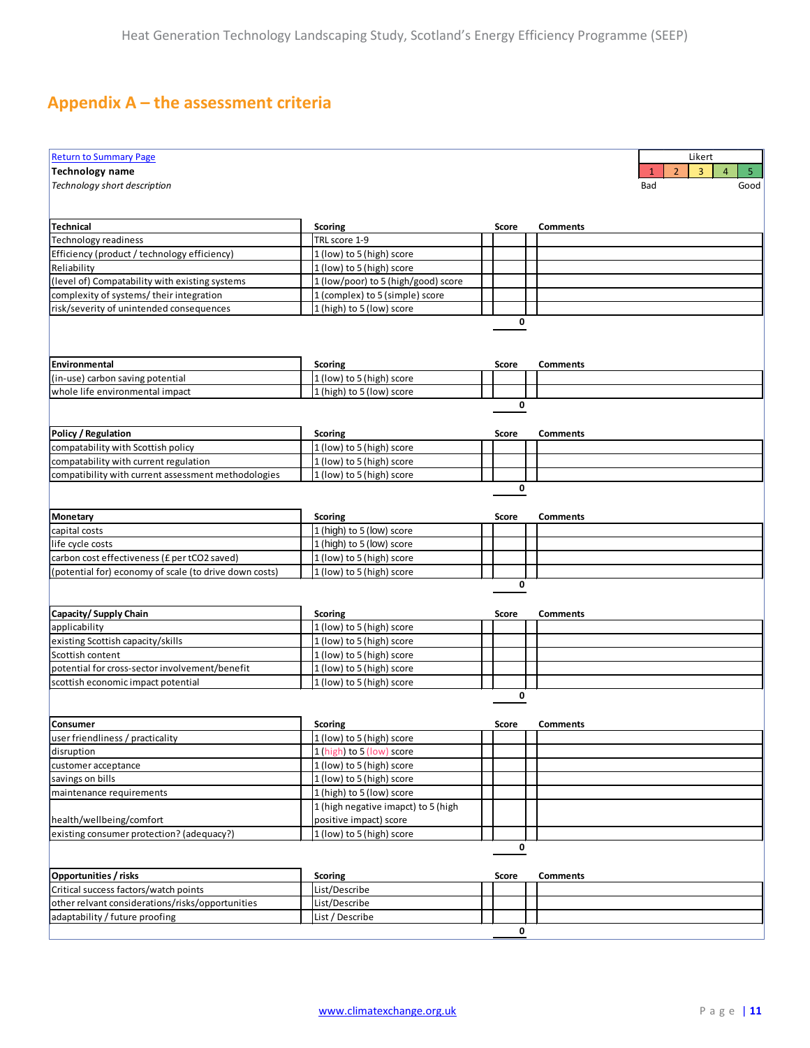## Appendix A – the assessment criteria

[Return to Summary Page](#)

**Technology name**

*Technology short description*

| Likert | | | | |
|---|---|---|---|---|
| 1 | 2 | 3 | 4 | 5 |
| Bad | | | | Good |

| Technical | Scoring | Score | Comments |
|---|---|---|---|
| Technology readiness | TRL score 1-9 | | |
| Efficiency (product / technology efficiency) | 1 (low) to 5 (high) score | | |
| Reliability | 1 (low) to 5 (high) score | | |
| (level of) Compatability with existing systems | 1 (low/poor) to 5 (high/good) score | | |
| complexity of systems/ their integration | 1 (complex) to 5 (simple) score | | |
| risk/severity of unintended consequences | 1 (high) to 5 (low) score | | |
| | | **0** | |

| Environmental | Scoring | Score | Comments |
|---|---|---|---|
| (in-use) carbon saving potential | 1 (low) to 5 (high) score | | |
| whole life environmental impact | 1 (high) to 5 (low) score | | |
| | | **0** | |

| Policy / Regulation | Scoring | Score | Comments |
|---|---|---|---|
| compatability with Scottish policy | 1 (low) to 5 (high) score | | |
| compatability with current regulation | 1 (low) to 5 (high) score | | |
| compatibility with current assessment methodologies | 1 (low) to 5 (high) score | | |
| | | **0** | |

| Monetary | Scoring | Score | Comments |
|---|---|---|---|
| capital costs | 1 (high) to 5 (low) score | | |
| life cycle costs | 1 (high) to 5 (low) score | | |
| carbon cost effectiveness (£ per tCO2 saved) | 1 (low) to 5 (high) score | | |
| (potential for) economy of scale (to drive down costs) | 1 (low) to 5 (high) score | | |
| | | **0** | |

| Capacity/ Supply Chain | Scoring | Score | Comments |
|---|---|---|---|
| applicability | 1 (low) to 5 (high) score | | |
| existing Scottish capacity/skills | 1 (low) to 5 (high) score | | |
| Scottish content | 1 (low) to 5 (high) score | | |
| potential for cross-sector involvement/benefit | 1 (low) to 5 (high) score | | |
| scottish economic impact potential | 1 (low) to 5 (high) score | | |
| | | **0** | |

| Consumer | Scoring | Score | Comments |
|---|---|---|---|
| user friendliness / practicality | 1 (low) to 5 (high) score | | |
| disruption | 1 (high) to 5 (low) score | | |
| customer acceptance | 1 (low) to 5 (high) score | | |
| savings on bills | 1 (low) to 5 (high) score | | |
| maintenance requirements | 1 (high) to 5 (low) score | | |
| health/wellbeing/comfort | 1 (high negative imapct) to 5 (high positive impact) score | | |
| existing consumer protection? (adequacy?) | 1 (low) to 5 (high) score | | |
| | | **0** | |

| Opportunities / risks | Scoring | Score | Comments |
|---|---|---|---|
| Critical success factors/watch points | List/Describe | | |
| other relvant considerations/risks/opportunities | List/Describe | | |
| adaptability / future proofing | List / Describe | | |
| | | **0** | |

[www.climatexchange.org.uk](http://www.climatexchange.org.uk)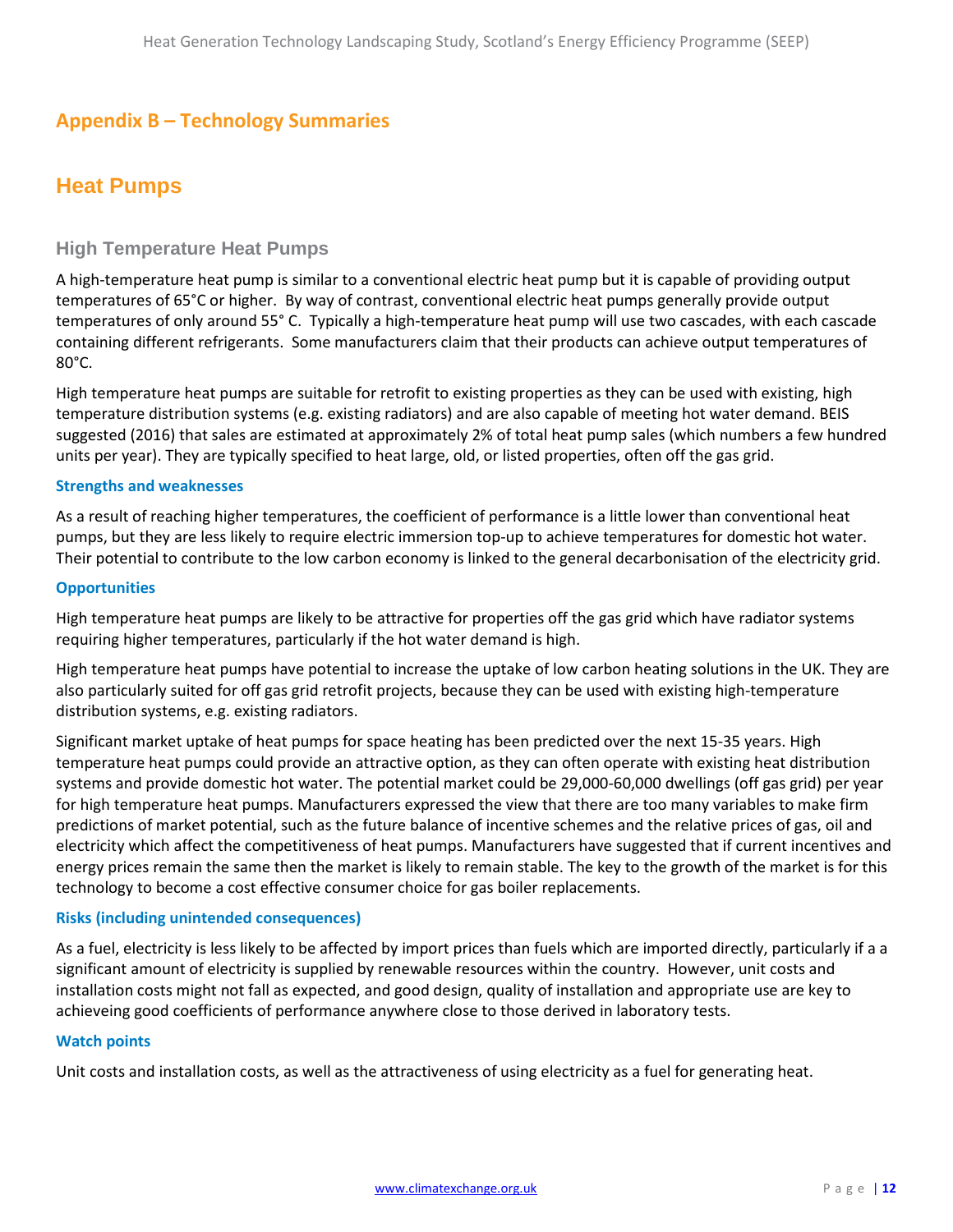## Appendix B – Technology Summaries

# Heat Pumps

### High Temperature Heat Pumps

A high-temperature heat pump is similar to a conventional electric heat pump but it is capable of providing output temperatures of 65°C or higher. By way of contrast, conventional electric heat pumps generally provide output temperatures of only around 55° C. Typically a high-temperature heat pump will use two cascades, with each cascade containing different refrigerants. Some manufacturers claim that their products can achieve output temperatures of 80°C.

High temperature heat pumps are suitable for retrofit to existing properties as they can be used with existing, high temperature distribution systems (e.g. existing radiators) and are also capable of meeting hot water demand. BEIS suggested (2016) that sales are estimated at approximately 2% of total heat pump sales (which numbers a few hundred units per year). They are typically specified to heat large, old, or listed properties, often off the gas grid.

#### Strengths and weaknesses

As a result of reaching higher temperatures, the coefficient of performance is a little lower than conventional heat pumps, but they are less likely to require electric immersion top-up to achieve temperatures for domestic hot water. Their potential to contribute to the low carbon economy is linked to the general decarbonisation of the electricity grid.

#### Opportunities

High temperature heat pumps are likely to be attractive for properties off the gas grid which have radiator systems requiring higher temperatures, particularly if the hot water demand is high.

High temperature heat pumps have potential to increase the uptake of low carbon heating solutions in the UK. They are also particularly suited for off gas grid retrofit projects, because they can be used with existing high-temperature distribution systems, e.g. existing radiators.

Significant market uptake of heat pumps for space heating has been predicted over the next 15-35 years. High temperature heat pumps could provide an attractive option, as they can often operate with existing heat distribution systems and provide domestic hot water. The potential market could be 29,000-60,000 dwellings (off gas grid) per year for high temperature heat pumps. Manufacturers expressed the view that there are too many variables to make firm predictions of market potential, such as the future balance of incentive schemes and the relative prices of gas, oil and electricity which affect the competitiveness of heat pumps. Manufacturers have suggested that if current incentives and energy prices remain the same then the market is likely to remain stable. The key to the growth of the market is for this technology to become a cost effective consumer choice for gas boiler replacements.

#### Risks (including unintended consequences)

As a fuel, electricity is less likely to be affected by import prices than fuels which are imported directly, particularly if a a significant amount of electricity is supplied by renewable resources within the country. However, unit costs and installation costs might not fall as expected, and good design, quality of installation and appropriate use are key to achieveing good coefficients of performance anywhere close to those derived in laboratory tests.

#### Watch points

Unit costs and installation costs, as well as the attractiveness of using electricity as a fuel for generating heat.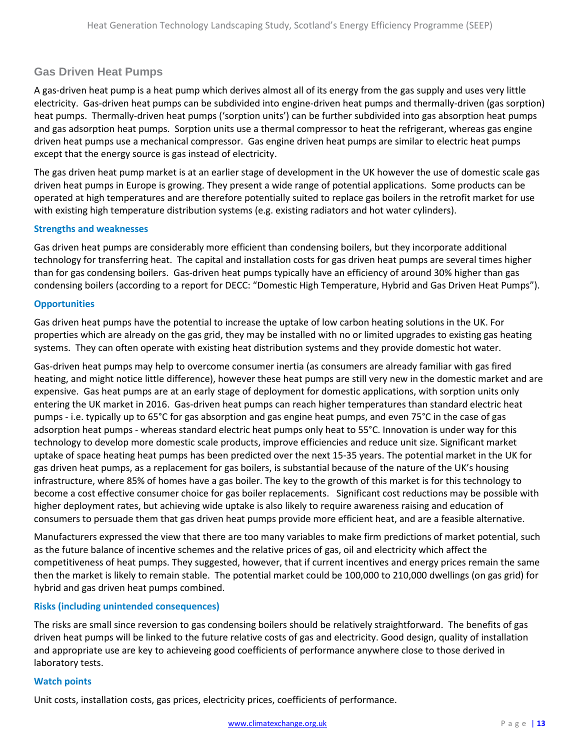## Gas Driven Heat Pumps

A gas-driven heat pump is a heat pump which derives almost all of its energy from the gas supply and uses very little electricity. Gas-driven heat pumps can be subdivided into engine-driven heat pumps and thermally-driven (gas sorption) heat pumps. Thermally-driven heat pumps ('sorption units') can be further subdivided into gas absorption heat pumps and gas adsorption heat pumps. Sorption units use a thermal compressor to heat the refrigerant, whereas gas engine driven heat pumps use a mechanical compressor. Gas engine driven heat pumps are similar to electric heat pumps except that the energy source is gas instead of electricity.

The gas driven heat pump market is at an earlier stage of development in the UK however the use of domestic scale gas driven heat pumps in Europe is growing. They present a wide range of potential applications. Some products can be operated at high temperatures and are therefore potentially suited to replace gas boilers in the retrofit market for use with existing high temperature distribution systems (e.g. existing radiators and hot water cylinders).

### Strengths and weaknesses

Gas driven heat pumps are considerably more efficient than condensing boilers, but they incorporate additional technology for transferring heat. The capital and installation costs for gas driven heat pumps are several times higher than for gas condensing boilers. Gas-driven heat pumps typically have an efficiency of around 30% higher than gas condensing boilers (according to a report for DECC: "Domestic High Temperature, Hybrid and Gas Driven Heat Pumps").

### Opportunities

Gas driven heat pumps have the potential to increase the uptake of low carbon heating solutions in the UK. For properties which are already on the gas grid, they may be installed with no or limited upgrades to existing gas heating systems. They can often operate with existing heat distribution systems and they provide domestic hot water.

Gas-driven heat pumps may help to overcome consumer inertia (as consumers are already familiar with gas fired heating, and might notice little difference), however these heat pumps are still very new in the domestic market and are expensive. Gas heat pumps are at an early stage of deployment for domestic applications, with sorption units only entering the UK market in 2016. Gas-driven heat pumps can reach higher temperatures than standard electric heat pumps - i.e. typically up to 65°C for gas absorption and gas engine heat pumps, and even 75°C in the case of gas adsorption heat pumps - whereas standard electric heat pumps only heat to 55°C. Innovation is under way for this technology to develop more domestic scale products, improve efficiencies and reduce unit size. Significant market uptake of space heating heat pumps has been predicted over the next 15-35 years. The potential market in the UK for gas driven heat pumps, as a replacement for gas boilers, is substantial because of the nature of the UK's housing infrastructure, where 85% of homes have a gas boiler. The key to the growth of this market is for this technology to become a cost effective consumer choice for gas boiler replacements. Significant cost reductions may be possible with higher deployment rates, but achieving wide uptake is also likely to require awareness raising and education of consumers to persuade them that gas driven heat pumps provide more efficient heat, and are a feasible alternative.

Manufacturers expressed the view that there are too many variables to make firm predictions of market potential, such as the future balance of incentive schemes and the relative prices of gas, oil and electricity which affect the competitiveness of heat pumps. They suggested, however, that if current incentives and energy prices remain the same then the market is likely to remain stable. The potential market could be 100,000 to 210,000 dwellings (on gas grid) for hybrid and gas driven heat pumps combined.

### Risks (including unintended consequences)

The risks are small since reversion to gas condensing boilers should be relatively straightforward. The benefits of gas driven heat pumps will be linked to the future relative costs of gas and electricity. Good design, quality of installation and appropriate use are key to achieveing good coefficients of performance anywhere close to those derived in laboratory tests.

### Watch points

Unit costs, installation costs, gas prices, electricity prices, coefficients of performance.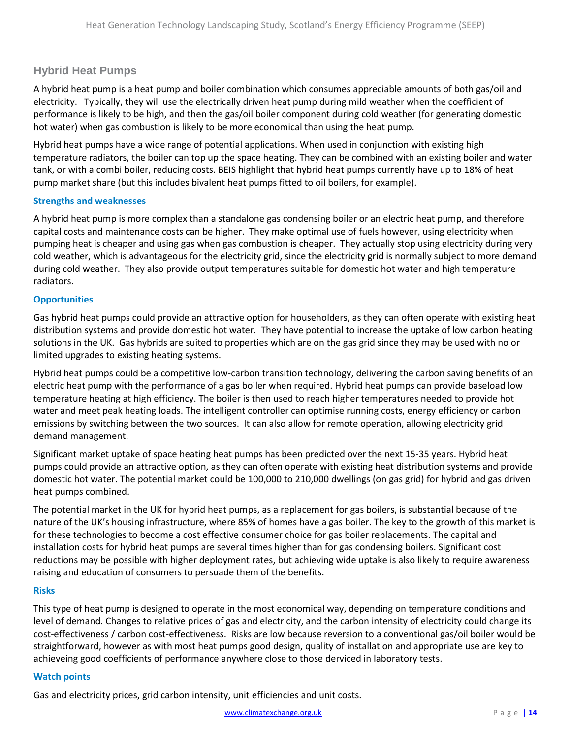## Hybrid Heat Pumps

A hybrid heat pump is a heat pump and boiler combination which consumes appreciable amounts of both gas/oil and electricity. Typically, they will use the electrically driven heat pump during mild weather when the coefficient of performance is likely to be high, and then the gas/oil boiler component during cold weather (for generating domestic hot water) when gas combustion is likely to be more economical than using the heat pump.

Hybrid heat pumps have a wide range of potential applications. When used in conjunction with existing high temperature radiators, the boiler can top up the space heating. They can be combined with an existing boiler and water tank, or with a combi boiler, reducing costs. BEIS highlight that hybrid heat pumps currently have up to 18% of heat pump market share (but this includes bivalent heat pumps fitted to oil boilers, for example).

### Strengths and weaknesses

A hybrid heat pump is more complex than a standalone gas condensing boiler or an electric heat pump, and therefore capital costs and maintenance costs can be higher. They make optimal use of fuels however, using electricity when pumping heat is cheaper and using gas when gas combustion is cheaper. They actually stop using electricity during very cold weather, which is advantageous for the electricity grid, since the electricity grid is normally subject to more demand during cold weather. They also provide output temperatures suitable for domestic hot water and high temperature radiators.

### Opportunities

Gas hybrid heat pumps could provide an attractive option for householders, as they can often operate with existing heat distribution systems and provide domestic hot water. They have potential to increase the uptake of low carbon heating solutions in the UK. Gas hybrids are suited to properties which are on the gas grid since they may be used with no or limited upgrades to existing heating systems.

Hybrid heat pumps could be a competitive low-carbon transition technology, delivering the carbon saving benefits of an electric heat pump with the performance of a gas boiler when required. Hybrid heat pumps can provide baseload low temperature heating at high efficiency. The boiler is then used to reach higher temperatures needed to provide hot water and meet peak heating loads. The intelligent controller can optimise running costs, energy efficiency or carbon emissions by switching between the two sources. It can also allow for remote operation, allowing electricity grid demand management.

Significant market uptake of space heating heat pumps has been predicted over the next 15-35 years. Hybrid heat pumps could provide an attractive option, as they can often operate with existing heat distribution systems and provide domestic hot water. The potential market could be 100,000 to 210,000 dwellings (on gas grid) for hybrid and gas driven heat pumps combined.

The potential market in the UK for hybrid heat pumps, as a replacement for gas boilers, is substantial because of the nature of the UK's housing infrastructure, where 85% of homes have a gas boiler. The key to the growth of this market is for these technologies to become a cost effective consumer choice for gas boiler replacements. The capital and installation costs for hybrid heat pumps are several times higher than for gas condensing boilers. Significant cost reductions may be possible with higher deployment rates, but achieving wide uptake is also likely to require awareness raising and education of consumers to persuade them of the benefits.

### Risks

This type of heat pump is designed to operate in the most economical way, depending on temperature conditions and level of demand. Changes to relative prices of gas and electricity, and the carbon intensity of electricity could change its cost-effectiveness / carbon cost-effectiveness. Risks are low because reversion to a conventional gas/oil boiler would be straightforward, however as with most heat pumps good design, quality of installation and appropriate use are key to achieveing good coefficients of performance anywhere close to those derviced in laboratory tests.

### Watch points

Gas and electricity prices, grid carbon intensity, unit efficiencies and unit costs.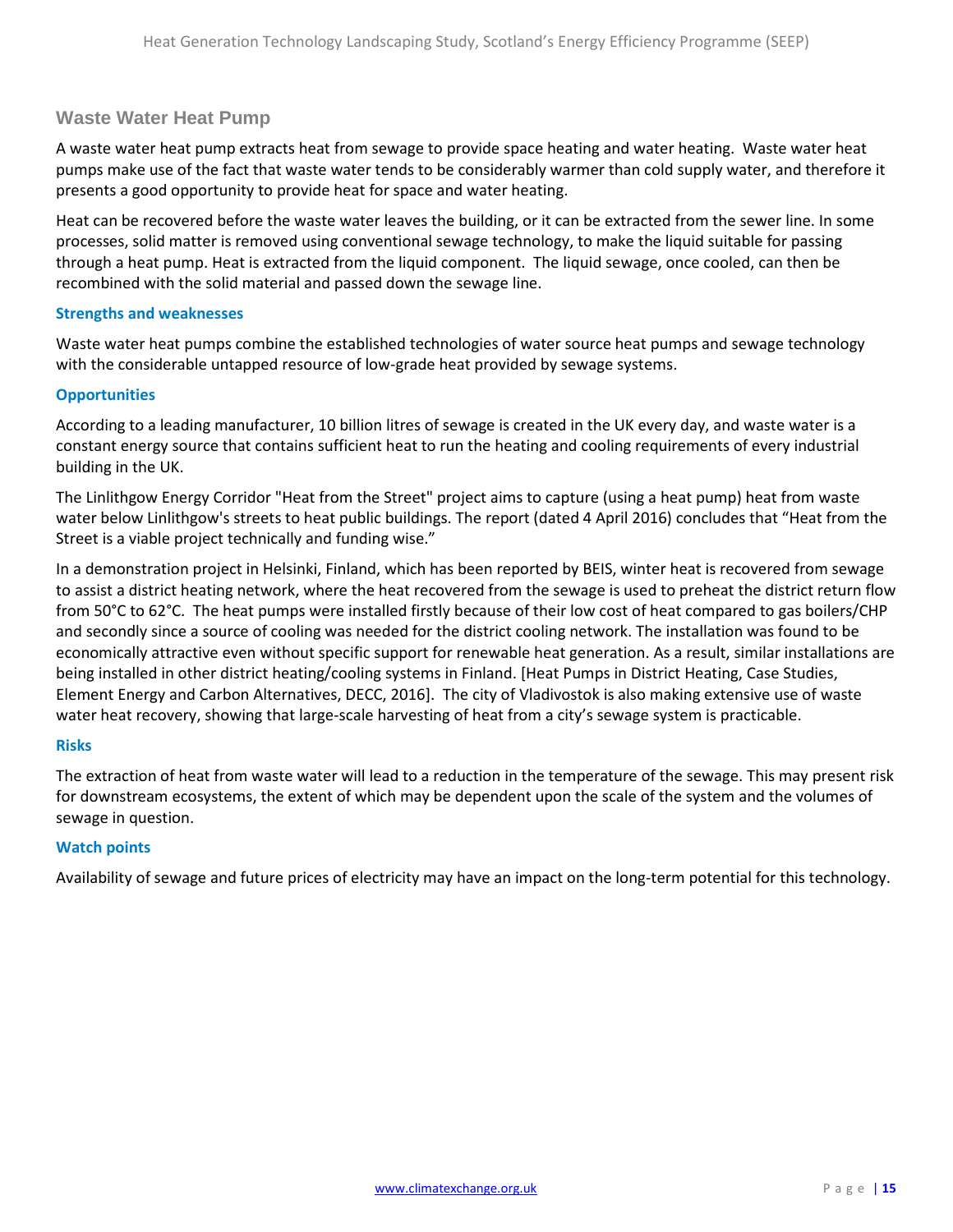## Waste Water Heat Pump

A waste water heat pump extracts heat from sewage to provide space heating and water heating. Waste water heat pumps make use of the fact that waste water tends to be considerably warmer than cold supply water, and therefore it presents a good opportunity to provide heat for space and water heating.

Heat can be recovered before the waste water leaves the building, or it can be extracted from the sewer line. In some processes, solid matter is removed using conventional sewage technology, to make the liquid suitable for passing through a heat pump. Heat is extracted from the liquid component. The liquid sewage, once cooled, can then be recombined with the solid material and passed down the sewage line.

### Strengths and weaknesses

Waste water heat pumps combine the established technologies of water source heat pumps and sewage technology with the considerable untapped resource of low-grade heat provided by sewage systems.

### Opportunities

According to a leading manufacturer, 10 billion litres of sewage is created in the UK every day, and waste water is a constant energy source that contains sufficient heat to run the heating and cooling requirements of every industrial building in the UK.

The Linlithgow Energy Corridor "Heat from the Street" project aims to capture (using a heat pump) heat from waste water below Linlithgow's streets to heat public buildings. The report (dated 4 April 2016) concludes that "Heat from the Street is a viable project technically and funding wise."

In a demonstration project in Helsinki, Finland, which has been reported by BEIS, winter heat is recovered from sewage to assist a district heating network, where the heat recovered from the sewage is used to preheat the district return flow from 50°C to 62°C. The heat pumps were installed firstly because of their low cost of heat compared to gas boilers/CHP and secondly since a source of cooling was needed for the district cooling network. The installation was found to be economically attractive even without specific support for renewable heat generation. As a result, similar installations are being installed in other district heating/cooling systems in Finland. [Heat Pumps in District Heating, Case Studies, Element Energy and Carbon Alternatives, DECC, 2016]. The city of Vladivostok is also making extensive use of waste water heat recovery, showing that large-scale harvesting of heat from a city's sewage system is practicable.

### Risks

The extraction of heat from waste water will lead to a reduction in the temperature of the sewage. This may present risk for downstream ecosystems, the extent of which may be dependent upon the scale of the system and the volumes of sewage in question.

### Watch points

Availability of sewage and future prices of electricity may have an impact on the long-term potential for this technology.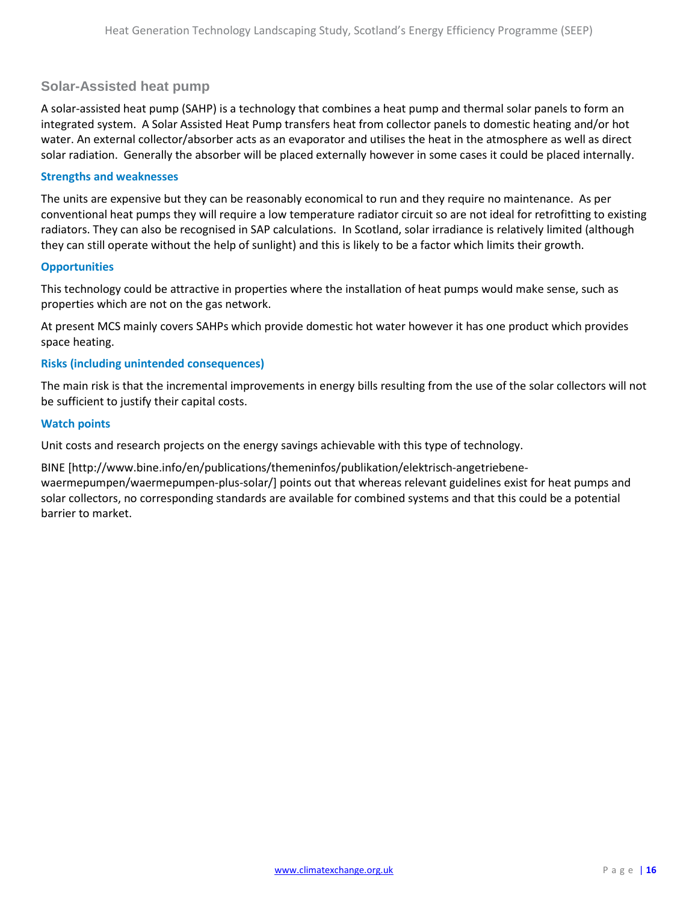## Solar-Assisted heat pump

A solar-assisted heat pump (SAHP) is a technology that combines a heat pump and thermal solar panels to form an integrated system. A Solar Assisted Heat Pump transfers heat from collector panels to domestic heating and/or hot water. An external collector/absorber acts as an evaporator and utilises the heat in the atmosphere as well as direct solar radiation. Generally the absorber will be placed externally however in some cases it could be placed internally.

### Strengths and weaknesses

The units are expensive but they can be reasonably economical to run and they require no maintenance. As per conventional heat pumps they will require a low temperature radiator circuit so are not ideal for retrofitting to existing radiators. They can also be recognised in SAP calculations. In Scotland, solar irradiance is relatively limited (although they can still operate without the help of sunlight) and this is likely to be a factor which limits their growth.

### Opportunities

This technology could be attractive in properties where the installation of heat pumps would make sense, such as properties which are not on the gas network.

At present MCS mainly covers SAHPs which provide domestic hot water however it has one product which provides space heating.

### Risks (including unintended consequences)

The main risk is that the incremental improvements in energy bills resulting from the use of the solar collectors will not be sufficient to justify their capital costs.

### Watch points

Unit costs and research projects on the energy savings achievable with this type of technology.

BINE [http://www.bine.info/en/publications/themeninfos/publikation/elektrisch-angetriebene-waermepumpen/waermepumpen-plus-solar/] points out that whereas relevant guidelines exist for heat pumps and solar collectors, no corresponding standards are available for combined systems and that this could be a potential barrier to market.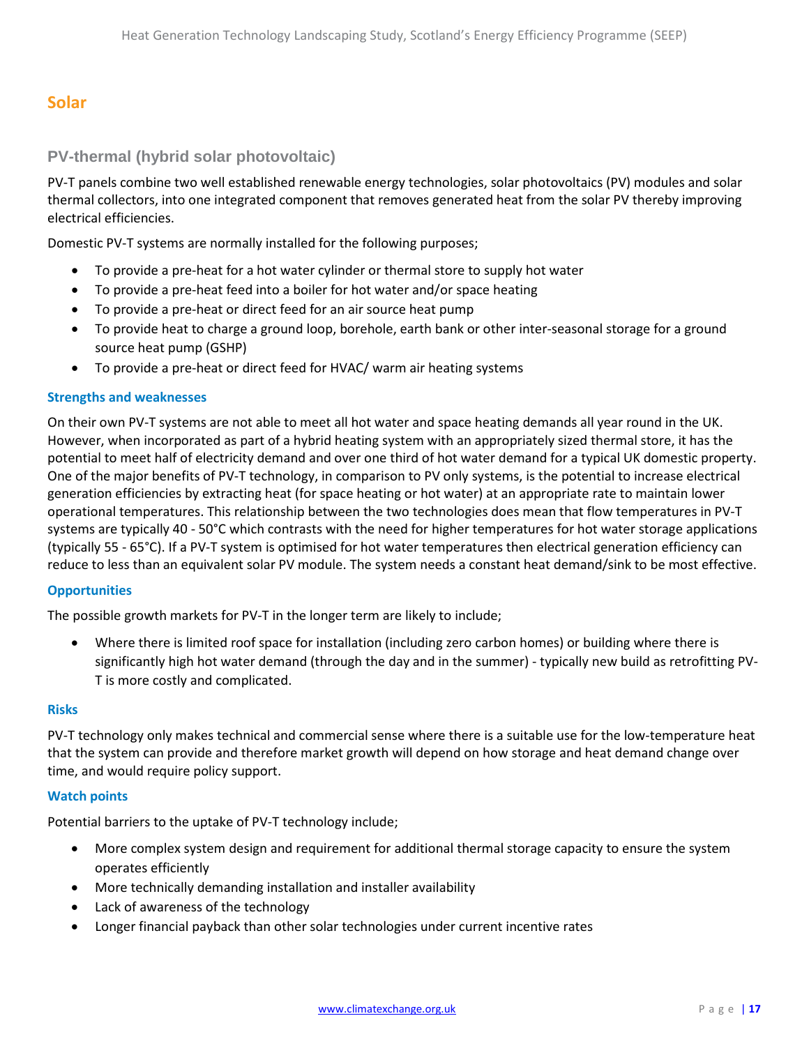# Solar

## PV-thermal (hybrid solar photovoltaic)

PV-T panels combine two well established renewable energy technologies, solar photovoltaics (PV) modules and solar thermal collectors, into one integrated component that removes generated heat from the solar PV thereby improving electrical efficiencies.

Domestic PV-T systems are normally installed for the following purposes;

- To provide a pre-heat for a hot water cylinder or thermal store to supply hot water
- To provide a pre-heat feed into a boiler for hot water and/or space heating
- To provide a pre-heat or direct feed for an air source heat pump
- To provide heat to charge a ground loop, borehole, earth bank or other inter-seasonal storage for a ground source heat pump (GSHP)
- To provide a pre-heat or direct feed for HVAC/ warm air heating systems

### Strengths and weaknesses

On their own PV-T systems are not able to meet all hot water and space heating demands all year round in the UK. However, when incorporated as part of a hybrid heating system with an appropriately sized thermal store, it has the potential to meet half of electricity demand and over one third of hot water demand for a typical UK domestic property. One of the major benefits of PV-T technology, in comparison to PV only systems, is the potential to increase electrical generation efficiencies by extracting heat (for space heating or hot water) at an appropriate rate to maintain lower operational temperatures. This relationship between the two technologies does mean that flow temperatures in PV-T systems are typically 40 - 50°C which contrasts with the need for higher temperatures for hot water storage applications (typically 55 - 65°C). If a PV-T system is optimised for hot water temperatures then electrical generation efficiency can reduce to less than an equivalent solar PV module. The system needs a constant heat demand/sink to be most effective.

### Opportunities

The possible growth markets for PV-T in the longer term are likely to include;

- Where there is limited roof space for installation (including zero carbon homes) or building where there is significantly high hot water demand (through the day and in the summer) - typically new build as retrofitting PV-T is more costly and complicated.

### Risks

PV-T technology only makes technical and commercial sense where there is a suitable use for the low-temperature heat that the system can provide and therefore market growth will depend on how storage and heat demand change over time, and would require policy support.

### Watch points

Potential barriers to the uptake of PV-T technology include;

- More complex system design and requirement for additional thermal storage capacity to ensure the system operates efficiently
- More technically demanding installation and installer availability
- Lack of awareness of the technology
- Longer financial payback than other solar technologies under current incentive rates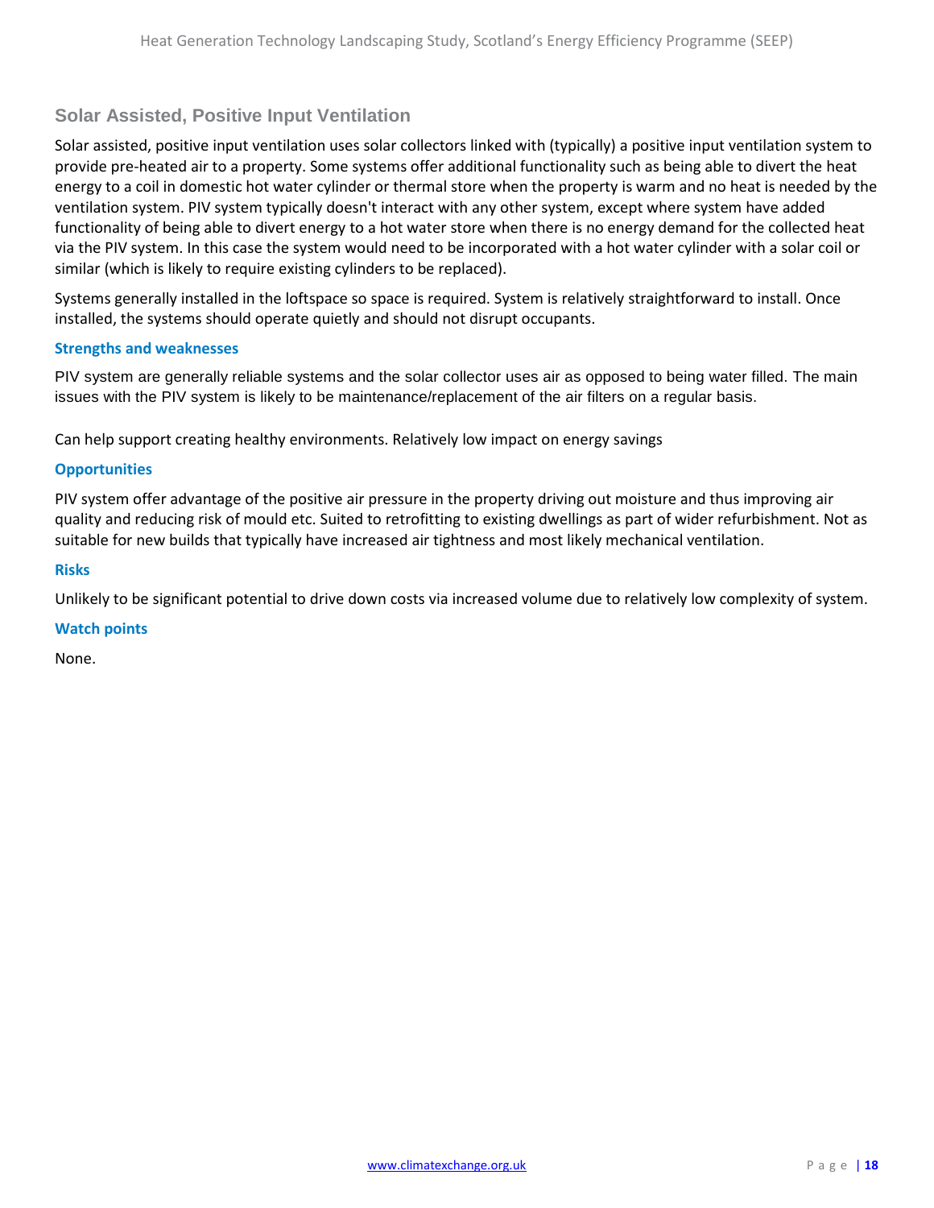## Solar Assisted, Positive Input Ventilation

Solar assisted, positive input ventilation uses solar collectors linked with (typically) a positive input ventilation system to provide pre-heated air to a property. Some systems offer additional functionality such as being able to divert the heat energy to a coil in domestic hot water cylinder or thermal store when the property is warm and no heat is needed by the ventilation system. PIV system typically doesn't interact with any other system, except where system have added functionality of being able to divert energy to a hot water store when there is no energy demand for the collected heat via the PIV system. In this case the system would need to be incorporated with a hot water cylinder with a solar coil or similar (which is likely to require existing cylinders to be replaced).

Systems generally installed in the loftspace so space is required. System is relatively straightforward to install. Once installed, the systems should operate quietly and should not disrupt occupants.

### Strengths and weaknesses

PIV system are generally reliable systems and the solar collector uses air as opposed to being water filled. The main issues with the PIV system is likely to be maintenance/replacement of the air filters on a regular basis.

Can help support creating healthy environments. Relatively low impact on energy savings

### Opportunities

PIV system offer advantage of the positive air pressure in the property driving out moisture and thus improving air quality and reducing risk of mould etc. Suited to retrofitting to existing dwellings as part of wider refurbishment. Not as suitable for new builds that typically have increased air tightness and most likely mechanical ventilation.

### Risks

Unlikely to be significant potential to drive down costs via increased volume due to relatively low complexity of system.

### Watch points

None.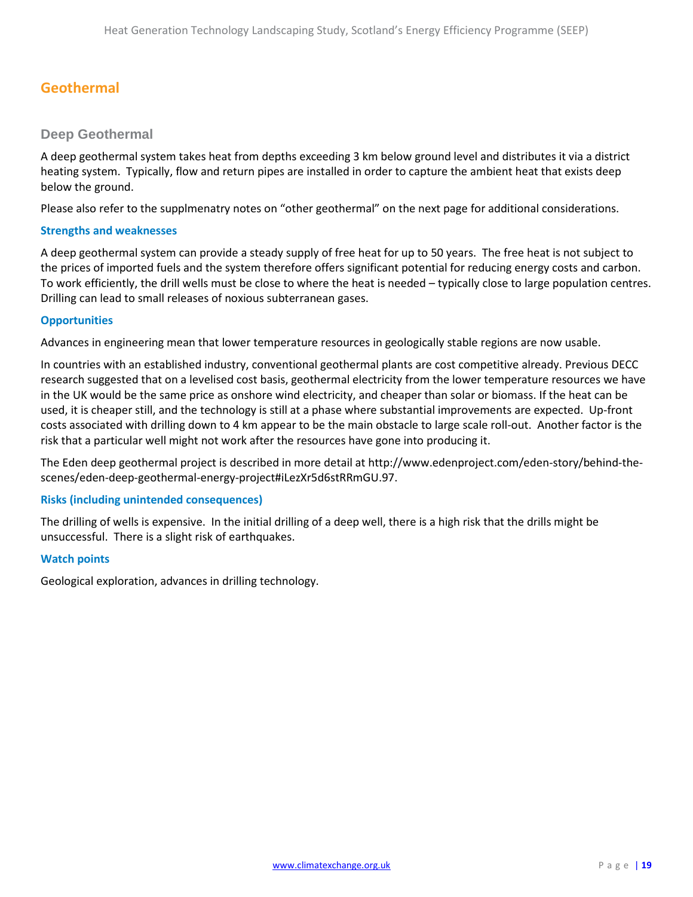## Geothermal

### Deep Geothermal

A deep geothermal system takes heat from depths exceeding 3 km below ground level and distributes it via a district heating system. Typically, flow and return pipes are installed in order to capture the ambient heat that exists deep below the ground.

Please also refer to the supplmenatry notes on "other geothermal" on the next page for additional considerations.

#### Strengths and weaknesses

A deep geothermal system can provide a steady supply of free heat for up to 50 years. The free heat is not subject to the prices of imported fuels and the system therefore offers significant potential for reducing energy costs and carbon. To work efficiently, the drill wells must be close to where the heat is needed – typically close to large population centres. Drilling can lead to small releases of noxious subterranean gases.

#### Opportunities

Advances in engineering mean that lower temperature resources in geologically stable regions are now usable.

In countries with an established industry, conventional geothermal plants are cost competitive already. Previous DECC research suggested that on a levelised cost basis, geothermal electricity from the lower temperature resources we have in the UK would be the same price as onshore wind electricity, and cheaper than solar or biomass. If the heat can be used, it is cheaper still, and the technology is still at a phase where substantial improvements are expected. Up-front costs associated with drilling down to 4 km appear to be the main obstacle to large scale roll-out. Another factor is the risk that a particular well might not work after the resources have gone into producing it.

The Eden deep geothermal project is described in more detail at http://www.edenproject.com/eden-story/behind-the-scenes/eden-deep-geothermal-energy-project#iLezXr5d6stRRmGU.97.

#### Risks (including unintended consequences)

The drilling of wells is expensive. In the initial drilling of a deep well, there is a high risk that the drills might be unsuccessful. There is a slight risk of earthquakes.

#### Watch points

Geological exploration, advances in drilling technology.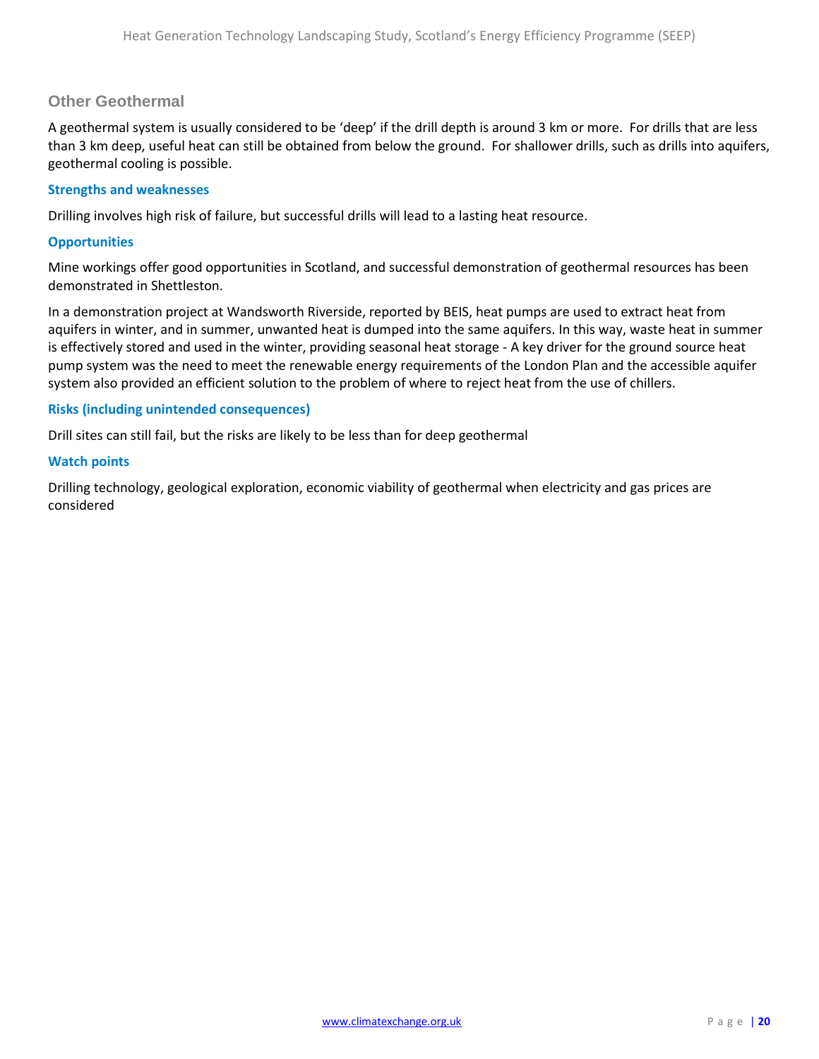## Other Geothermal

A geothermal system is usually considered to be 'deep' if the drill depth is around 3 km or more. For drills that are less than 3 km deep, useful heat can still be obtained from below the ground. For shallower drills, such as drills into aquifers, geothermal cooling is possible.

### Strengths and weaknesses

Drilling involves high risk of failure, but successful drills will lead to a lasting heat resource.

### Opportunities

Mine workings offer good opportunities in Scotland, and successful demonstration of geothermal resources has been demonstrated in Shettleston.

In a demonstration project at Wandsworth Riverside, reported by BEIS, heat pumps are used to extract heat from aquifers in winter, and in summer, unwanted heat is dumped into the same aquifers. In this way, waste heat in summer is effectively stored and used in the winter, providing seasonal heat storage - A key driver for the ground source heat pump system was the need to meet the renewable energy requirements of the London Plan and the accessible aquifer system also provided an efficient solution to the problem of where to reject heat from the use of chillers.

### Risks (including unintended consequences)

Drill sites can still fail, but the risks are likely to be less than for deep geothermal

### Watch points

Drilling technology, geological exploration, economic viability of geothermal when electricity and gas prices are considered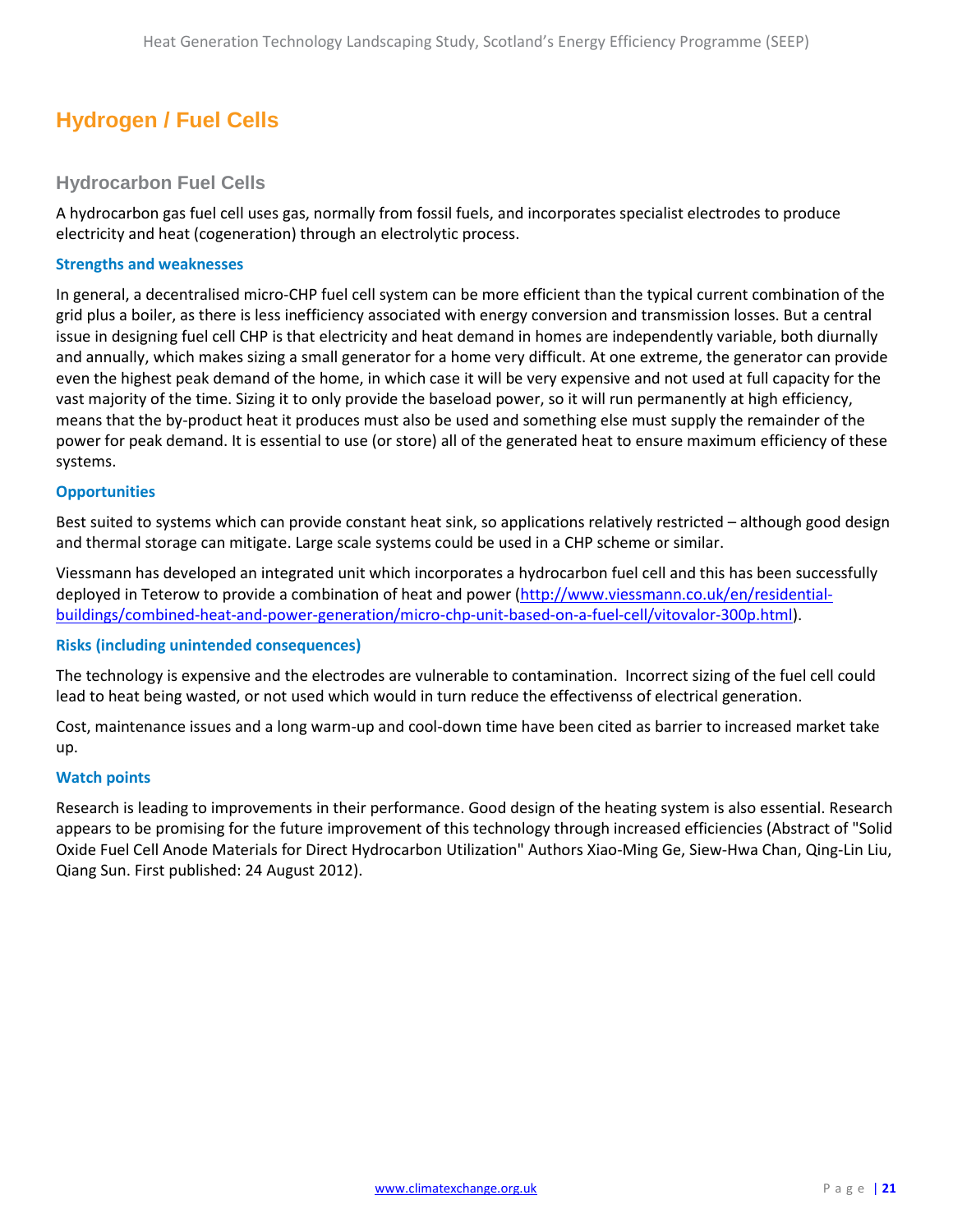# Hydrogen / Fuel Cells

## Hydrocarbon Fuel Cells

A hydrocarbon gas fuel cell uses gas, normally from fossil fuels, and incorporates specialist electrodes to produce electricity and heat (cogeneration) through an electrolytic process.

### Strengths and weaknesses

In general, a decentralised micro-CHP fuel cell system can be more efficient than the typical current combination of the grid plus a boiler, as there is less inefficiency associated with energy conversion and transmission losses. But a central issue in designing fuel cell CHP is that electricity and heat demand in homes are independently variable, both diurnally and annually, which makes sizing a small generator for a home very difficult. At one extreme, the generator can provide even the highest peak demand of the home, in which case it will be very expensive and not used at full capacity for the vast majority of the time. Sizing it to only provide the baseload power, so it will run permanently at high efficiency, means that the by-product heat it produces must also be used and something else must supply the remainder of the power for peak demand. It is essential to use (or store) all of the generated heat to ensure maximum efficiency of these systems.

### Opportunities

Best suited to systems which can provide constant heat sink, so applications relatively restricted – although good design and thermal storage can mitigate. Large scale systems could be used in a CHP scheme or similar.

Viessmann has developed an integrated unit which incorporates a hydrocarbon fuel cell and this has been successfully deployed in Teterow to provide a combination of heat and power (http://www.viessmann.co.uk/en/residential-buildings/combined-heat-and-power-generation/micro-chp-unit-based-on-a-fuel-cell/vitovalor-300p.html).

### Risks (including unintended consequences)

The technology is expensive and the electrodes are vulnerable to contamination. Incorrect sizing of the fuel cell could lead to heat being wasted, or not used which would in turn reduce the effectivenss of electrical generation.

Cost, maintenance issues and a long warm-up and cool-down time have been cited as barrier to increased market take up.

### Watch points

Research is leading to improvements in their performance. Good design of the heating system is also essential. Research appears to be promising for the future improvement of this technology through increased efficiencies (Abstract of "Solid Oxide Fuel Cell Anode Materials for Direct Hydrocarbon Utilization" Authors Xiao-Ming Ge, Siew-Hwa Chan, Qing-Lin Liu, Qiang Sun. First published: 24 August 2012).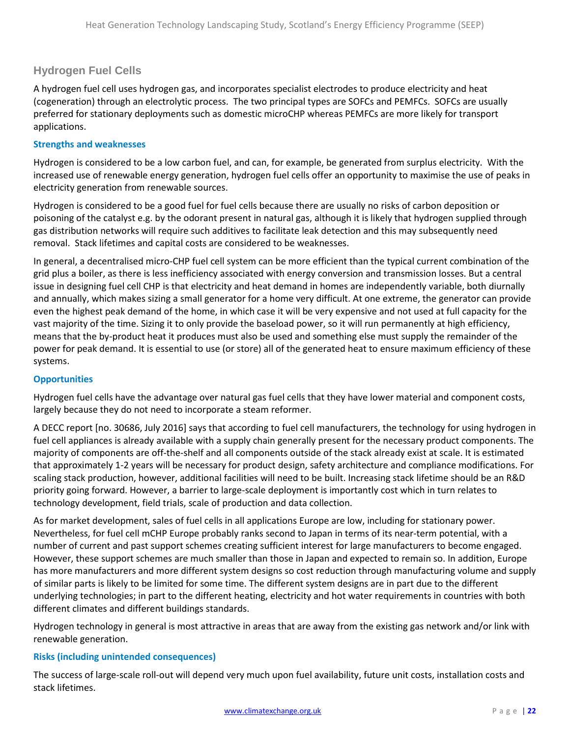## Hydrogen Fuel Cells

A hydrogen fuel cell uses hydrogen gas, and incorporates specialist electrodes to produce electricity and heat (cogeneration) through an electrolytic process. The two principal types are SOFCs and PEMFCs. SOFCs are usually preferred for stationary deployments such as domestic microCHP whereas PEMFCs are more likely for transport applications.

### Strengths and weaknesses

Hydrogen is considered to be a low carbon fuel, and can, for example, be generated from surplus electricity. With the increased use of renewable energy generation, hydrogen fuel cells offer an opportunity to maximise the use of peaks in electricity generation from renewable sources.

Hydrogen is considered to be a good fuel for fuel cells because there are usually no risks of carbon deposition or poisoning of the catalyst e.g. by the odorant present in natural gas, although it is likely that hydrogen supplied through gas distribution networks will require such additives to facilitate leak detection and this may subsequently need removal. Stack lifetimes and capital costs are considered to be weaknesses.

In general, a decentralised micro-CHP fuel cell system can be more efficient than the typical current combination of the grid plus a boiler, as there is less inefficiency associated with energy conversion and transmission losses. But a central issue in designing fuel cell CHP is that electricity and heat demand in homes are independently variable, both diurnally and annually, which makes sizing a small generator for a home very difficult. At one extreme, the generator can provide even the highest peak demand of the home, in which case it will be very expensive and not used at full capacity for the vast majority of the time. Sizing it to only provide the baseload power, so it will run permanently at high efficiency, means that the by-product heat it produces must also be used and something else must supply the remainder of the power for peak demand. It is essential to use (or store) all of the generated heat to ensure maximum efficiency of these systems.

### Opportunities

Hydrogen fuel cells have the advantage over natural gas fuel cells that they have lower material and component costs, largely because they do not need to incorporate a steam reformer.

A DECC report [no. 30686, July 2016] says that according to fuel cell manufacturers, the technology for using hydrogen in fuel cell appliances is already available with a supply chain generally present for the necessary product components. The majority of components are off-the-shelf and all components outside of the stack already exist at scale. It is estimated that approximately 1-2 years will be necessary for product design, safety architecture and compliance modifications. For scaling stack production, however, additional facilities will need to be built. Increasing stack lifetime should be an R&D priority going forward. However, a barrier to large-scale deployment is importantly cost which in turn relates to technology development, field trials, scale of production and data collection.

As for market development, sales of fuel cells in all applications Europe are low, including for stationary power. Nevertheless, for fuel cell mCHP Europe probably ranks second to Japan in terms of its near-term potential, with a number of current and past support schemes creating sufficient interest for large manufacturers to become engaged. However, these support schemes are much smaller than those in Japan and expected to remain so. In addition, Europe has more manufacturers and more different system designs so cost reduction through manufacturing volume and supply of similar parts is likely to be limited for some time. The different system designs are in part due to the different underlying technologies; in part to the different heating, electricity and hot water requirements in countries with both different climates and different buildings standards.

Hydrogen technology in general is most attractive in areas that are away from the existing gas network and/or link with renewable generation.

### Risks (including unintended consequences)

The success of large-scale roll-out will depend very much upon fuel availability, future unit costs, installation costs and stack lifetimes.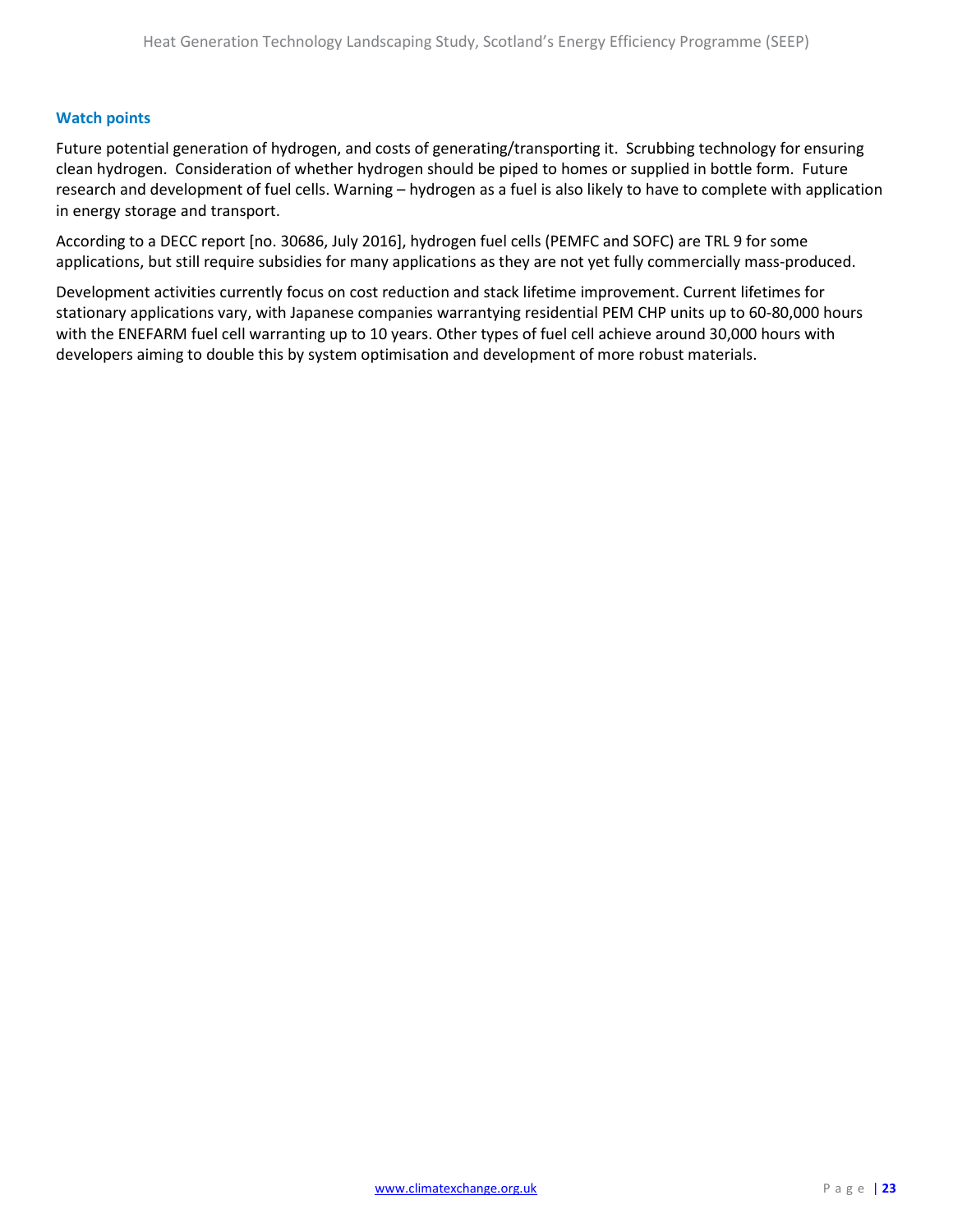### Watch points

Future potential generation of hydrogen, and costs of generating/transporting it. Scrubbing technology for ensuring clean hydrogen. Consideration of whether hydrogen should be piped to homes or supplied in bottle form. Future research and development of fuel cells. Warning – hydrogen as a fuel is also likely to have to complete with application in energy storage and transport.

According to a DECC report [no. 30686, July 2016], hydrogen fuel cells (PEMFC and SOFC) are TRL 9 for some applications, but still require subsidies for many applications as they are not yet fully commercially mass-produced.

Development activities currently focus on cost reduction and stack lifetime improvement. Current lifetimes for stationary applications vary, with Japanese companies warrantying residential PEM CHP units up to 60-80,000 hours with the ENEFARM fuel cell warranting up to 10 years. Other types of fuel cell achieve around 30,000 hours with developers aiming to double this by system optimisation and development of more robust materials.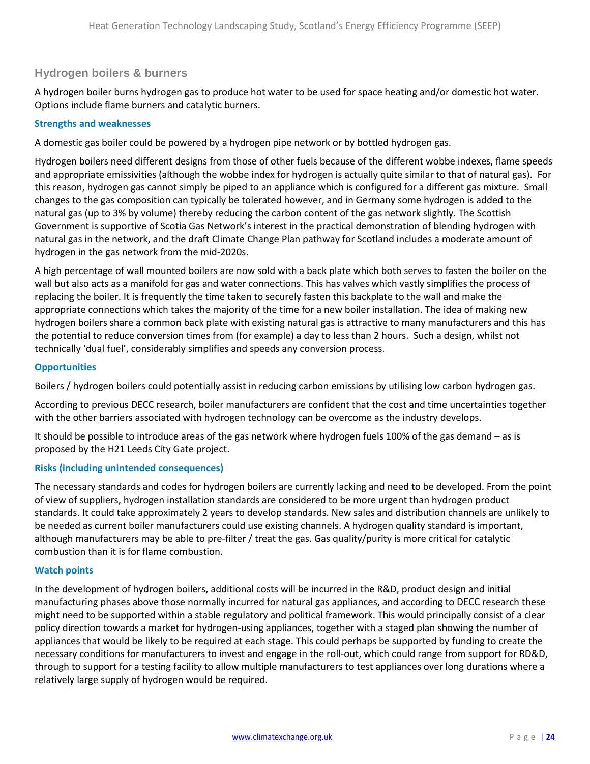## Hydrogen boilers & burners

A hydrogen boiler burns hydrogen gas to produce hot water to be used for space heating and/or domestic hot water. Options include flame burners and catalytic burners.

### Strengths and weaknesses

A domestic gas boiler could be powered by a hydrogen pipe network or by bottled hydrogen gas.

Hydrogen boilers need different designs from those of other fuels because of the different wobbe indexes, flame speeds and appropriate emissivities (although the wobbe index for hydrogen is actually quite similar to that of natural gas). For this reason, hydrogen gas cannot simply be piped to an appliance which is configured for a different gas mixture. Small changes to the gas composition can typically be tolerated however, and in Germany some hydrogen is added to the natural gas (up to 3% by volume) thereby reducing the carbon content of the gas network slightly. The Scottish Government is supportive of Scotia Gas Network's interest in the practical demonstration of blending hydrogen with natural gas in the network, and the draft Climate Change Plan pathway for Scotland includes a moderate amount of hydrogen in the gas network from the mid-2020s.

A high percentage of wall mounted boilers are now sold with a back plate which both serves to fasten the boiler on the wall but also acts as a manifold for gas and water connections. This has valves which vastly simplifies the process of replacing the boiler. It is frequently the time taken to securely fasten this backplate to the wall and make the appropriate connections which takes the majority of the time for a new boiler installation. The idea of making new hydrogen boilers share a common back plate with existing natural gas is attractive to many manufacturers and this has the potential to reduce conversion times from (for example) a day to less than 2 hours. Such a design, whilst not technically 'dual fuel', considerably simplifies and speeds any conversion process.

### Opportunities

Boilers / hydrogen boilers could potentially assist in reducing carbon emissions by utilising low carbon hydrogen gas.

According to previous DECC research, boiler manufacturers are confident that the cost and time uncertainties together with the other barriers associated with hydrogen technology can be overcome as the industry develops.

It should be possible to introduce areas of the gas network where hydrogen fuels 100% of the gas demand – as is proposed by the H21 Leeds City Gate project.

### Risks (including unintended consequences)

The necessary standards and codes for hydrogen boilers are currently lacking and need to be developed. From the point of view of suppliers, hydrogen installation standards are considered to be more urgent than hydrogen product standards. It could take approximately 2 years to develop standards. New sales and distribution channels are unlikely to be needed as current boiler manufacturers could use existing channels. A hydrogen quality standard is important, although manufacturers may be able to pre-filter / treat the gas. Gas quality/purity is more critical for catalytic combustion than it is for flame combustion.

### Watch points

In the development of hydrogen boilers, additional costs will be incurred in the R&D, product design and initial manufacturing phases above those normally incurred for natural gas appliances, and according to DECC research these might need to be supported within a stable regulatory and political framework. This would principally consist of a clear policy direction towards a market for hydrogen-using appliances, together with a staged plan showing the number of appliances that would be likely to be required at each stage. This could perhaps be supported by funding to create the necessary conditions for manufacturers to invest and engage in the roll-out, which could range from support for RD&D, through to support for a testing facility to allow multiple manufacturers to test appliances over long durations where a relatively large supply of hydrogen would be required.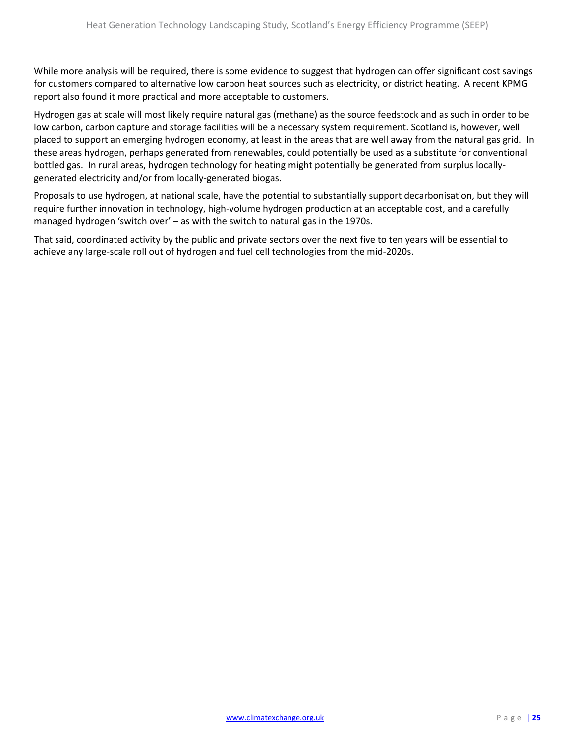While more analysis will be required, there is some evidence to suggest that hydrogen can offer significant cost savings for customers compared to alternative low carbon heat sources such as electricity, or district heating. A recent KPMG report also found it more practical and more acceptable to customers.

Hydrogen gas at scale will most likely require natural gas (methane) as the source feedstock and as such in order to be low carbon, carbon capture and storage facilities will be a necessary system requirement. Scotland is, however, well placed to support an emerging hydrogen economy, at least in the areas that are well away from the natural gas grid. In these areas hydrogen, perhaps generated from renewables, could potentially be used as a substitute for conventional bottled gas. In rural areas, hydrogen technology for heating might potentially be generated from surplus locally-generated electricity and/or from locally-generated biogas.

Proposals to use hydrogen, at national scale, have the potential to substantially support decarbonisation, but they will require further innovation in technology, high-volume hydrogen production at an acceptable cost, and a carefully managed hydrogen 'switch over' – as with the switch to natural gas in the 1970s.

That said, coordinated activity by the public and private sectors over the next five to ten years will be essential to achieve any large-scale roll out of hydrogen and fuel cell technologies from the mid-2020s.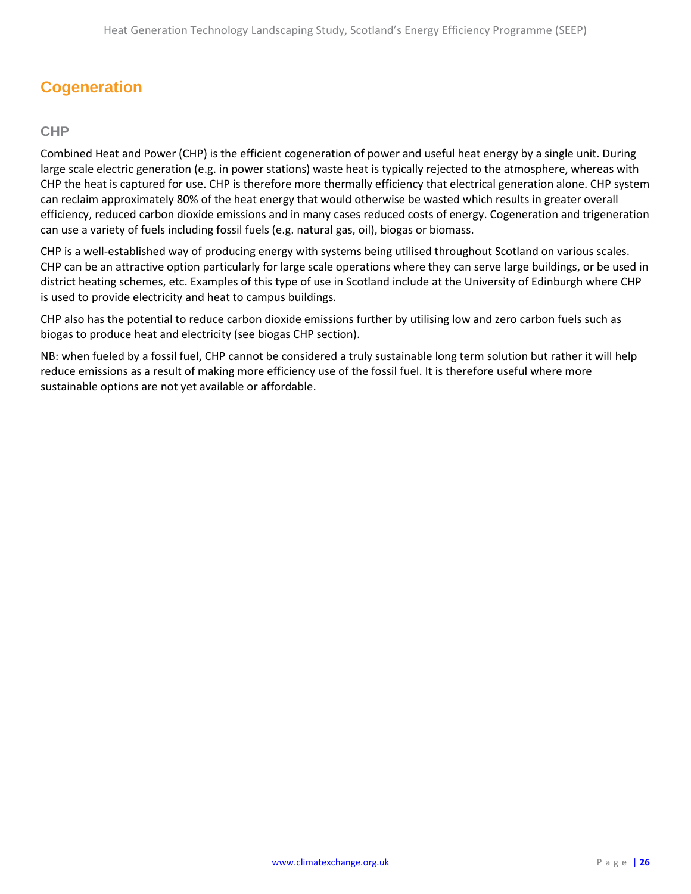# Cogeneration

## CHP

Combined Heat and Power (CHP) is the efficient cogeneration of power and useful heat energy by a single unit. During large scale electric generation (e.g. in power stations) waste heat is typically rejected to the atmosphere, whereas with CHP the heat is captured for use. CHP is therefore more thermally efficiency that electrical generation alone. CHP system can reclaim approximately 80% of the heat energy that would otherwise be wasted which results in greater overall efficiency, reduced carbon dioxide emissions and in many cases reduced costs of energy. Cogeneration and trigeneration can use a variety of fuels including fossil fuels (e.g. natural gas, oil), biogas or biomass.

CHP is a well-established way of producing energy with systems being utilised throughout Scotland on various scales. CHP can be an attractive option particularly for large scale operations where they can serve large buildings, or be used in district heating schemes, etc. Examples of this type of use in Scotland include at the University of Edinburgh where CHP is used to provide electricity and heat to campus buildings.

CHP also has the potential to reduce carbon dioxide emissions further by utilising low and zero carbon fuels such as biogas to produce heat and electricity (see biogas CHP section).

NB: when fueled by a fossil fuel, CHP cannot be considered a truly sustainable long term solution but rather it will help reduce emissions as a result of making more efficiency use of the fossil fuel. It is therefore useful where more sustainable options are not yet available or affordable.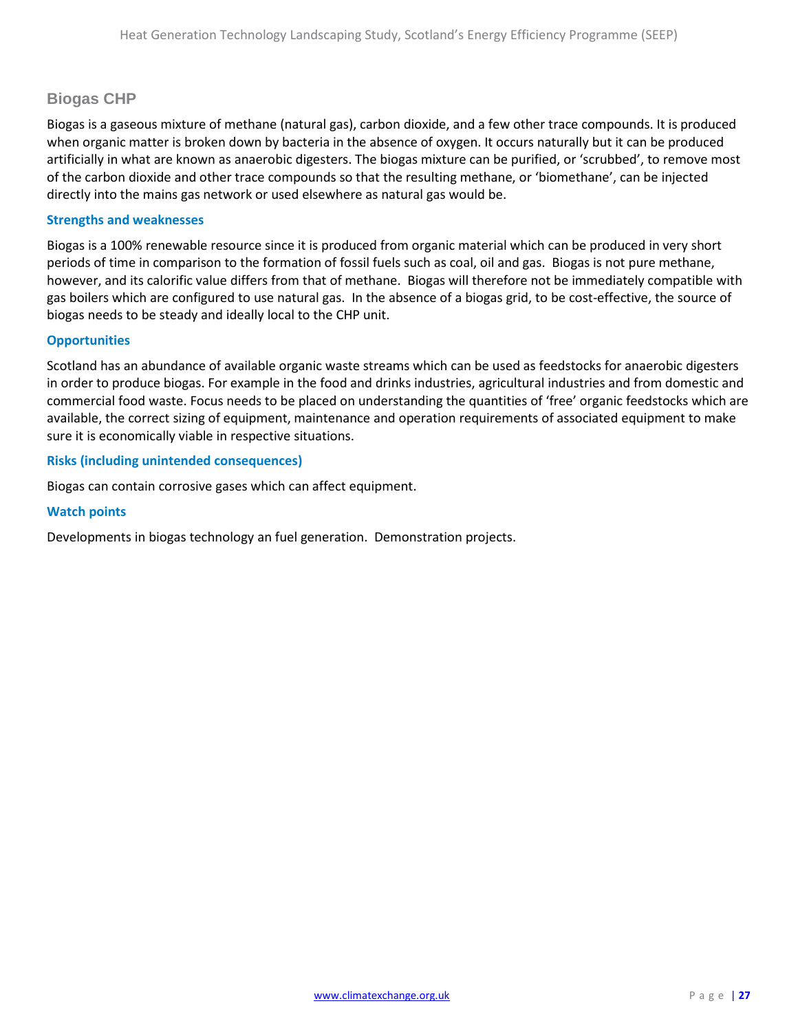## Biogas CHP

Biogas is a gaseous mixture of methane (natural gas), carbon dioxide, and a few other trace compounds. It is produced when organic matter is broken down by bacteria in the absence of oxygen. It occurs naturally but it can be produced artificially in what are known as anaerobic digesters. The biogas mixture can be purified, or 'scrubbed', to remove most of the carbon dioxide and other trace compounds so that the resulting methane, or 'biomethane', can be injected directly into the mains gas network or used elsewhere as natural gas would be.

### Strengths and weaknesses

Biogas is a 100% renewable resource since it is produced from organic material which can be produced in very short periods of time in comparison to the formation of fossil fuels such as coal, oil and gas. Biogas is not pure methane, however, and its calorific value differs from that of methane. Biogas will therefore not be immediately compatible with gas boilers which are configured to use natural gas. In the absence of a biogas grid, to be cost-effective, the source of biogas needs to be steady and ideally local to the CHP unit.

### Opportunities

Scotland has an abundance of available organic waste streams which can be used as feedstocks for anaerobic digesters in order to produce biogas. For example in the food and drinks industries, agricultural industries and from domestic and commercial food waste. Focus needs to be placed on understanding the quantities of 'free' organic feedstocks which are available, the correct sizing of equipment, maintenance and operation requirements of associated equipment to make sure it is economically viable in respective situations.

### Risks (including unintended consequences)

Biogas can contain corrosive gases which can affect equipment.

### Watch points

Developments in biogas technology an fuel generation. Demonstration projects.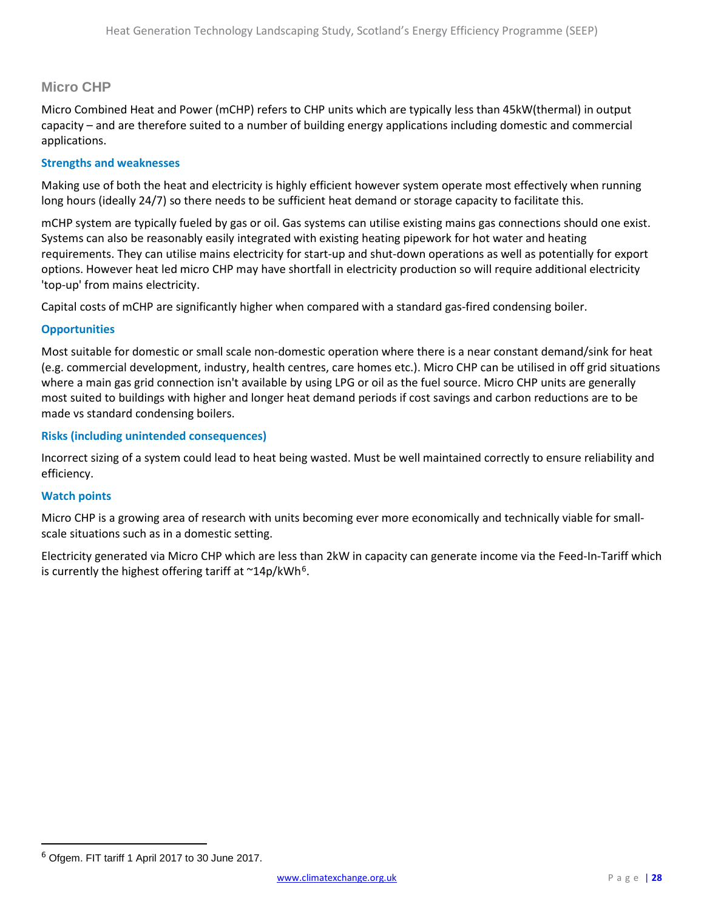## Micro CHP

Micro Combined Heat and Power (mCHP) refers to CHP units which are typically less than 45kW(thermal) in output capacity – and are therefore suited to a number of building energy applications including domestic and commercial applications.

### Strengths and weaknesses

Making use of both the heat and electricity is highly efficient however system operate most effectively when running long hours (ideally 24/7) so there needs to be sufficient heat demand or storage capacity to facilitate this.

mCHP system are typically fueled by gas or oil. Gas systems can utilise existing mains gas connections should one exist. Systems can also be reasonably easily integrated with existing heating pipework for hot water and heating requirements. They can utilise mains electricity for start-up and shut-down operations as well as potentially for export options. However heat led micro CHP may have shortfall in electricity production so will require additional electricity 'top-up' from mains electricity.

Capital costs of mCHP are significantly higher when compared with a standard gas-fired condensing boiler.

### Opportunities

Most suitable for domestic or small scale non-domestic operation where there is a near constant demand/sink for heat (e.g. commercial development, industry, health centres, care homes etc.). Micro CHP can be utilised in off grid situations where a main gas grid connection isn't available by using LPG or oil as the fuel source. Micro CHP units are generally most suited to buildings with higher and longer heat demand periods if cost savings and carbon reductions are to be made vs standard condensing boilers.

### Risks (including unintended consequences)

Incorrect sizing of a system could lead to heat being wasted. Must be well maintained correctly to ensure reliability and efficiency.

### Watch points

Micro CHP is a growing area of research with units becoming ever more economically and technically viable for small-scale situations such as in a domestic setting.

Electricity generated via Micro CHP which are less than 2kW in capacity can generate income via the Feed-In-Tariff which is currently the highest offering tariff at ~14p/kWh[6].

---

[6] Ofgem. FIT tariff 1 April 2017 to 30 June 2017.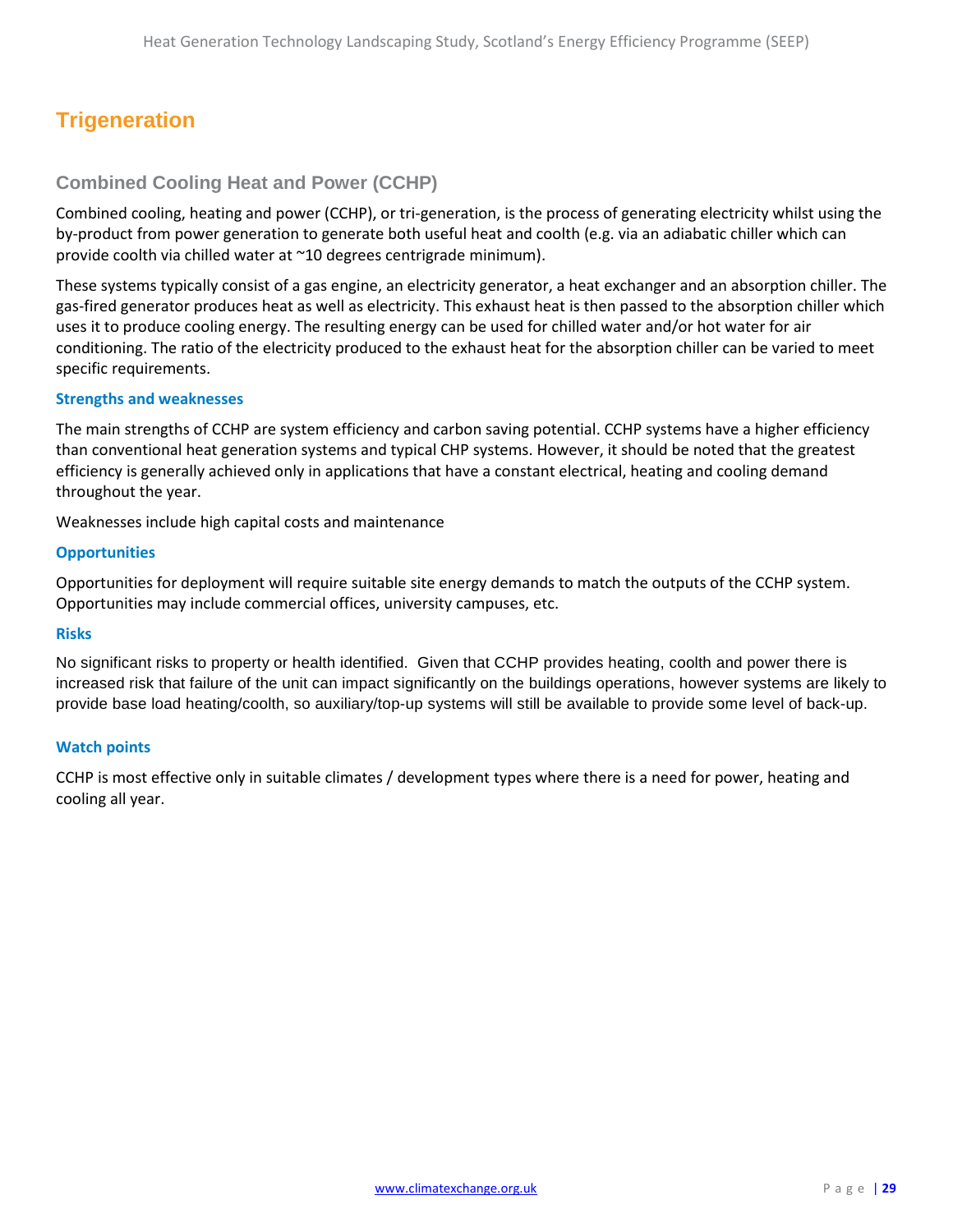# Trigeneration

## Combined Cooling Heat and Power (CCHP)

Combined cooling, heating and power (CCHP), or tri-generation, is the process of generating electricity whilst using the by-product from power generation to generate both useful heat and coolth (e.g. via an adiabatic chiller which can provide coolth via chilled water at ~10 degrees centrigrade minimum).

These systems typically consist of a gas engine, an electricity generator, a heat exchanger and an absorption chiller. The gas-fired generator produces heat as well as electricity. This exhaust heat is then passed to the absorption chiller which uses it to produce cooling energy. The resulting energy can be used for chilled water and/or hot water for air conditioning. The ratio of the electricity produced to the exhaust heat for the absorption chiller can be varied to meet specific requirements.

### Strengths and weaknesses

The main strengths of CCHP are system efficiency and carbon saving potential. CCHP systems have a higher efficiency than conventional heat generation systems and typical CHP systems. However, it should be noted that the greatest efficiency is generally achieved only in applications that have a constant electrical, heating and cooling demand throughout the year.

Weaknesses include high capital costs and maintenance

### Opportunities

Opportunities for deployment will require suitable site energy demands to match the outputs of the CCHP system. Opportunities may include commercial offices, university campuses, etc.

### Risks

No significant risks to property or health identified. Given that CCHP provides heating, coolth and power there is increased risk that failure of the unit can impact significantly on the buildings operations, however systems are likely to provide base load heating/coolth, so auxiliary/top-up systems will still be available to provide some level of back-up.

### Watch points

CCHP is most effective only in suitable climates / development types where there is a need for power, heating and cooling all year.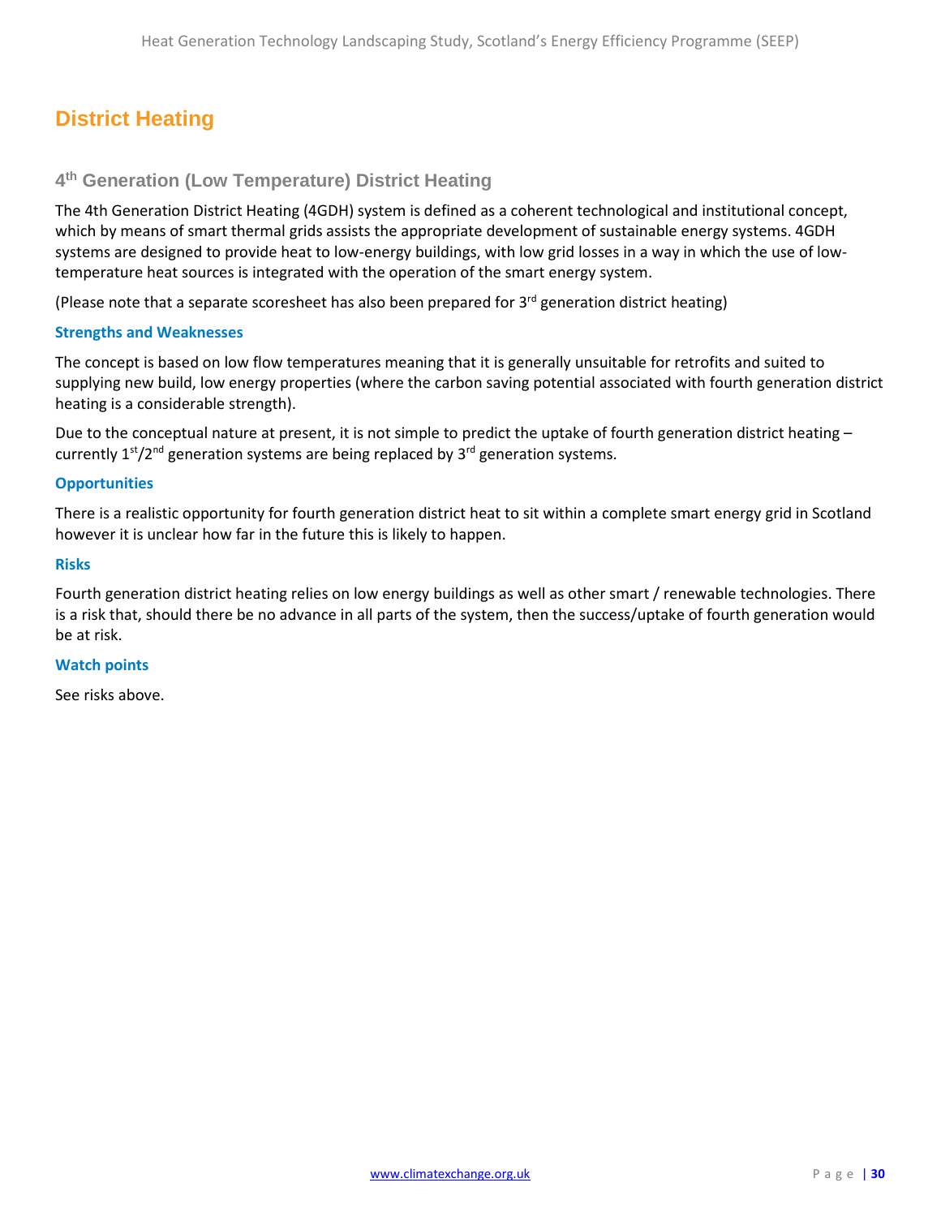# District Heating

## 4th Generation (Low Temperature) District Heating

The 4th Generation District Heating (4GDH) system is defined as a coherent technological and institutional concept, which by means of smart thermal grids assists the appropriate development of sustainable energy systems. 4GDH systems are designed to provide heat to low-energy buildings, with low grid losses in a way in which the use of low-temperature heat sources is integrated with the operation of the smart energy system.

(Please note that a separate scoresheet has also been prepared for 3rd generation district heating)

### Strengths and Weaknesses

The concept is based on low flow temperatures meaning that it is generally unsuitable for retrofits and suited to supplying new build, low energy properties (where the carbon saving potential associated with fourth generation district heating is a considerable strength).

Due to the conceptual nature at present, it is not simple to predict the uptake of fourth generation district heating – currently 1st/2nd generation systems are being replaced by 3rd generation systems.

### Opportunities

There is a realistic opportunity for fourth generation district heat to sit within a complete smart energy grid in Scotland however it is unclear how far in the future this is likely to happen.

### Risks

Fourth generation district heating relies on low energy buildings as well as other smart / renewable technologies. There is a risk that, should there be no advance in all parts of the system, then the success/uptake of fourth generation would be at risk.

### Watch points

See risks above.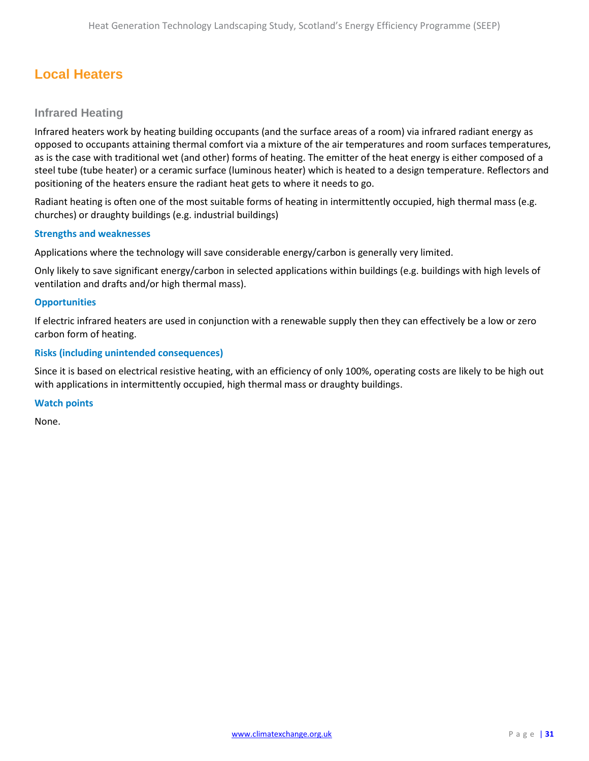## Local Heaters

### Infrared Heating

Infrared heaters work by heating building occupants (and the surface areas of a room) via infrared radiant energy as opposed to occupants attaining thermal comfort via a mixture of the air temperatures and room surfaces temperatures, as is the case with traditional wet (and other) forms of heating. The emitter of the heat energy is either composed of a steel tube (tube heater) or a ceramic surface (luminous heater) which is heated to a design temperature. Reflectors and positioning of the heaters ensure the radiant heat gets to where it needs to go.

Radiant heating is often one of the most suitable forms of heating in intermittently occupied, high thermal mass (e.g. churches) or draughty buildings (e.g. industrial buildings)

#### Strengths and weaknesses

Applications where the technology will save considerable energy/carbon is generally very limited.

Only likely to save significant energy/carbon in selected applications within buildings (e.g. buildings with high levels of ventilation and drafts and/or high thermal mass).

#### Opportunities

If electric infrared heaters are used in conjunction with a renewable supply then they can effectively be a low or zero carbon form of heating.

#### Risks (including unintended consequences)

Since it is based on electrical resistive heating, with an efficiency of only 100%, operating costs are likely to be high out with applications in intermittently occupied, high thermal mass or draughty buildings.

#### Watch points

None.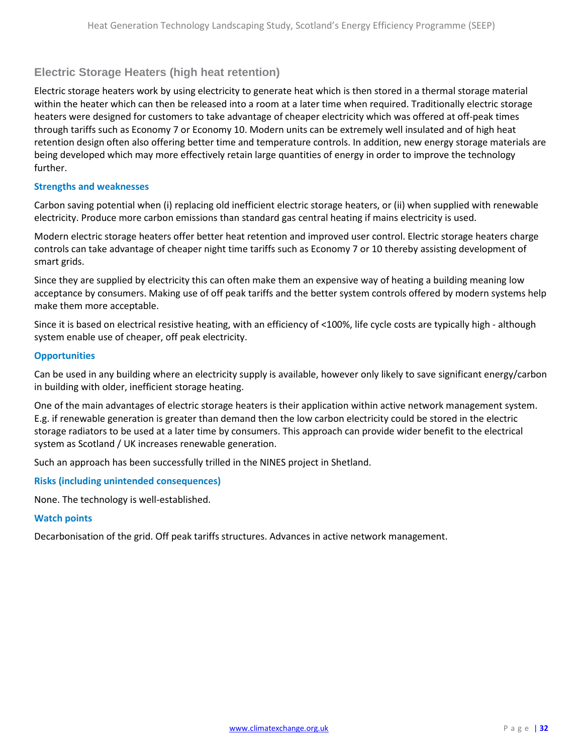## Electric Storage Heaters (high heat retention)

Electric storage heaters work by using electricity to generate heat which is then stored in a thermal storage material within the heater which can then be released into a room at a later time when required. Traditionally electric storage heaters were designed for customers to take advantage of cheaper electricity which was offered at off-peak times through tariffs such as Economy 7 or Economy 10. Modern units can be extremely well insulated and of high heat retention design often also offering better time and temperature controls. In addition, new energy storage materials are being developed which may more effectively retain large quantities of energy in order to improve the technology further.

### Strengths and weaknesses

Carbon saving potential when (i) replacing old inefficient electric storage heaters, or (ii) when supplied with renewable electricity. Produce more carbon emissions than standard gas central heating if mains electricity is used.

Modern electric storage heaters offer better heat retention and improved user control. Electric storage heaters charge controls can take advantage of cheaper night time tariffs such as Economy 7 or 10 thereby assisting development of smart grids.

Since they are supplied by electricity this can often make them an expensive way of heating a building meaning low acceptance by consumers. Making use of off peak tariffs and the better system controls offered by modern systems help make them more acceptable.

Since it is based on electrical resistive heating, with an efficiency of <100%, life cycle costs are typically high - although system enable use of cheaper, off peak electricity.

### Opportunities

Can be used in any building where an electricity supply is available, however only likely to save significant energy/carbon in building with older, inefficient storage heating.

One of the main advantages of electric storage heaters is their application within active network management system. E.g. if renewable generation is greater than demand then the low carbon electricity could be stored in the electric storage radiators to be used at a later time by consumers. This approach can provide wider benefit to the electrical system as Scotland / UK increases renewable generation.

Such an approach has been successfully trilled in the NINES project in Shetland.

### Risks (including unintended consequences)

None. The technology is well-established.

### Watch points

Decarbonisation of the grid. Off peak tariffs structures. Advances in active network management.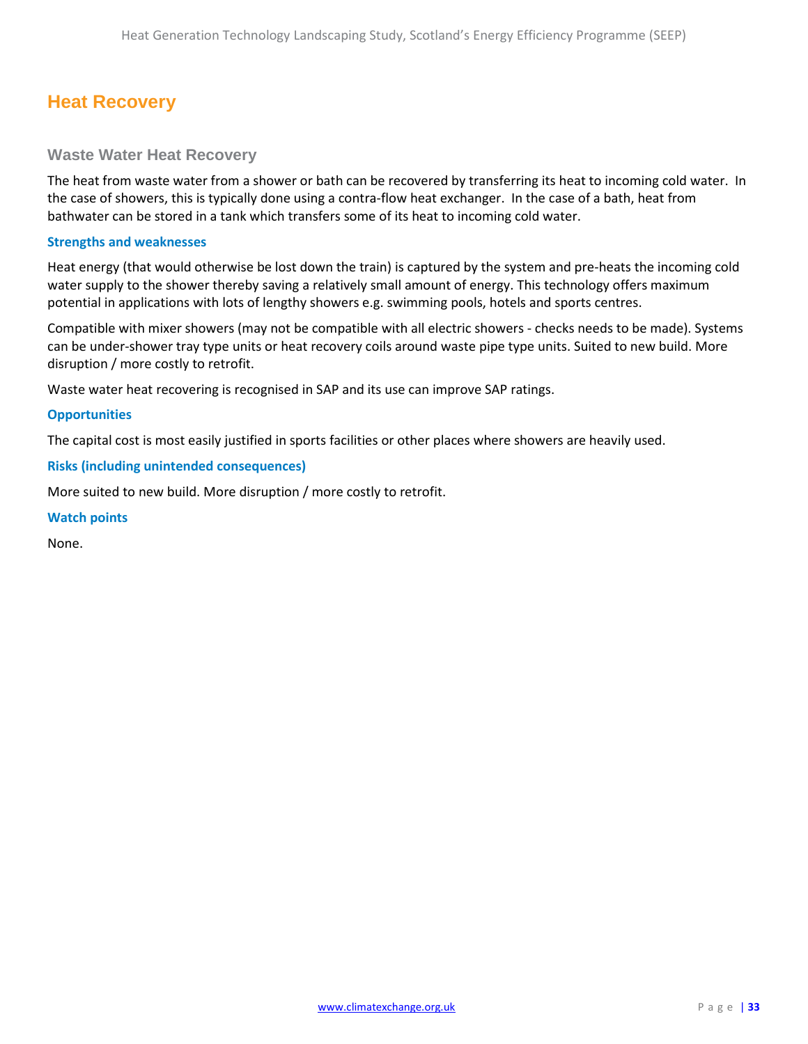# Heat Recovery

## Waste Water Heat Recovery

The heat from waste water from a shower or bath can be recovered by transferring its heat to incoming cold water. In the case of showers, this is typically done using a contra-flow heat exchanger. In the case of a bath, heat from bathwater can be stored in a tank which transfers some of its heat to incoming cold water.

### Strengths and weaknesses

Heat energy (that would otherwise be lost down the train) is captured by the system and pre-heats the incoming cold water supply to the shower thereby saving a relatively small amount of energy. This technology offers maximum potential in applications with lots of lengthy showers e.g. swimming pools, hotels and sports centres.

Compatible with mixer showers (may not be compatible with all electric showers - checks needs to be made). Systems can be under-shower tray type units or heat recovery coils around waste pipe type units. Suited to new build. More disruption / more costly to retrofit.

Waste water heat recovering is recognised in SAP and its use can improve SAP ratings.

### Opportunities

The capital cost is most easily justified in sports facilities or other places where showers are heavily used.

### Risks (including unintended consequences)

More suited to new build. More disruption / more costly to retrofit.

### Watch points

None.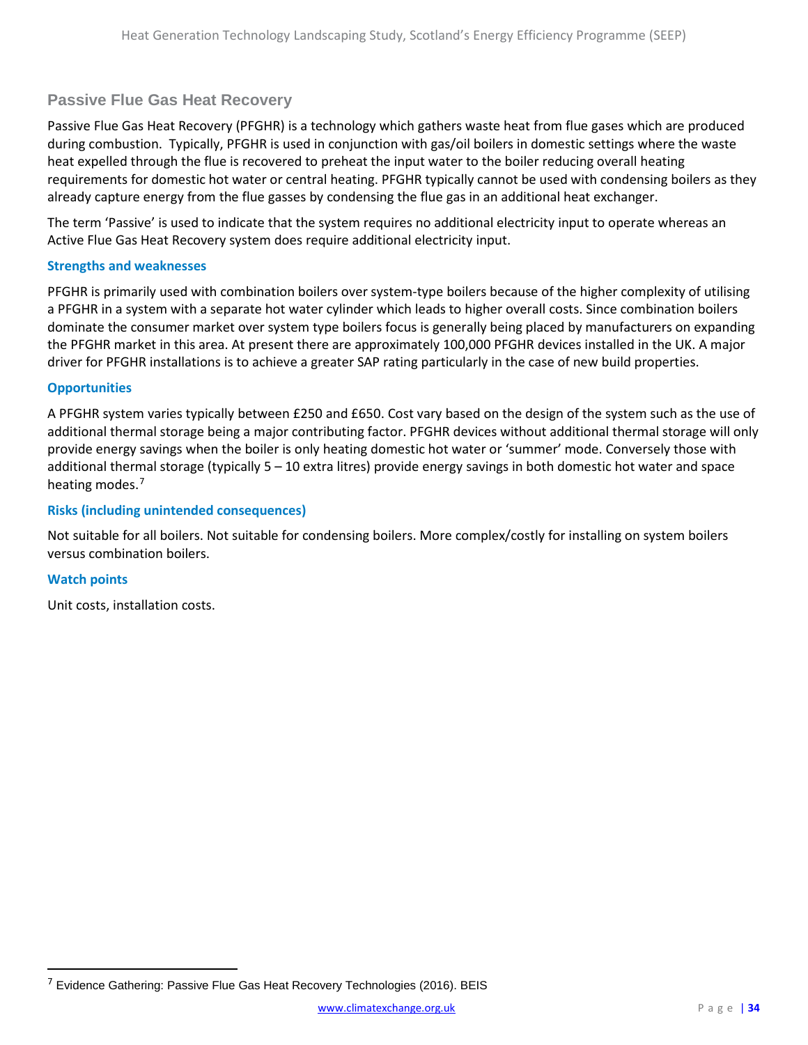## Passive Flue Gas Heat Recovery

Passive Flue Gas Heat Recovery (PFGHR) is a technology which gathers waste heat from flue gases which are produced during combustion. Typically, PFGHR is used in conjunction with gas/oil boilers in domestic settings where the waste heat expelled through the flue is recovered to preheat the input water to the boiler reducing overall heating requirements for domestic hot water or central heating. PFGHR typically cannot be used with condensing boilers as they already capture energy from the flue gasses by condensing the flue gas in an additional heat exchanger.

The term 'Passive' is used to indicate that the system requires no additional electricity input to operate whereas an Active Flue Gas Heat Recovery system does require additional electricity input.

### Strengths and weaknesses

PFGHR is primarily used with combination boilers over system-type boilers because of the higher complexity of utilising a PFGHR in a system with a separate hot water cylinder which leads to higher overall costs. Since combination boilers dominate the consumer market over system type boilers focus is generally being placed by manufacturers on expanding the PFGHR market in this area. At present there are approximately 100,000 PFGHR devices installed in the UK. A major driver for PFGHR installations is to achieve a greater SAP rating particularly in the case of new build properties.

### Opportunities

A PFGHR system varies typically between £250 and £650. Cost vary based on the design of the system such as the use of additional thermal storage being a major contributing factor. PFGHR devices without additional thermal storage will only provide energy savings when the boiler is only heating domestic hot water or 'summer' mode. Conversely those with additional thermal storage (typically 5 – 10 extra litres) provide energy savings in both domestic hot water and space heating modes.[7]

### Risks (including unintended consequences)

Not suitable for all boilers. Not suitable for condensing boilers. More complex/costly for installing on system boilers versus combination boilers.

### Watch points

Unit costs, installation costs.

---

[7] Evidence Gathering: Passive Flue Gas Heat Recovery Technologies (2016). BEIS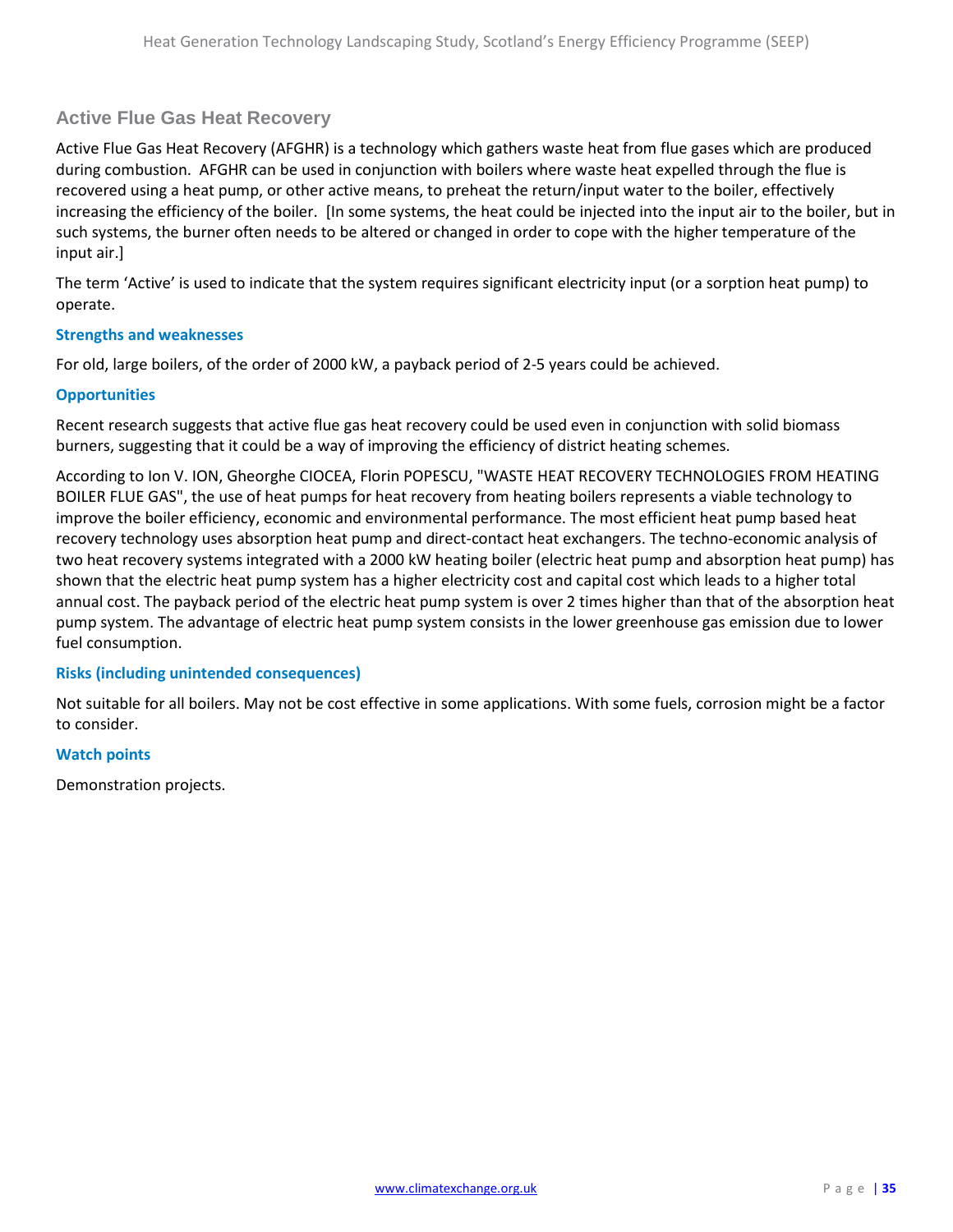## Active Flue Gas Heat Recovery

Active Flue Gas Heat Recovery (AFGHR) is a technology which gathers waste heat from flue gases which are produced during combustion. AFGHR can be used in conjunction with boilers where waste heat expelled through the flue is recovered using a heat pump, or other active means, to preheat the return/input water to the boiler, effectively increasing the efficiency of the boiler. [In some systems, the heat could be injected into the input air to the boiler, but in such systems, the burner often needs to be altered or changed in order to cope with the higher temperature of the input air.]

The term 'Active' is used to indicate that the system requires significant electricity input (or a sorption heat pump) to operate.

### Strengths and weaknesses

For old, large boilers, of the order of 2000 kW, a payback period of 2-5 years could be achieved.

### Opportunities

Recent research suggests that active flue gas heat recovery could be used even in conjunction with solid biomass burners, suggesting that it could be a way of improving the efficiency of district heating schemes.

According to Ion V. ION, Gheorghe CIOCEA, Florin POPESCU, "WASTE HEAT RECOVERY TECHNOLOGIES FROM HEATING BOILER FLUE GAS", the use of heat pumps for heat recovery from heating boilers represents a viable technology to improve the boiler efficiency, economic and environmental performance. The most efficient heat pump based heat recovery technology uses absorption heat pump and direct-contact heat exchangers. The techno-economic analysis of two heat recovery systems integrated with a 2000 kW heating boiler (electric heat pump and absorption heat pump) has shown that the electric heat pump system has a higher electricity cost and capital cost which leads to a higher total annual cost. The payback period of the electric heat pump system is over 2 times higher than that of the absorption heat pump system. The advantage of electric heat pump system consists in the lower greenhouse gas emission due to lower fuel consumption.

### Risks (including unintended consequences)

Not suitable for all boilers. May not be cost effective in some applications. With some fuels, corrosion might be a factor to consider.

### Watch points

Demonstration projects.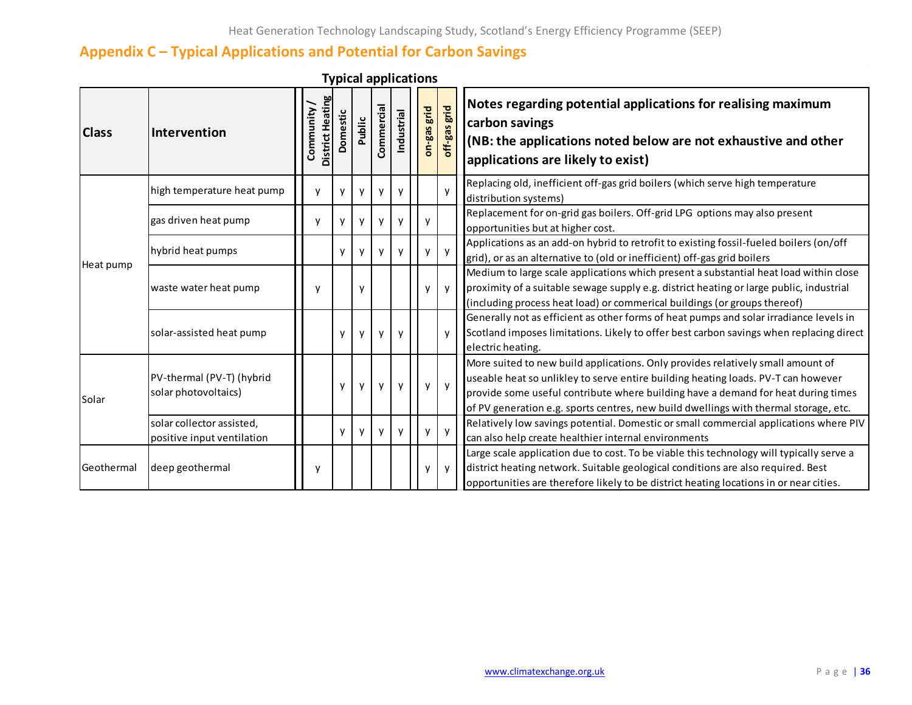## Appendix C – Typical Applications and Potential for Carbon Savings

| Class | Intervention | Community / District Heating | Domestic | Public | Commercial | Industrial | on-gas grid | off-gas grid | Notes regarding potential applications for realising maximum carbon savings (NB: the applications noted below are not exhaustive and other applications are likely to exist) |
|---|---|---|---|---|---|---|---|---|---|
| Heat pump | high temperature heat pump | y | y | y | y | y | | y | Replacing old, inefficient off-gas grid boilers (which serve high temperature distribution systems) |
| | gas driven heat pump | y | y | y | y | y | y | | Replacement for on-grid gas boilers. Off-grid LPG options may also present opportunities but at higher cost. |
| | hybrid heat pumps | | y | y | y | y | y | y | Applications as an add-on hybrid to retrofit to existing fossil-fueled boilers (on/off grid), or as an alternative to (old or inefficient) off-gas grid boilers |
| | waste water heat pump | y | | y | | | y | y | Medium to large scale applications which present a substantial heat load within close proximity of a suitable sewage supply e.g. district heating or large public, industrial (including process heat load) or commerical buildings (or groups thereof) |
| | solar-assisted heat pump | | y | y | y | y | | y | Generally not as efficient as other forms of heat pumps and solar irradiance levels in Scotland imposes limitations. Likely to offer best carbon savings when replacing direct electric heating. |
| Solar | PV-thermal (PV-T) (hybrid solar photovoltaics) | | y | y | y | y | y | y | More suited to new build applications. Only provides relatively small amount of useable heat so unlikley to serve entire building heating loads. PV-T can however provide some useful contribute where building have a demand for heat during times of PV generation e.g. sports centres, new build dwellings with thermal storage, etc. |
| | solar collector assisted, positive input ventilation | | y | y | y | y | y | y | Relatively low savings potential. Domestic or small commercial applications where PIV can also help create healthier internal environments |
| Geothermal | deep geothermal | y | | | | | y | y | Large scale application due to cost. To be viable this technology will typically serve a district heating network. Suitable geological conditions are also required. Best opportunities are therefore likely to be district heating locations in or near cities. |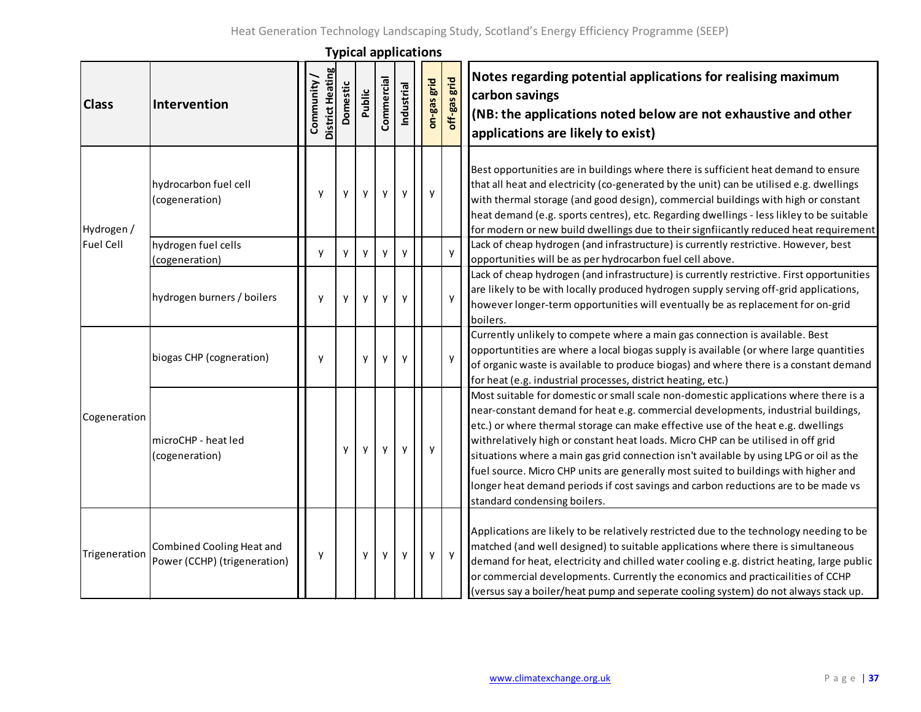| Class | Intervention | Typical applications | | | | | | | Notes regarding potential applications for realising maximum carbon savings (NB: the applications noted below are not exhaustive and other applications are likely to exist) |
|---|---|---|---|---|---|---|---|---|---|
| | | Community / District Heating | Domestic | Public | Commercial | Industrial | on-gas grid | off-gas grid | |
| Hydrogen / Fuel Cell | hydrocarbon fuel cell (cogeneration) | y | y | y | y | y | y | | Best opportunities are in buildings where there is sufficient heat demand to ensure that all heat and electricity (co-generated by the unit) can be utilised e.g. dwellings with thermal storage (and good design), commercial buildings with high or constant heat demand (e.g. sports centres), etc. Regarding dwellings - less likley to be suitable for modern or new build dwellings due to their signfiicantly reduced heat requirement |
| Hydrogen / Fuel Cell | hydrogen fuel cells (cogeneration) | y | y | y | y | y | | y | Lack of cheap hydrogen (and infrastructure) is currently restrictive. However, best opportunities will be as per hydrocarbon fuel cell above. |
| Hydrogen / Fuel Cell | hydrogen burners / boilers | y | y | y | y | y | | y | Lack of cheap hydrogen (and infrastructure) is currently restrictive. First opportunities are likely to be with locally produced hydrogen supply serving off-grid applications, however longer-term opportunities will eventually be as replacement for on-grid boilers. |
| Cogeneration | biogas CHP (cogneration) | y | | y | y | y | | y | Currently unlikely to compete where a main gas connection is available. Best opportuntities are where a local biogas supply is available (or where large quantities of organic waste is available to produce biogas) and where there is a constant demand for heat (e.g. industrial processes, district heating, etc.) |
| Cogeneration | microCHP - heat led (cogeneration) | | y | y | y | y | y | | Most suitable for domestic or small scale non-domestic applications where there is a near-constant demand for heat e.g. commercial developments, industrial buildings, etc.) or where thermal storage can make effective use of the heat e.g. dwellings withrelatively high or constant heat loads. Micro CHP can be utilised in off grid situations where a main gas grid connection isn't available by using LPG or oil as the fuel source. Micro CHP units are generally most suited to buildings with higher and longer heat demand periods if cost savings and carbon reductions are to be made vs standard condensing boilers. |
| Trigeneration | Combined Cooling Heat and Power (CCHP) (trigeneration) | y | | y | y | y | y | y | Applications are likely to be relatively restricted due to the technology needing to be matched (and well designed) to suitable applications where there is simultaneous demand for heat, electricity and chilled water cooling e.g. district heating, large public or commercial developments. Currently the economics and practicailities of CCHP (versus say a boiler/heat pump and seperate cooling system) do not always stack up. |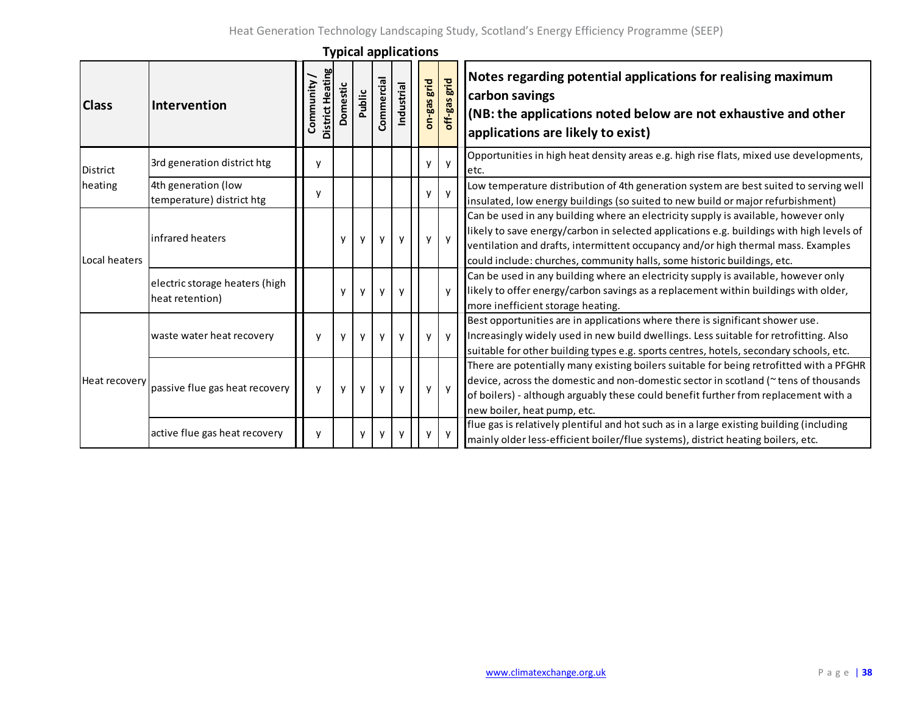| Class | Intervention | Community / District Heating | Domestic | Public | Commercial | Industrial | on-gas grid | off-gas grid | Notes regarding potential applications for realising maximum carbon savings (NB: the applications noted below are not exhaustive and other applications are likely to exist) |
|---|---|---|---|---|---|---|---|---|---|
| District heating | 3rd generation district htg | y | | | | | y | y | Opportunities in high heat density areas e.g. high rise flats, mixed use developments, etc. |
| | 4th generation (low temperature) district htg | y | | | | | y | y | Low temperature distribution of 4th generation system are best suited to serving well insulated, low energy buildings (so suited to new build or major refurbishment) |
| Local heaters | infrared heaters | | y | y | y | y | y | y | Can be used in any building where an electricity supply is available, however only likely to save energy/carbon in selected applications e.g. buildings with high levels of ventilation and drafts, intermittent occupancy and/or high thermal mass. Examples could include: churches, community halls, some historic buildings, etc. |
| | electric storage heaters (high heat retention) | | y | y | y | y | | y | Can be used in any building where an electricity supply is available, however only likely to offer energy/carbon savings as a replacement within buildings with older, more inefficient storage heating. |
| Heat recovery | waste water heat recovery | y | y | y | y | y | y | y | Best opportunities are in applications where there is significant shower use. Increasingly widely used in new build dwellings. Less suitable for retrofitting. Also suitable for other building types e.g. sports centres, hotels, secondary schools, etc. |
| | passive flue gas heat recovery | y | y | y | y | y | y | y | There are potentially many existing boilers suitable for being retrofitted with a PFGHR device, across the domestic and non-domestic sector in scotland (~ tens of thousands of boilers) - although arguably these could benefit further from replacement with a new boiler, heat pump, etc. |
| | active flue gas heat recovery | y | | y | y | y | y | y | flue gas is relatively plentiful and hot such as in a large existing building (including mainly older less-efficient boiler/flue systems), district heating boilers, etc. |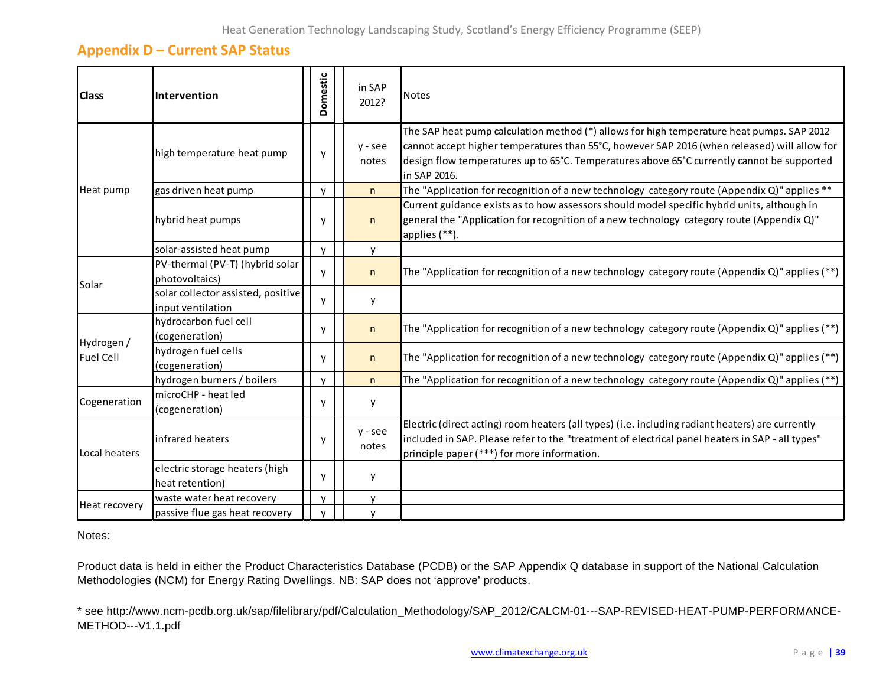## Appendix D – Current SAP Status

| Class | Intervention | Domestic | in SAP 2012? | Notes |
|---|---|---|---|---|
| Heat pump | high temperature heat pump | y | y - see notes | The SAP heat pump calculation method (*) allows for high temperature heat pumps. SAP 2012 cannot accept higher temperatures than 55°C, however SAP 2016 (when released) will allow for design flow temperatures up to 65°C. Temperatures above 65°C currently cannot be supported in SAP 2016. |
| | gas driven heat pump | y | n | The "Application for recognition of a new technology category route (Appendix Q)" applies ** |
| | hybrid heat pumps | y | n | Current guidance exists as to how assessors should model specific hybrid units, although in general the "Application for recognition of a new technology category route (Appendix Q)" applies (**). |
| | solar-assisted heat pump | y | y | |
| Solar | PV-thermal (PV-T) (hybrid solar photovoltaics) | y | n | The "Application for recognition of a new technology category route (Appendix Q)" applies (**) |
| | solar collector assisted, positive input ventilation | y | y | |
| Hydrogen / Fuel Cell | hydrocarbon fuel cell (cogeneration) | y | n | The "Application for recognition of a new technology category route (Appendix Q)" applies (**) |
| | hydrogen fuel cells (cogeneration) | y | n | The "Application for recognition of a new technology category route (Appendix Q)" applies (**) |
| | hydrogen burners / boilers | y | n | The "Application for recognition of a new technology category route (Appendix Q)" applies (**) |
| Cogeneration | microCHP - heat led (cogeneration) | y | y | |
| Local heaters | infrared heaters | y | y - see notes | Electric (direct acting) room heaters (all types) (i.e. including radiant heaters) are currently included in SAP. Please refer to the "treatment of electrical panel heaters in SAP - all types" principle paper (***) for more information. |
| | electric storage heaters (high heat retention) | y | y | |
| Heat recovery | waste water heat recovery | y | y | |
| | passive flue gas heat recovery | y | y | |

Notes:

Product data is held in either the Product Characteristics Database (PCDB) or the SAP Appendix Q database in support of the National Calculation Methodologies (NCM) for Energy Rating Dwellings. NB: SAP does not 'approve' products.

* see http://www.ncm-pcdb.org.uk/sap/filelibrary/pdf/Calculation_Methodology/SAP_2012/CALCM-01---SAP-REVISED-HEAT-PUMP-PERFORMANCE-METHOD---V1.1.pdf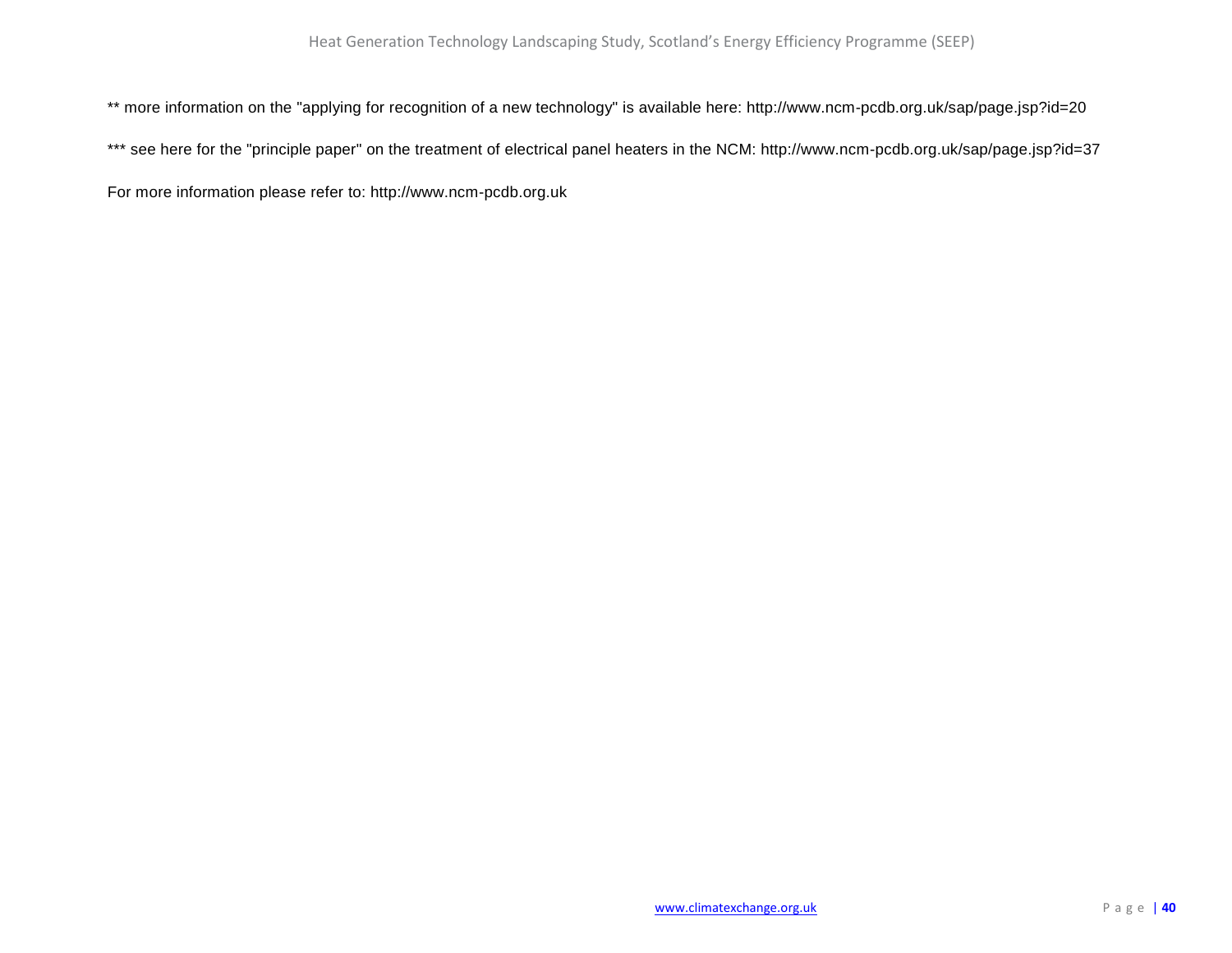** more information on the "applying for recognition of a new technology" is available here: http://www.ncm-pcdb.org.uk/sap/page.jsp?id=20

*** see here for the "principle paper" on the treatment of electrical panel heaters in the NCM: http://www.ncm-pcdb.org.uk/sap/page.jsp?id=37

For more information please refer to: http://www.ncm-pcdb.org.uk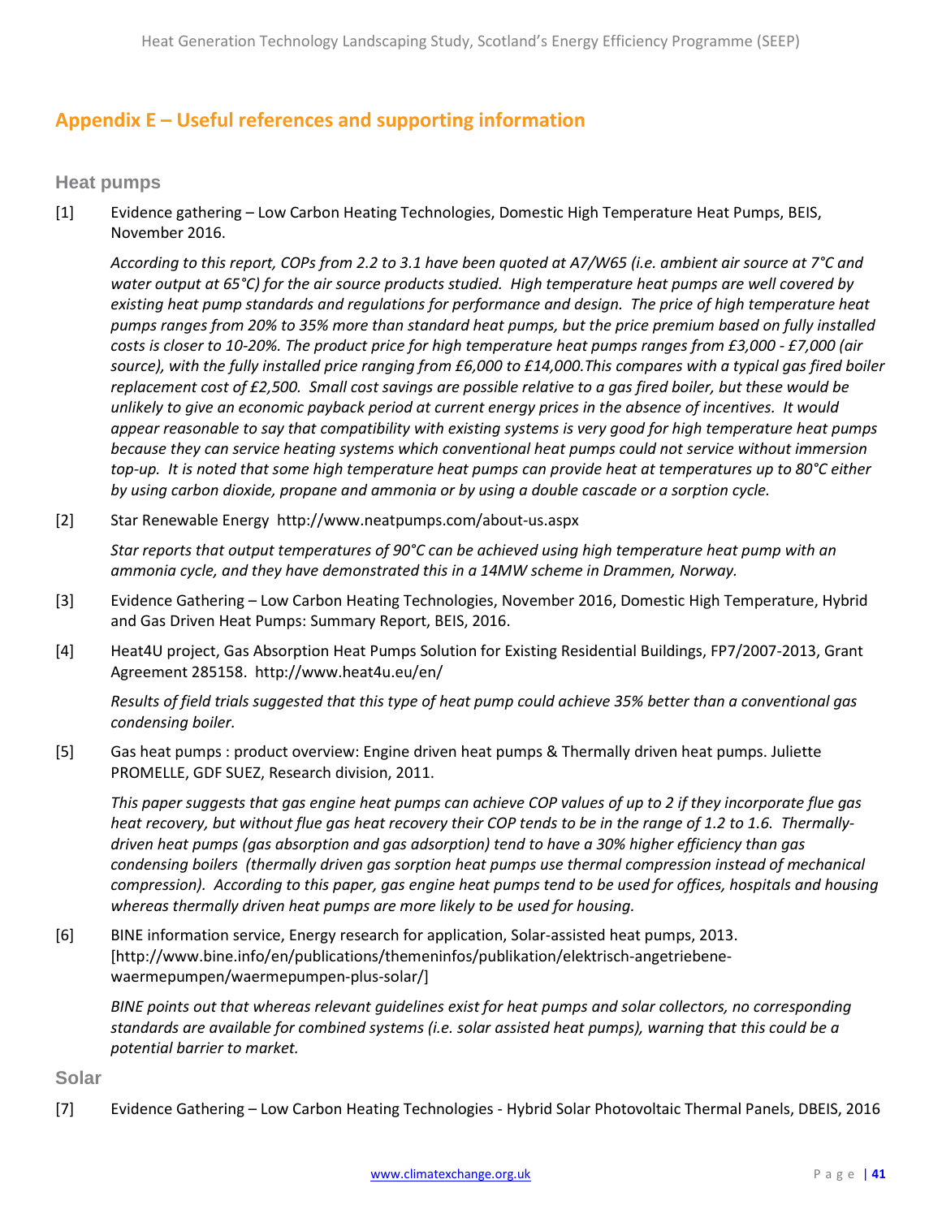## Appendix E – Useful references and supporting information

### Heat pumps

[1] Evidence gathering – Low Carbon Heating Technologies, Domestic High Temperature Heat Pumps, BEIS, November 2016.

*According to this report, COPs from 2.2 to 3.1 have been quoted at A7/W65 (i.e. ambient air source at 7°C and water output at 65°C) for the air source products studied. High temperature heat pumps are well covered by existing heat pump standards and regulations for performance and design. The price of high temperature heat pumps ranges from 20% to 35% more than standard heat pumps, but the price premium based on fully installed costs is closer to 10-20%. The product price for high temperature heat pumps ranges from £3,000 - £7,000 (air source), with the fully installed price ranging from £6,000 to £14,000.This compares with a typical gas fired boiler replacement cost of £2,500. Small cost savings are possible relative to a gas fired boiler, but these would be unlikely to give an economic payback period at current energy prices in the absence of incentives. It would appear reasonable to say that compatibility with existing systems is very good for high temperature heat pumps because they can service heating systems which conventional heat pumps could not service without immersion top-up. It is noted that some high temperature heat pumps can provide heat at temperatures up to 80°C either by using carbon dioxide, propane and ammonia or by using a double cascade or a sorption cycle.*

[2] Star Renewable Energy http://www.neatpumps.com/about-us.aspx

*Star reports that output temperatures of 90°C can be achieved using high temperature heat pump with an ammonia cycle, and they have demonstrated this in a 14MW scheme in Drammen, Norway.*

[3] Evidence Gathering – Low Carbon Heating Technologies, November 2016, Domestic High Temperature, Hybrid and Gas Driven Heat Pumps: Summary Report, BEIS, 2016.

[4] Heat4U project, Gas Absorption Heat Pumps Solution for Existing Residential Buildings, FP7/2007-2013, Grant Agreement 285158. http://www.heat4u.eu/en/

*Results of field trials suggested that this type of heat pump could achieve 35% better than a conventional gas condensing boiler.*

[5] Gas heat pumps : product overview: Engine driven heat pumps & Thermally driven heat pumps. Juliette PROMELLE, GDF SUEZ, Research division, 2011.

*This paper suggests that gas engine heat pumps can achieve COP values of up to 2 if they incorporate flue gas heat recovery, but without flue gas heat recovery their COP tends to be in the range of 1.2 to 1.6. Thermally-driven heat pumps (gas absorption and gas adsorption) tend to have a 30% higher efficiency than gas condensing boilers (thermally driven gas sorption heat pumps use thermal compression instead of mechanical compression). According to this paper, gas engine heat pumps tend to be used for offices, hospitals and housing whereas thermally driven heat pumps are more likely to be used for housing.*

[6] BINE information service, Energy research for application, Solar-assisted heat pumps, 2013. [http://www.bine.info/en/publications/themeninfos/publikation/elektrisch-angetriebene-waermepumpen/waermepumpen-plus-solar/]

*BINE points out that whereas relevant guidelines exist for heat pumps and solar collectors, no corresponding standards are available for combined systems (i.e. solar assisted heat pumps), warning that this could be a potential barrier to market.*

### Solar

[7] Evidence Gathering – Low Carbon Heating Technologies - Hybrid Solar Photovoltaic Thermal Panels, DBEIS, 2016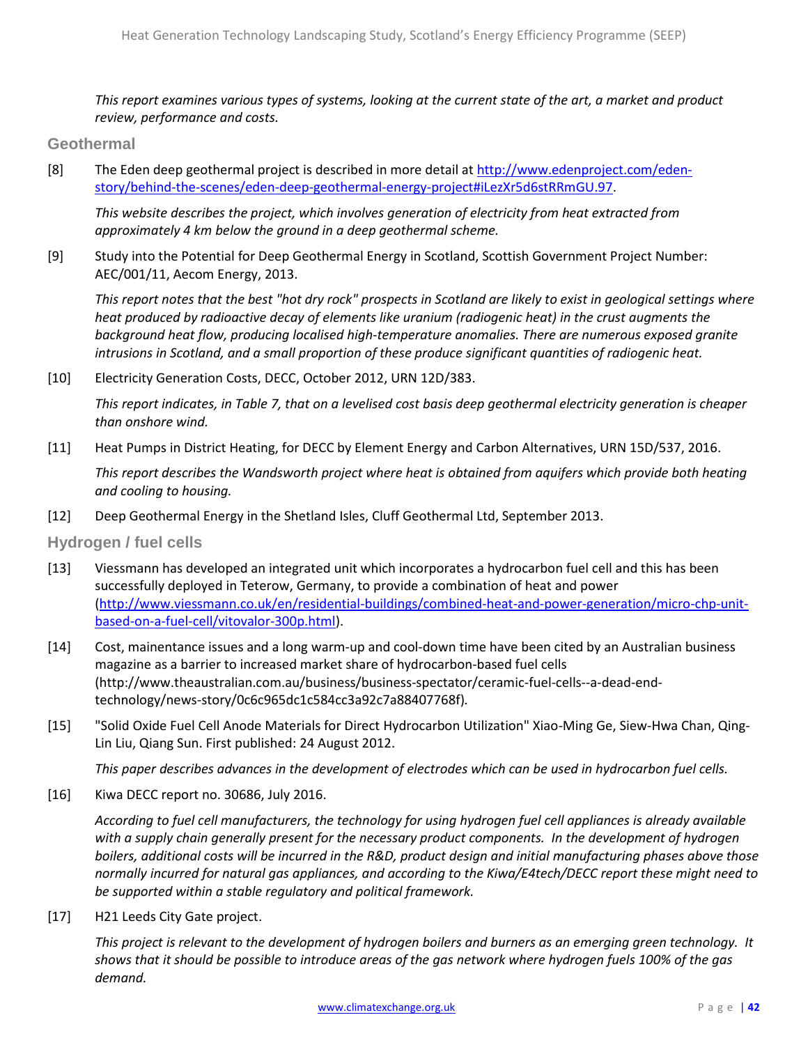*This report examines various types of systems, looking at the current state of the art, a market and product review, performance and costs.*

### Geothermal

[8] The Eden deep geothermal project is described in more detail at http://www.edenproject.com/eden-story/behind-the-scenes/eden-deep-geothermal-energy-project#iLezXr5d6stRRmGU.97.

*This website describes the project, which involves generation of electricity from heat extracted from approximately 4 km below the ground in a deep geothermal scheme.*

[9] Study into the Potential for Deep Geothermal Energy in Scotland, Scottish Government Project Number: AEC/001/11, Aecom Energy, 2013.

*This report notes that the best "hot dry rock" prospects in Scotland are likely to exist in geological settings where heat produced by radioactive decay of elements like uranium (radiogenic heat) in the crust augments the background heat flow, producing localised high-temperature anomalies. There are numerous exposed granite intrusions in Scotland, and a small proportion of these produce significant quantities of radiogenic heat.*

[10] Electricity Generation Costs, DECC, October 2012, URN 12D/383.

*This report indicates, in Table 7, that on a levelised cost basis deep geothermal electricity generation is cheaper than onshore wind.*

[11] Heat Pumps in District Heating, for DECC by Element Energy and Carbon Alternatives, URN 15D/537, 2016.

*This report describes the Wandsworth project where heat is obtained from aquifers which provide both heating and cooling to housing.*

[12] Deep Geothermal Energy in the Shetland Isles, Cluff Geothermal Ltd, September 2013.

### Hydrogen / fuel cells

[13] Viessmann has developed an integrated unit which incorporates a hydrocarbon fuel cell and this has been successfully deployed in Teterow, Germany, to provide a combination of heat and power (http://www.viessmann.co.uk/en/residential-buildings/combined-heat-and-power-generation/micro-chp-unit-based-on-a-fuel-cell/vitovalor-300p.html).

[14] Cost, maintenance issues and a long warm-up and cool-down time have been cited by an Australian business magazine as a barrier to increased market share of hydrocarbon-based fuel cells (http://www.theaustralian.com.au/business/business-spectator/ceramic-fuel-cells--a-dead-end-technology/news-story/0c6c965dc1c584cc3a92c7a88407768f).

[15] "Solid Oxide Fuel Cell Anode Materials for Direct Hydrocarbon Utilization" Xiao-Ming Ge, Siew-Hwa Chan, Qing-Lin Liu, Qiang Sun. First published: 24 August 2012.

*This paper describes advances in the development of electrodes which can be used in hydrocarbon fuel cells.*

[16] Kiwa DECC report no. 30686, July 2016.

*According to fuel cell manufacturers, the technology for using hydrogen fuel cell appliances is already available with a supply chain generally present for the necessary product components. In the development of hydrogen boilers, additional costs will be incurred in the R&D, product design and initial manufacturing phases above those normally incurred for natural gas appliances, and according to the Kiwa/E4tech/DECC report these might need to be supported within a stable regulatory and political framework.*

[17] H21 Leeds City Gate project.

*This project is relevant to the development of hydrogen boilers and burners as an emerging green technology. It shows that it should be possible to introduce areas of the gas network where hydrogen fuels 100% of the gas demand.*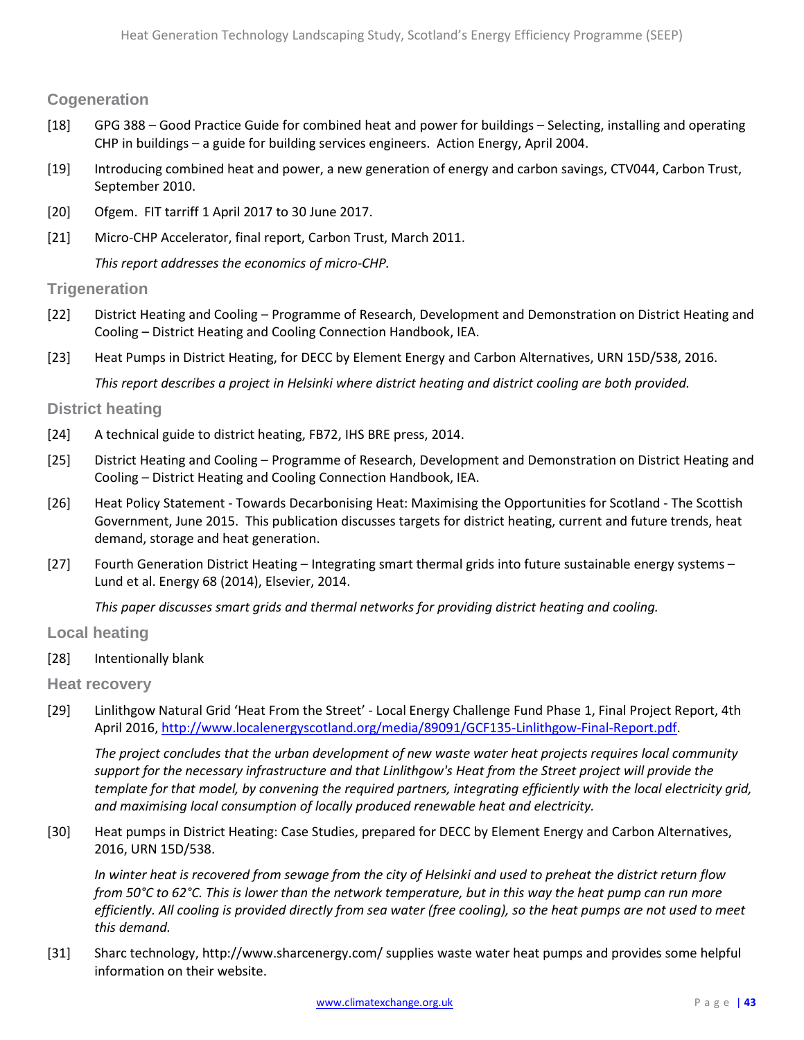### Cogeneration

[18] GPG 388 – Good Practice Guide for combined heat and power for buildings – Selecting, installing and operating CHP in buildings – a guide for building services engineers. Action Energy, April 2004.

[19] Introducing combined heat and power, a new generation of energy and carbon savings, CTV044, Carbon Trust, September 2010.

[20] Ofgem. FIT tarriff 1 April 2017 to 30 June 2017.

[21] Micro-CHP Accelerator, final report, Carbon Trust, March 2011.

*This report addresses the economics of micro-CHP.*

### Trigeneration

[22] District Heating and Cooling – Programme of Research, Development and Demonstration on District Heating and Cooling – District Heating and Cooling Connection Handbook, IEA.

[23] Heat Pumps in District Heating, for DECC by Element Energy and Carbon Alternatives, URN 15D/538, 2016.

*This report describes a project in Helsinki where district heating and district cooling are both provided.*

### District heating

[24] A technical guide to district heating, FB72, IHS BRE press, 2014.

[25] District Heating and Cooling – Programme of Research, Development and Demonstration on District Heating and Cooling – District Heating and Cooling Connection Handbook, IEA.

[26] Heat Policy Statement - Towards Decarbonising Heat: Maximising the Opportunities for Scotland - The Scottish Government, June 2015. This publication discusses targets for district heating, current and future trends, heat demand, storage and heat generation.

[27] Fourth Generation District Heating – Integrating smart thermal grids into future sustainable energy systems – Lund et al. Energy 68 (2014), Elsevier, 2014.

*This paper discusses smart grids and thermal networks for providing district heating and cooling.*

### Local heating

[28] Intentionally blank

### Heat recovery

[29] Linlithgow Natural Grid 'Heat From the Street' - Local Energy Challenge Fund Phase 1, Final Project Report, 4th April 2016, http://www.localenergyscotland.org/media/89091/GCF135-Linlithgow-Final-Report.pdf.

*The project concludes that the urban development of new waste water heat projects requires local community support for the necessary infrastructure and that Linlithgow's Heat from the Street project will provide the template for that model, by convening the required partners, integrating efficiently with the local electricity grid, and maximising local consumption of locally produced renewable heat and electricity.*

[30] Heat pumps in District Heating: Case Studies, prepared for DECC by Element Energy and Carbon Alternatives, 2016, URN 15D/538.

*In winter heat is recovered from sewage from the city of Helsinki and used to preheat the district return flow from 50°C to 62°C. This is lower than the network temperature, but in this way the heat pump can run more efficiently. All cooling is provided directly from sea water (free cooling), so the heat pumps are not used to meet this demand.*

[31] Sharc technology, http://www.sharcenergy.com/ supplies waste water heat pumps and provides some helpful information on their website.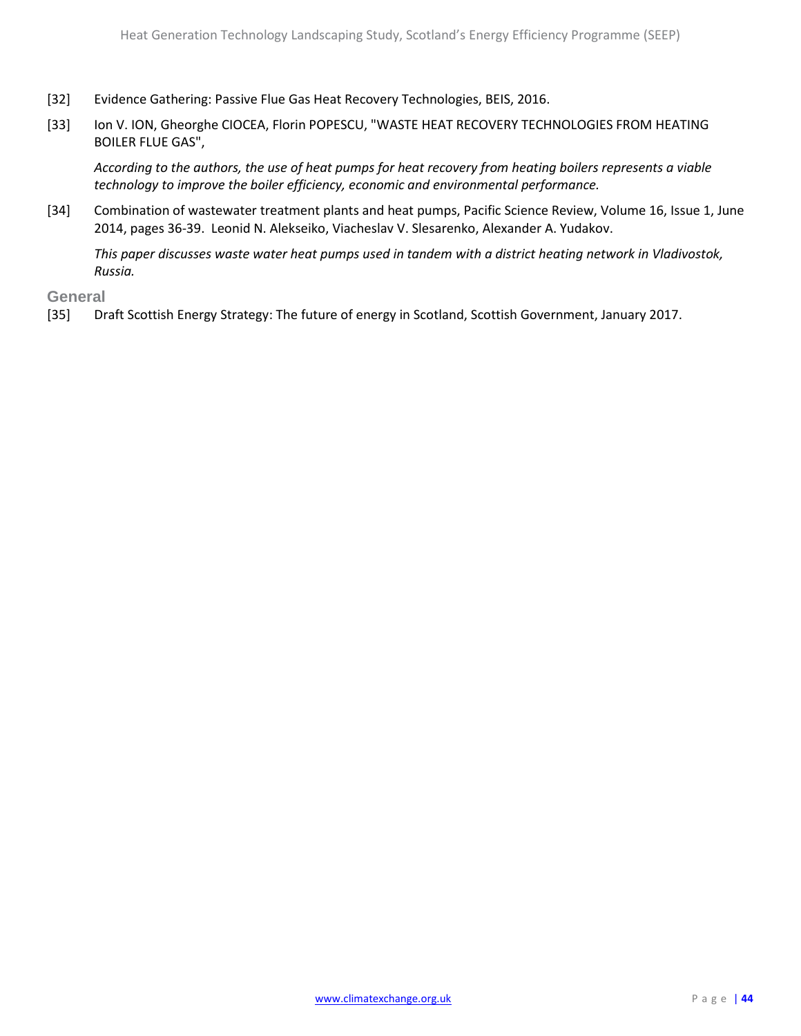[32] Evidence Gathering: Passive Flue Gas Heat Recovery Technologies, BEIS, 2016.

[33] Ion V. ION, Gheorghe CIOCEA, Florin POPESCU, "WASTE HEAT RECOVERY TECHNOLOGIES FROM HEATING BOILER FLUE GAS",

*According to the authors, the use of heat pumps for heat recovery from heating boilers represents a viable technology to improve the boiler efficiency, economic and environmental performance.*

[34] Combination of wastewater treatment plants and heat pumps, Pacific Science Review, Volume 16, Issue 1, June 2014, pages 36-39. Leonid N. Alekseiko, Viacheslav V. Slesarenko, Alexander A. Yudakov.

*This paper discusses waste water heat pumps used in tandem with a district heating network in Vladivostok, Russia.*

### General

[35] Draft Scottish Energy Strategy: The future of energy in Scotland, Scottish Government, January 2017.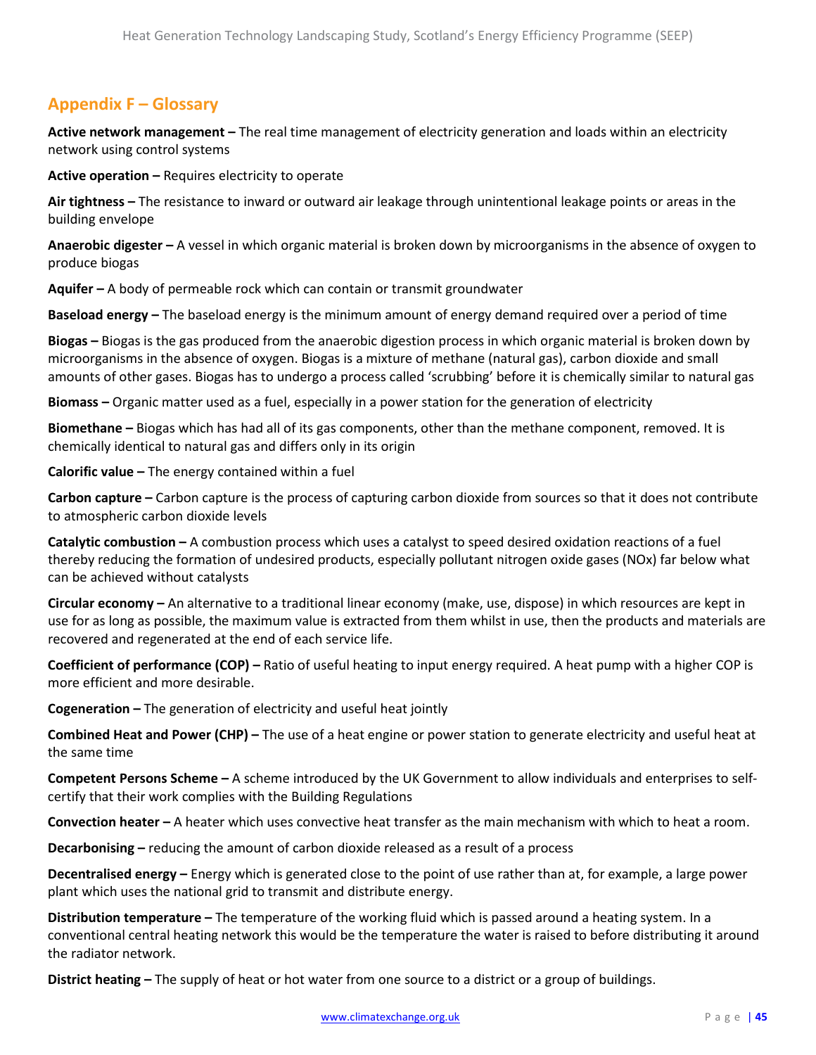## Appendix F – Glossary

**Active network management –** The real time management of electricity generation and loads within an electricity network using control systems

**Active operation –** Requires electricity to operate

**Air tightness –** The resistance to inward or outward air leakage through unintentional leakage points or areas in the building envelope

**Anaerobic digester –** A vessel in which organic material is broken down by microorganisms in the absence of oxygen to produce biogas

**Aquifer –** A body of permeable rock which can contain or transmit groundwater

**Baseload energy –** The baseload energy is the minimum amount of energy demand required over a period of time

**Biogas –** Biogas is the gas produced from the anaerobic digestion process in which organic material is broken down by microorganisms in the absence of oxygen. Biogas is a mixture of methane (natural gas), carbon dioxide and small amounts of other gases. Biogas has to undergo a process called 'scrubbing' before it is chemically similar to natural gas

**Biomass –** Organic matter used as a fuel, especially in a power station for the generation of electricity

**Biomethane –** Biogas which has had all of its gas components, other than the methane component, removed. It is chemically identical to natural gas and differs only in its origin

**Calorific value –** The energy contained within a fuel

**Carbon capture –** Carbon capture is the process of capturing carbon dioxide from sources so that it does not contribute to atmospheric carbon dioxide levels

**Catalytic combustion –** A combustion process which uses a catalyst to speed desired oxidation reactions of a fuel thereby reducing the formation of undesired products, especially pollutant nitrogen oxide gases (NOx) far below what can be achieved without catalysts

**Circular economy –** An alternative to a traditional linear economy (make, use, dispose) in which resources are kept in use for as long as possible, the maximum value is extracted from them whilst in use, then the products and materials are recovered and regenerated at the end of each service life.

**Coefficient of performance (COP) –** Ratio of useful heating to input energy required. A heat pump with a higher COP is more efficient and more desirable.

**Cogeneration –** The generation of electricity and useful heat jointly

**Combined Heat and Power (CHP) –** The use of a heat engine or power station to generate electricity and useful heat at the same time

**Competent Persons Scheme –** A scheme introduced by the UK Government to allow individuals and enterprises to self-certify that their work complies with the Building Regulations

**Convection heater –** A heater which uses convective heat transfer as the main mechanism with which to heat a room.

**Decarbonising –** reducing the amount of carbon dioxide released as a result of a process

**Decentralised energy –** Energy which is generated close to the point of use rather than at, for example, a large power plant which uses the national grid to transmit and distribute energy.

**Distribution temperature –** The temperature of the working fluid which is passed around a heating system. In a conventional central heating network this would be the temperature the water is raised to before distributing it around the radiator network.

**District heating –** The supply of heat or hot water from one source to a district or a group of buildings.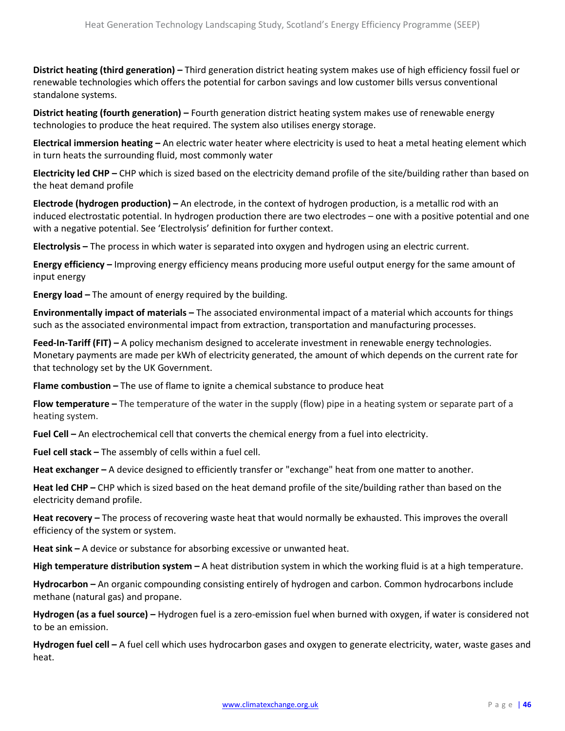**District heating (third generation) –** Third generation district heating system makes use of high efficiency fossil fuel or renewable technologies which offers the potential for carbon savings and low customer bills versus conventional standalone systems.

**District heating (fourth generation) –** Fourth generation district heating system makes use of renewable energy technologies to produce the heat required. The system also utilises energy storage.

**Electrical immersion heating –** An electric water heater where electricity is used to heat a metal heating element which in turn heats the surrounding fluid, most commonly water

**Electricity led CHP –** CHP which is sized based on the electricity demand profile of the site/building rather than based on the heat demand profile

**Electrode (hydrogen production) –** An electrode, in the context of hydrogen production, is a metallic rod with an induced electrostatic potential. In hydrogen production there are two electrodes – one with a positive potential and one with a negative potential. See 'Electrolysis' definition for further context.

**Electrolysis –** The process in which water is separated into oxygen and hydrogen using an electric current.

**Energy efficiency –** Improving energy efficiency means producing more useful output energy for the same amount of input energy

**Energy load –** The amount of energy required by the building.

**Environmentally impact of materials –** The associated environmental impact of a material which accounts for things such as the associated environmental impact from extraction, transportation and manufacturing processes.

**Feed-In-Tariff (FIT) –** A policy mechanism designed to accelerate investment in renewable energy technologies. Monetary payments are made per kWh of electricity generated, the amount of which depends on the current rate for that technology set by the UK Government.

**Flame combustion –** The use of flame to ignite a chemical substance to produce heat

**Flow temperature –** The temperature of the water in the supply (flow) pipe in a heating system or separate part of a heating system.

**Fuel Cell –** An electrochemical cell that converts the chemical energy from a fuel into electricity.

**Fuel cell stack –** The assembly of cells within a fuel cell.

**Heat exchanger –** A device designed to efficiently transfer or "exchange" heat from one matter to another.

**Heat led CHP –** CHP which is sized based on the heat demand profile of the site/building rather than based on the electricity demand profile.

**Heat recovery –** The process of recovering waste heat that would normally be exhausted. This improves the overall efficiency of the system or system.

**Heat sink –** A device or substance for absorbing excessive or unwanted heat.

**High temperature distribution system –** A heat distribution system in which the working fluid is at a high temperature.

**Hydrocarbon –** An organic compounding consisting entirely of hydrogen and carbon. Common hydrocarbons include methane (natural gas) and propane.

**Hydrogen (as a fuel source) –** Hydrogen fuel is a zero-emission fuel when burned with oxygen, if water is considered not to be an emission.

**Hydrogen fuel cell –** A fuel cell which uses hydrocarbon gases and oxygen to generate electricity, water, waste gases and heat.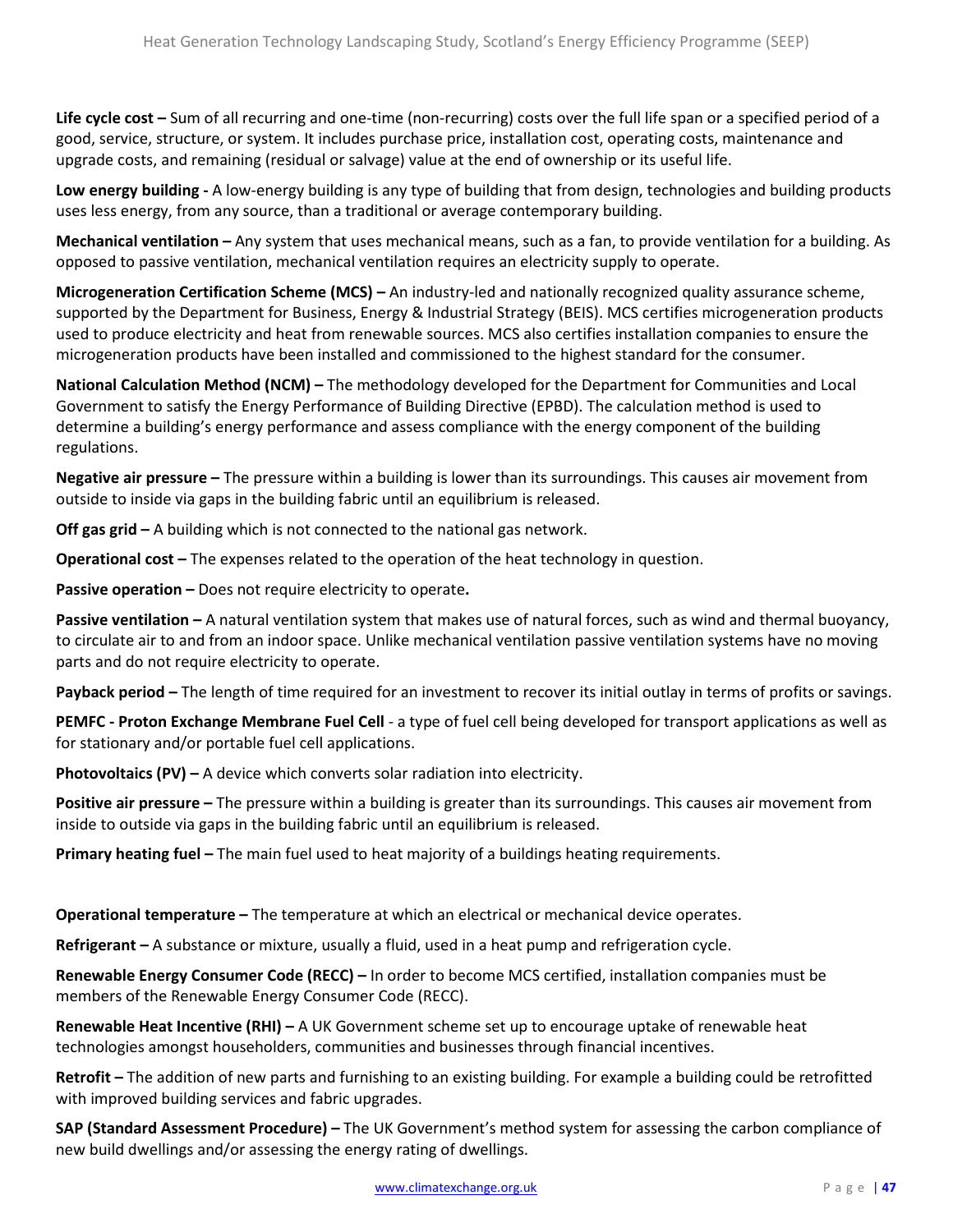**Life cycle cost –** Sum of all recurring and one-time (non-recurring) costs over the full life span or a specified period of a good, service, structure, or system. It includes purchase price, installation cost, operating costs, maintenance and upgrade costs, and remaining (residual or salvage) value at the end of ownership or its useful life.

**Low energy building -** A low-energy building is any type of building that from design, technologies and building products uses less energy, from any source, than a traditional or average contemporary building.

**Mechanical ventilation –** Any system that uses mechanical means, such as a fan, to provide ventilation for a building. As opposed to passive ventilation, mechanical ventilation requires an electricity supply to operate.

**Microgeneration Certification Scheme (MCS) –** An industry-led and nationally recognized quality assurance scheme, supported by the Department for Business, Energy & Industrial Strategy (BEIS). MCS certifies microgeneration products used to produce electricity and heat from renewable sources. MCS also certifies installation companies to ensure the microgeneration products have been installed and commissioned to the highest standard for the consumer.

**National Calculation Method (NCM) –** The methodology developed for the Department for Communities and Local Government to satisfy the Energy Performance of Building Directive (EPBD). The calculation method is used to determine a building's energy performance and assess compliance with the energy component of the building regulations.

**Negative air pressure –** The pressure within a building is lower than its surroundings. This causes air movement from outside to inside via gaps in the building fabric until an equilibrium is released.

**Off gas grid –** A building which is not connected to the national gas network.

**Operational cost –** The expenses related to the operation of the heat technology in question.

**Passive operation –** Does not require electricity to operate**.**

**Passive ventilation –** A natural ventilation system that makes use of natural forces, such as wind and thermal buoyancy, to circulate air to and from an indoor space. Unlike mechanical ventilation passive ventilation systems have no moving parts and do not require electricity to operate.

**Payback period –** The length of time required for an investment to recover its initial outlay in terms of profits or savings.

**PEMFC - Proton Exchange Membrane Fuel Cell** - a type of fuel cell being developed for transport applications as well as for stationary and/or portable fuel cell applications.

**Photovoltaics (PV) –** A device which converts solar radiation into electricity.

**Positive air pressure –** The pressure within a building is greater than its surroundings. This causes air movement from inside to outside via gaps in the building fabric until an equilibrium is released.

**Primary heating fuel –** The main fuel used to heat majority of a buildings heating requirements.

**Operational temperature –** The temperature at which an electrical or mechanical device operates.

**Refrigerant –** A substance or mixture, usually a fluid, used in a heat pump and refrigeration cycle.

**Renewable Energy Consumer Code (RECC) –** In order to become MCS certified, installation companies must be members of the Renewable Energy Consumer Code (RECC).

**Renewable Heat Incentive (RHI) –** A UK Government scheme set up to encourage uptake of renewable heat technologies amongst householders, communities and businesses through financial incentives.

**Retrofit –** The addition of new parts and furnishing to an existing building. For example a building could be retrofitted with improved building services and fabric upgrades.

**SAP (Standard Assessment Procedure) –** The UK Government's method system for assessing the carbon compliance of new build dwellings and/or assessing the energy rating of dwellings.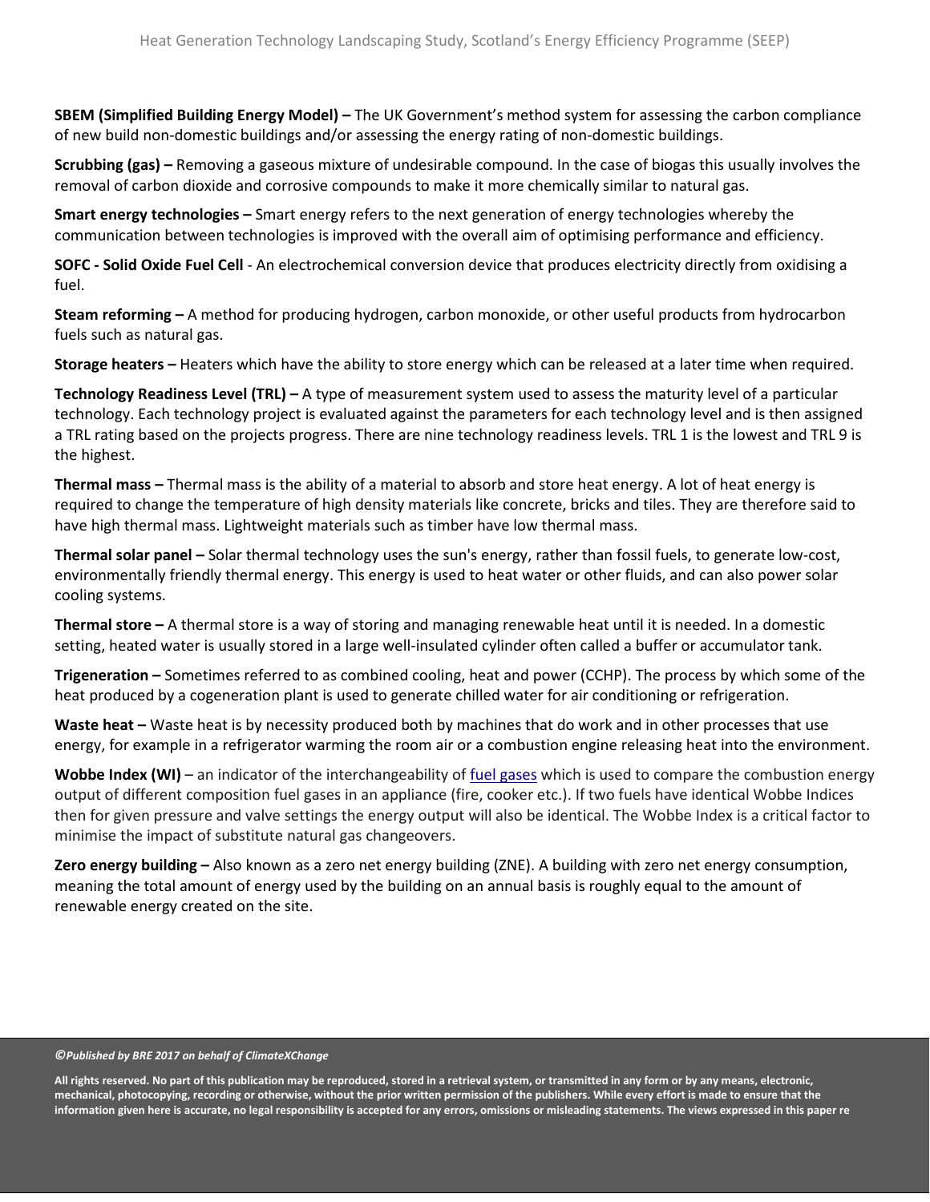**SBEM (Simplified Building Energy Model) –** The UK Government's method system for assessing the carbon compliance of new build non-domestic buildings and/or assessing the energy rating of non-domestic buildings.

**Scrubbing (gas) –** Removing a gaseous mixture of undesirable compound. In the case of biogas this usually involves the removal of carbon dioxide and corrosive compounds to make it more chemically similar to natural gas.

**Smart energy technologies –** Smart energy refers to the next generation of energy technologies whereby the communication between technologies is improved with the overall aim of optimising performance and efficiency.

**SOFC - Solid Oxide Fuel Cell** - An electrochemical conversion device that produces electricity directly from oxidising a fuel.

**Steam reforming –** A method for producing hydrogen, carbon monoxide, or other useful products from hydrocarbon fuels such as natural gas.

**Storage heaters –** Heaters which have the ability to store energy which can be released at a later time when required.

**Technology Readiness Level (TRL) –** A type of measurement system used to assess the maturity level of a particular technology. Each technology project is evaluated against the parameters for each technology level and is then assigned a TRL rating based on the projects progress. There are nine technology readiness levels. TRL 1 is the lowest and TRL 9 is the highest.

**Thermal mass –** Thermal mass is the ability of a material to absorb and store heat energy. A lot of heat energy is required to change the temperature of high density materials like concrete, bricks and tiles. They are therefore said to have high thermal mass. Lightweight materials such as timber have low thermal mass.

**Thermal solar panel –** Solar thermal technology uses the sun's energy, rather than fossil fuels, to generate low-cost, environmentally friendly thermal energy. This energy is used to heat water or other fluids, and can also power solar cooling systems.

**Thermal store –** A thermal store is a way of storing and managing renewable heat until it is needed. In a domestic setting, heated water is usually stored in a large well-insulated cylinder often called a buffer or accumulator tank.

**Trigeneration –** Sometimes referred to as combined cooling, heat and power (CCHP). The process by which some of the heat produced by a cogeneration plant is used to generate chilled water for air conditioning or refrigeration.

**Waste heat –** Waste heat is by necessity produced both by machines that do work and in other processes that use energy, for example in a refrigerator warming the room air or a combustion engine releasing heat into the environment.

**Wobbe Index (WI)** – an indicator of the interchangeability of fuel gases which is used to compare the combustion energy output of different composition fuel gases in an appliance (fire, cooker etc.). If two fuels have identical Wobbe Indices then for given pressure and valve settings the energy output will also be identical. The Wobbe Index is a critical factor to minimise the impact of substitute natural gas changeovers.

**Zero energy building –** Also known as a zero net energy building (ZNE). A building with zero net energy consumption, meaning the total amount of energy used by the building on an annual basis is roughly equal to the amount of renewable energy created on the site.

***©Published by BRE 2017 on behalf of ClimateXChange***

**All rights reserved. No part of this publication may be reproduced, stored in a retrieval system, or transmitted in any form or by any means, electronic, mechanical, photocopying, recording or otherwise, without the prior written permission of the publishers. While every effort is made to ensure that the information given here is accurate, no legal responsibility is accepted for any errors, omissions or misleading statements. The views expressed in this paper re**